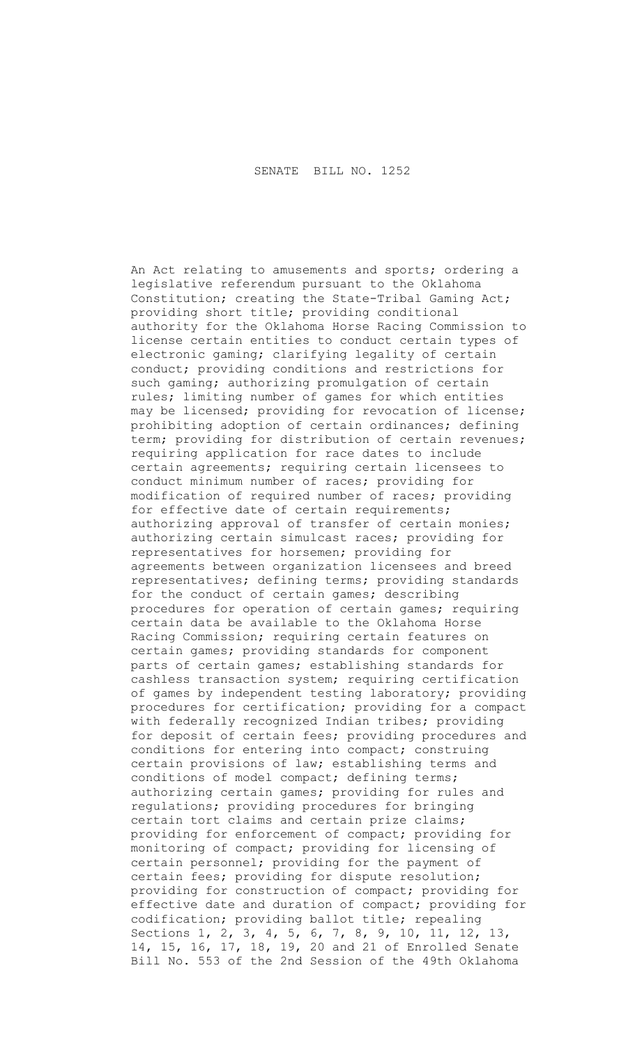# SENATE BILL NO. 1252

An Act relating to amusements and sports; ordering a legislative referendum pursuant to the Oklahoma Constitution; creating the State-Tribal Gaming Act; providing short title; providing conditional authority for the Oklahoma Horse Racing Commission to license certain entities to conduct certain types of electronic gaming; clarifying legality of certain conduct; providing conditions and restrictions for such gaming; authorizing promulgation of certain rules; limiting number of games for which entities may be licensed; providing for revocation of license; prohibiting adoption of certain ordinances; defining term; providing for distribution of certain revenues; requiring application for race dates to include certain agreements; requiring certain licensees to conduct minimum number of races; providing for modification of required number of races; providing for effective date of certain requirements; authorizing approval of transfer of certain monies; authorizing certain simulcast races; providing for representatives for horsemen; providing for agreements between organization licensees and breed representatives; defining terms; providing standards for the conduct of certain games; describing procedures for operation of certain games; requiring certain data be available to the Oklahoma Horse Racing Commission; requiring certain features on certain games; providing standards for component parts of certain games; establishing standards for cashless transaction system; requiring certification of games by independent testing laboratory; providing procedures for certification; providing for a compact with federally recognized Indian tribes; providing for deposit of certain fees; providing procedures and conditions for entering into compact; construing certain provisions of law; establishing terms and conditions of model compact; defining terms; authorizing certain games; providing for rules and regulations; providing procedures for bringing certain tort claims and certain prize claims; providing for enforcement of compact; providing for monitoring of compact; providing for licensing of certain personnel; providing for the payment of certain fees; providing for dispute resolution; providing for construction of compact; providing for effective date and duration of compact; providing for codification; providing ballot title; repealing Sections 1, 2, 3, 4, 5, 6, 7, 8, 9, 10, 11, 12, 13, 14, 15, 16, 17, 18, 19, 20 and 21 of Enrolled Senate Bill No. 553 of the 2nd Session of the 49th Oklahoma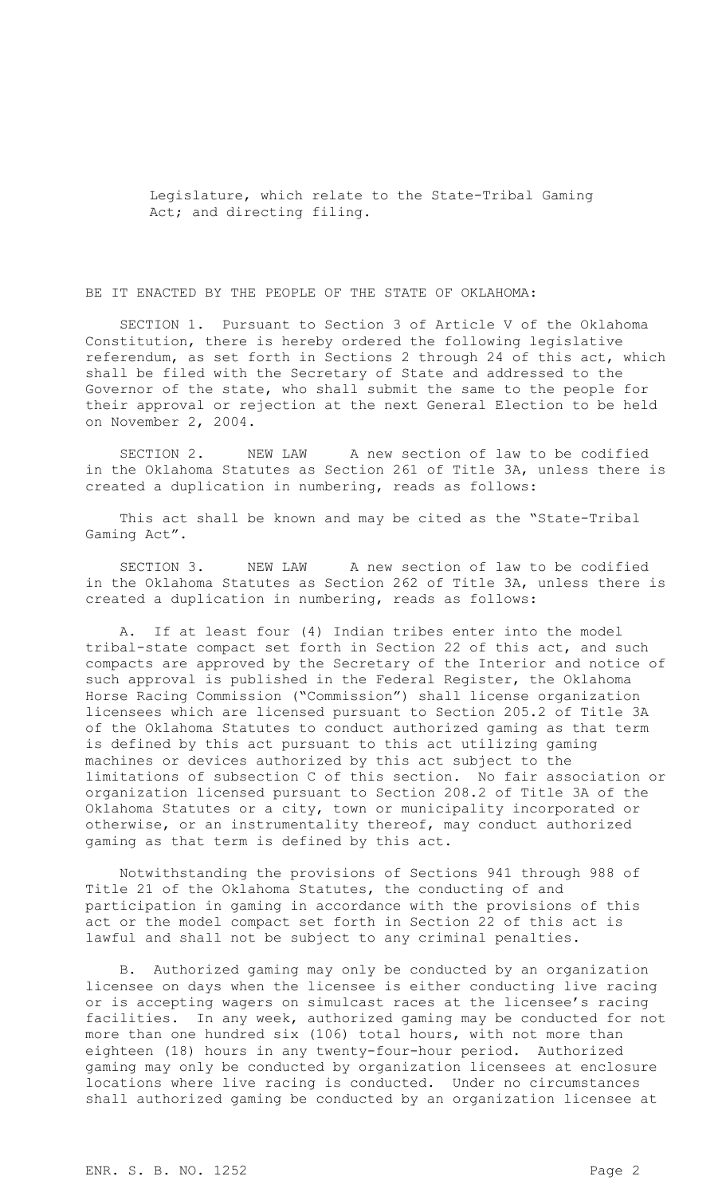Legislature, which relate to the State-Tribal Gaming Act; and directing filing.

BE IT ENACTED BY THE PEOPLE OF THE STATE OF OKLAHOMA:

SECTION 1. Pursuant to Section 3 of Article V of the Oklahoma Constitution, there is hereby ordered the following legislative referendum, as set forth in Sections 2 through 24 of this act, which shall be filed with the Secretary of State and addressed to the Governor of the state, who shall submit the same to the people for their approval or rejection at the next General Election to be held on November 2, 2004.

SECTION 2. NEW LAW A new section of law to be codified in the Oklahoma Statutes as Section 261 of Title 3A, unless there is created a duplication in numbering, reads as follows:

This act shall be known and may be cited as the "State-Tribal Gaming Act".

SECTION 3. NEW LAW A new section of law to be codified in the Oklahoma Statutes as Section 262 of Title 3A, unless there is created a duplication in numbering, reads as follows:

A. If at least four (4) Indian tribes enter into the model tribal-state compact set forth in Section 22 of this act, and such compacts are approved by the Secretary of the Interior and notice of such approval is published in the Federal Register, the Oklahoma Horse Racing Commission ("Commission") shall license organization licensees which are licensed pursuant to Section 205.2 of Title 3A of the Oklahoma Statutes to conduct authorized gaming as that term is defined by this act pursuant to this act utilizing gaming machines or devices authorized by this act subject to the limitations of subsection C of this section. No fair association or organization licensed pursuant to Section 208.2 of Title 3A of the Oklahoma Statutes or a city, town or municipality incorporated or otherwise, or an instrumentality thereof, may conduct authorized gaming as that term is defined by this act.

Notwithstanding the provisions of Sections 941 through 988 of Title 21 of the Oklahoma Statutes, the conducting of and participation in gaming in accordance with the provisions of this act or the model compact set forth in Section 22 of this act is lawful and shall not be subject to any criminal penalties.

B. Authorized gaming may only be conducted by an organization licensee on days when the licensee is either conducting live racing or is accepting wagers on simulcast races at the licensee's racing facilities. In any week, authorized gaming may be conducted for not more than one hundred six (106) total hours, with not more than eighteen (18) hours in any twenty-four-hour period. Authorized gaming may only be conducted by organization licensees at enclosure locations where live racing is conducted. Under no circumstances shall authorized gaming be conducted by an organization licensee at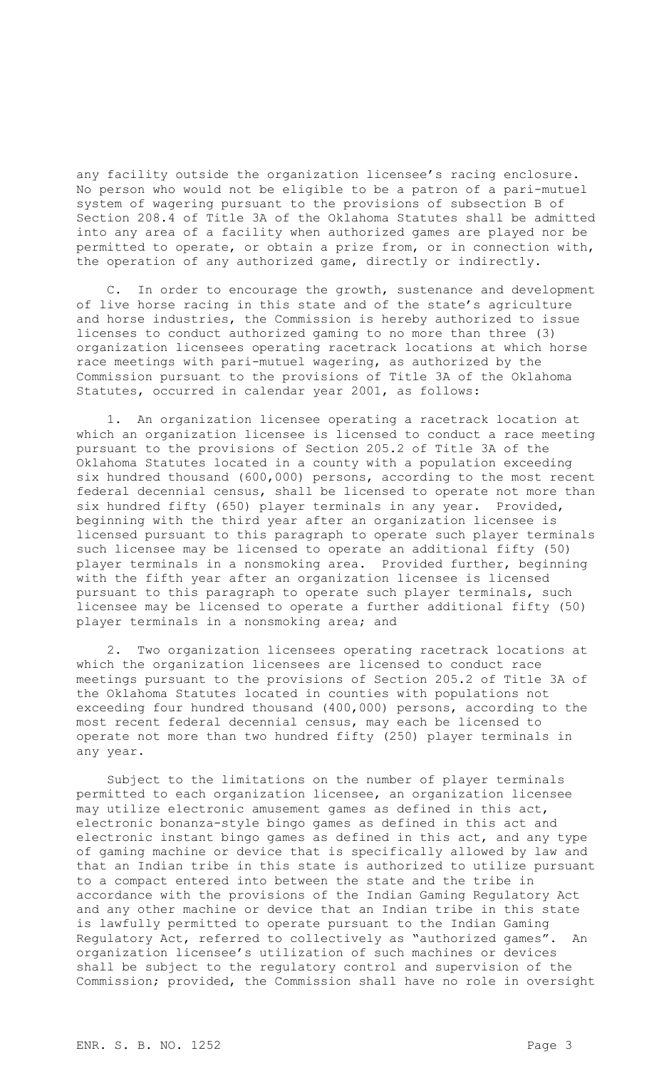any facility outside the organization licensee's racing enclosure. No person who would not be eligible to be a patron of a pari-mutuel system of wagering pursuant to the provisions of subsection B of Section 208.4 of Title 3A of the Oklahoma Statutes shall be admitted into any area of a facility when authorized games are played nor be permitted to operate, or obtain a prize from, or in connection with, the operation of any authorized game, directly or indirectly.

C. In order to encourage the growth, sustenance and development of live horse racing in this state and of the state's agriculture and horse industries, the Commission is hereby authorized to issue licenses to conduct authorized gaming to no more than three (3) organization licensees operating racetrack locations at which horse race meetings with pari-mutuel wagering, as authorized by the Commission pursuant to the provisions of Title 3A of the Oklahoma Statutes, occurred in calendar year 2001, as follows:

1. An organization licensee operating a racetrack location at which an organization licensee is licensed to conduct a race meeting pursuant to the provisions of Section 205.2 of Title 3A of the Oklahoma Statutes located in a county with a population exceeding six hundred thousand (600,000) persons, according to the most recent federal decennial census, shall be licensed to operate not more than six hundred fifty (650) player terminals in any year. Provided, beginning with the third year after an organization licensee is licensed pursuant to this paragraph to operate such player terminals such licensee may be licensed to operate an additional fifty (50) player terminals in a nonsmoking area. Provided further, beginning with the fifth year after an organization licensee is licensed pursuant to this paragraph to operate such player terminals, such licensee may be licensed to operate a further additional fifty (50) player terminals in a nonsmoking area; and

2. Two organization licensees operating racetrack locations at which the organization licensees are licensed to conduct race meetings pursuant to the provisions of Section 205.2 of Title 3A of the Oklahoma Statutes located in counties with populations not exceeding four hundred thousand (400,000) persons, according to the most recent federal decennial census, may each be licensed to operate not more than two hundred fifty (250) player terminals in any year.

Subject to the limitations on the number of player terminals permitted to each organization licensee, an organization licensee may utilize electronic amusement games as defined in this act, electronic bonanza-style bingo games as defined in this act and electronic instant bingo games as defined in this act, and any type of gaming machine or device that is specifically allowed by law and that an Indian tribe in this state is authorized to utilize pursuant to a compact entered into between the state and the tribe in accordance with the provisions of the Indian Gaming Regulatory Act and any other machine or device that an Indian tribe in this state is lawfully permitted to operate pursuant to the Indian Gaming Regulatory Act, referred to collectively as "authorized games". An organization licensee's utilization of such machines or devices shall be subject to the regulatory control and supervision of the Commission; provided, the Commission shall have no role in oversight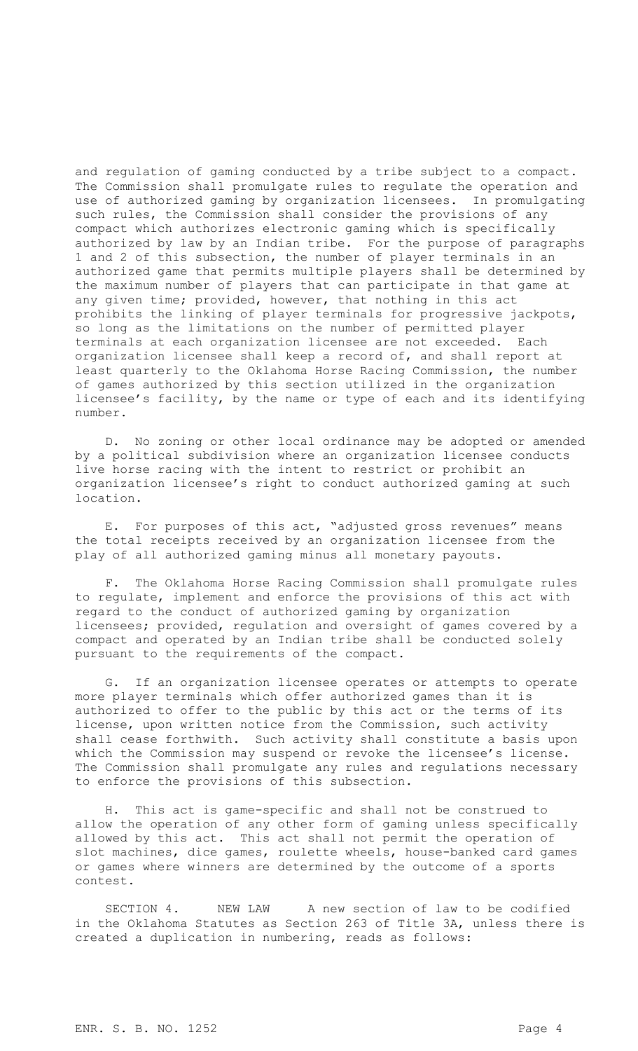and regulation of gaming conducted by a tribe subject to a compact. The Commission shall promulgate rules to regulate the operation and use of authorized gaming by organization licensees. In promulgating such rules, the Commission shall consider the provisions of any compact which authorizes electronic gaming which is specifically authorized by law by an Indian tribe. For the purpose of paragraphs 1 and 2 of this subsection, the number of player terminals in an authorized game that permits multiple players shall be determined by the maximum number of players that can participate in that game at any given time; provided, however, that nothing in this act prohibits the linking of player terminals for progressive jackpots, so long as the limitations on the number of permitted player terminals at each organization licensee are not exceeded. Each organization licensee shall keep a record of, and shall report at least quarterly to the Oklahoma Horse Racing Commission, the number of games authorized by this section utilized in the organization licensee's facility, by the name or type of each and its identifying number.

D. No zoning or other local ordinance may be adopted or amended by a political subdivision where an organization licensee conducts live horse racing with the intent to restrict or prohibit an organization licensee's right to conduct authorized gaming at such location.

E. For purposes of this act, "adjusted gross revenues" means the total receipts received by an organization licensee from the play of all authorized gaming minus all monetary payouts.

F. The Oklahoma Horse Racing Commission shall promulgate rules to regulate, implement and enforce the provisions of this act with regard to the conduct of authorized gaming by organization licensees; provided, regulation and oversight of games covered by a compact and operated by an Indian tribe shall be conducted solely pursuant to the requirements of the compact.

G. If an organization licensee operates or attempts to operate more player terminals which offer authorized games than it is authorized to offer to the public by this act or the terms of its license, upon written notice from the Commission, such activity shall cease forthwith. Such activity shall constitute a basis upon which the Commission may suspend or revoke the licensee's license. The Commission shall promulgate any rules and regulations necessary to enforce the provisions of this subsection.

H. This act is game-specific and shall not be construed to allow the operation of any other form of gaming unless specifically allowed by this act. This act shall not permit the operation of slot machines, dice games, roulette wheels, house-banked card games or games where winners are determined by the outcome of a sports contest.

SECTION 4. NEW LAW A new section of law to be codified in the Oklahoma Statutes as Section 263 of Title 3A, unless there is created a duplication in numbering, reads as follows: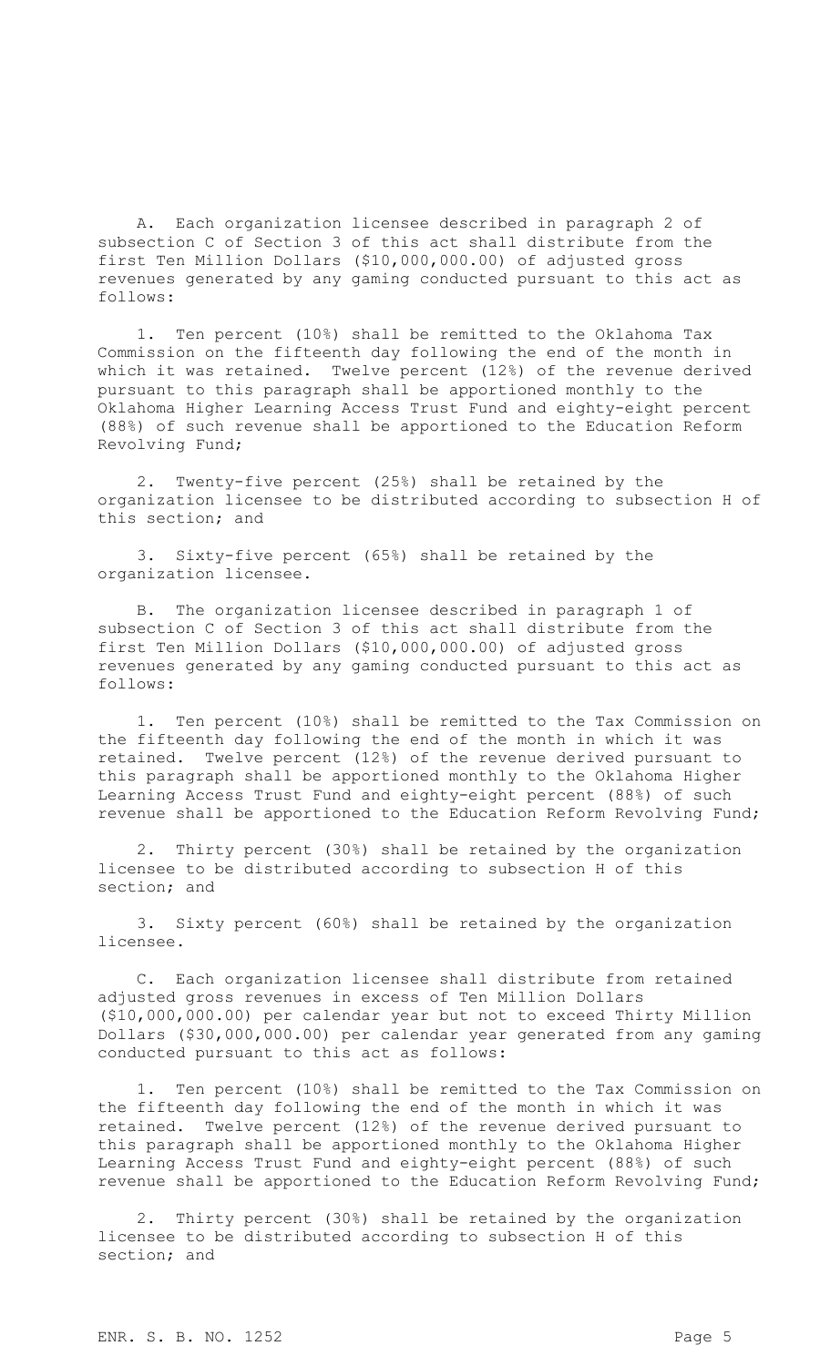A. Each organization licensee described in paragraph 2 of subsection C of Section 3 of this act shall distribute from the first Ten Million Dollars ($10,000,000.00) of adjusted gross revenues generated by any gaming conducted pursuant to this act as follows:

1. Ten percent (10%) shall be remitted to the Oklahoma Tax Commission on the fifteenth day following the end of the month in which it was retained. Twelve percent (12%) of the revenue derived pursuant to this paragraph shall be apportioned monthly to the Oklahoma Higher Learning Access Trust Fund and eighty-eight percent (88%) of such revenue shall be apportioned to the Education Reform Revolving Fund;

2. Twenty-five percent (25%) shall be retained by the organization licensee to be distributed according to subsection H of this section; and

3. Sixty-five percent (65%) shall be retained by the organization licensee.

B. The organization licensee described in paragraph 1 of subsection C of Section 3 of this act shall distribute from the first Ten Million Dollars ($10,000,000.00) of adjusted gross revenues generated by any gaming conducted pursuant to this act as follows:

1. Ten percent (10%) shall be remitted to the Tax Commission on the fifteenth day following the end of the month in which it was retained. Twelve percent (12%) of the revenue derived pursuant to this paragraph shall be apportioned monthly to the Oklahoma Higher Learning Access Trust Fund and eighty-eight percent (88%) of such revenue shall be apportioned to the Education Reform Revolving Fund;

2. Thirty percent (30%) shall be retained by the organization licensee to be distributed according to subsection H of this section; and

3. Sixty percent (60%) shall be retained by the organization licensee.

C. Each organization licensee shall distribute from retained adjusted gross revenues in excess of Ten Million Dollars ($10,000,000.00) per calendar year but not to exceed Thirty Million Dollars ($30,000,000.00) per calendar year generated from any gaming conducted pursuant to this act as follows:

1. Ten percent (10%) shall be remitted to the Tax Commission on the fifteenth day following the end of the month in which it was retained. Twelve percent (12%) of the revenue derived pursuant to this paragraph shall be apportioned monthly to the Oklahoma Higher Learning Access Trust Fund and eighty-eight percent (88%) of such revenue shall be apportioned to the Education Reform Revolving Fund;

2. Thirty percent (30%) shall be retained by the organization licensee to be distributed according to subsection H of this section; and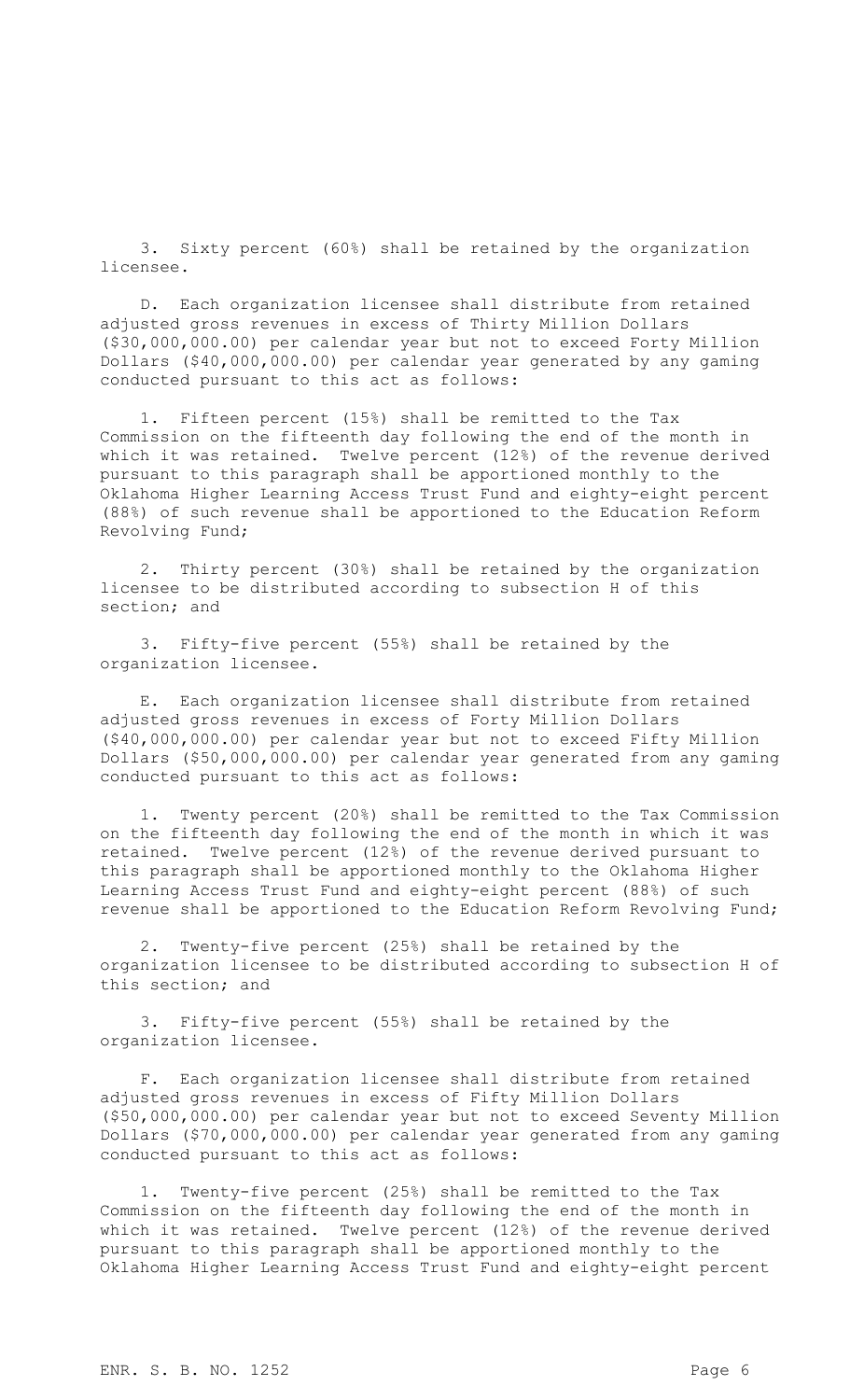3. Sixty percent (60%) shall be retained by the organization licensee.

D. Each organization licensee shall distribute from retained adjusted gross revenues in excess of Thirty Million Dollars ($30,000,000.00) per calendar year but not to exceed Forty Million Dollars ($40,000,000.00) per calendar year generated by any gaming conducted pursuant to this act as follows:

1. Fifteen percent (15%) shall be remitted to the Tax Commission on the fifteenth day following the end of the month in which it was retained. Twelve percent (12%) of the revenue derived pursuant to this paragraph shall be apportioned monthly to the Oklahoma Higher Learning Access Trust Fund and eighty-eight percent (88%) of such revenue shall be apportioned to the Education Reform Revolving Fund;

2. Thirty percent (30%) shall be retained by the organization licensee to be distributed according to subsection H of this section; and

3. Fifty-five percent (55%) shall be retained by the organization licensee.

E. Each organization licensee shall distribute from retained adjusted gross revenues in excess of Forty Million Dollars ($40,000,000.00) per calendar year but not to exceed Fifty Million Dollars ($50,000,000.00) per calendar year generated from any gaming conducted pursuant to this act as follows:

1. Twenty percent (20%) shall be remitted to the Tax Commission on the fifteenth day following the end of the month in which it was retained. Twelve percent (12%) of the revenue derived pursuant to this paragraph shall be apportioned monthly to the Oklahoma Higher Learning Access Trust Fund and eighty-eight percent (88%) of such revenue shall be apportioned to the Education Reform Revolving Fund;

2. Twenty-five percent (25%) shall be retained by the organization licensee to be distributed according to subsection H of this section; and

3. Fifty-five percent (55%) shall be retained by the organization licensee.

F. Each organization licensee shall distribute from retained adjusted gross revenues in excess of Fifty Million Dollars ($50,000,000.00) per calendar year but not to exceed Seventy Million Dollars ($70,000,000.00) per calendar year generated from any gaming conducted pursuant to this act as follows:

1. Twenty-five percent (25%) shall be remitted to the Tax Commission on the fifteenth day following the end of the month in which it was retained. Twelve percent (12%) of the revenue derived pursuant to this paragraph shall be apportioned monthly to the Oklahoma Higher Learning Access Trust Fund and eighty-eight percent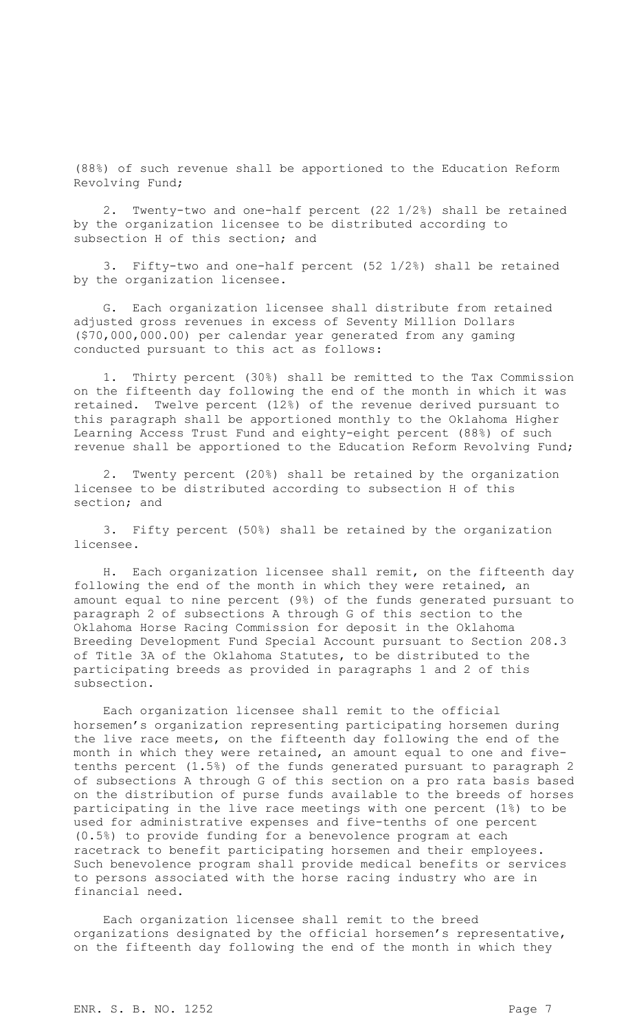(88%) of such revenue shall be apportioned to the Education Reform Revolving Fund;

2. Twenty-two and one-half percent (22 1/2%) shall be retained by the organization licensee to be distributed according to subsection H of this section; and

3. Fifty-two and one-half percent (52 1/2%) shall be retained by the organization licensee.

G. Each organization licensee shall distribute from retained adjusted gross revenues in excess of Seventy Million Dollars ($70,000,000.00) per calendar year generated from any gaming conducted pursuant to this act as follows:

1. Thirty percent (30%) shall be remitted to the Tax Commission on the fifteenth day following the end of the month in which it was retained. Twelve percent (12%) of the revenue derived pursuant to this paragraph shall be apportioned monthly to the Oklahoma Higher Learning Access Trust Fund and eighty-eight percent (88%) of such revenue shall be apportioned to the Education Reform Revolving Fund;

2. Twenty percent (20%) shall be retained by the organization licensee to be distributed according to subsection H of this section; and

3. Fifty percent (50%) shall be retained by the organization licensee.

H. Each organization licensee shall remit, on the fifteenth day following the end of the month in which they were retained, an amount equal to nine percent (9%) of the funds generated pursuant to paragraph 2 of subsections A through G of this section to the Oklahoma Horse Racing Commission for deposit in the Oklahoma Breeding Development Fund Special Account pursuant to Section 208.3 of Title 3A of the Oklahoma Statutes, to be distributed to the participating breeds as provided in paragraphs 1 and 2 of this subsection.

Each organization licensee shall remit to the official horsemen's organization representing participating horsemen during the live race meets, on the fifteenth day following the end of the month in which they were retained, an amount equal to one and five-tenths percent (1.5%) of the funds generated pursuant to paragraph 2 of subsections A through G of this section on a pro rata basis based on the distribution of purse funds available to the breeds of horses participating in the live race meetings with one percent (1%) to be used for administrative expenses and five-tenths of one percent (0.5%) to provide funding for a benevolence program at each racetrack to benefit participating horsemen and their employees. Such benevolence program shall provide medical benefits or services to persons associated with the horse racing industry who are in financial need.

Each organization licensee shall remit to the breed organizations designated by the official horsemen's representative, on the fifteenth day following the end of the month in which they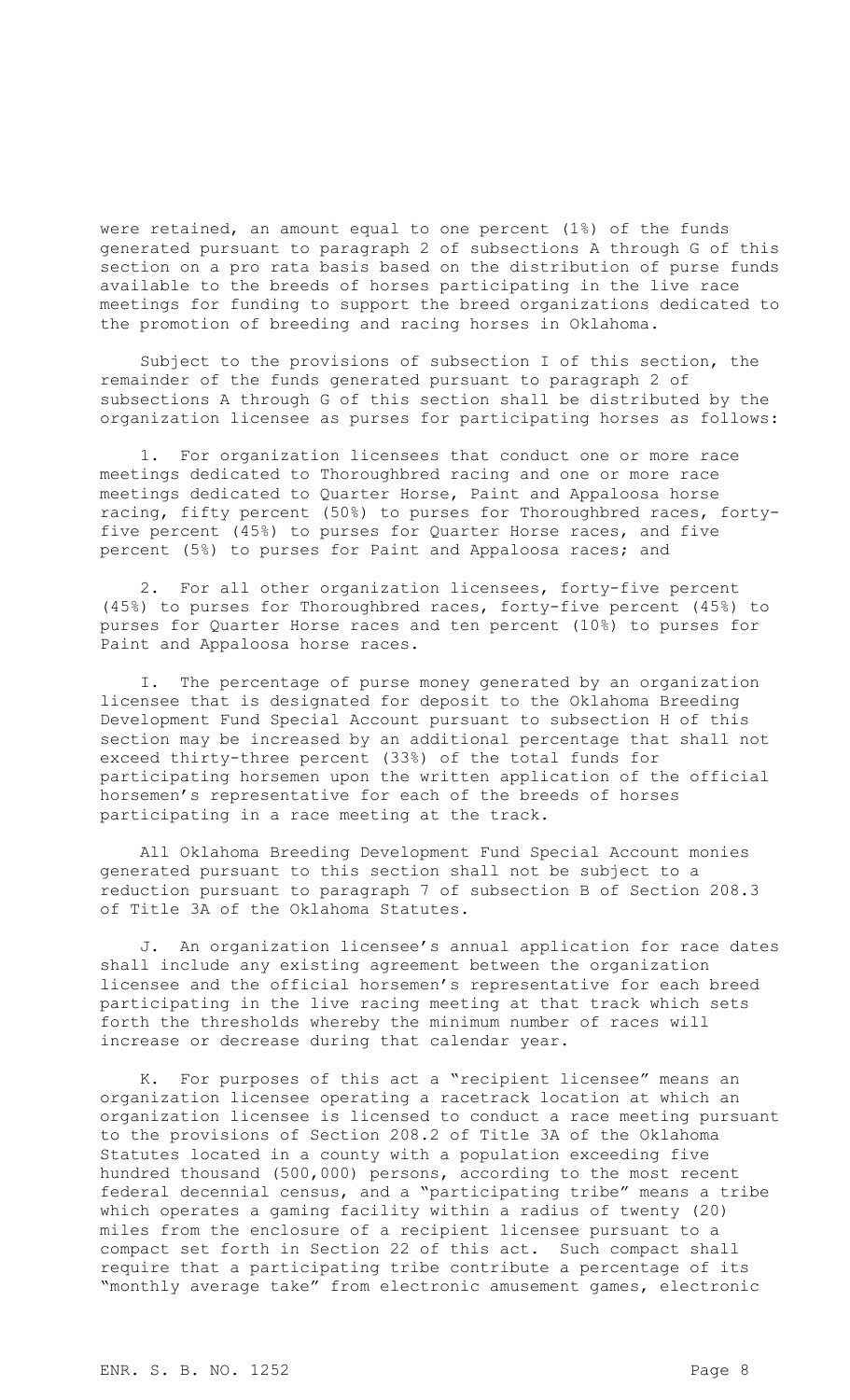were retained, an amount equal to one percent (1%) of the funds generated pursuant to paragraph 2 of subsections A through G of this section on a pro rata basis based on the distribution of purse funds available to the breeds of horses participating in the live race meetings for funding to support the breed organizations dedicated to the promotion of breeding and racing horses in Oklahoma.

Subject to the provisions of subsection I of this section, the remainder of the funds generated pursuant to paragraph 2 of subsections A through G of this section shall be distributed by the organization licensee as purses for participating horses as follows:

1. For organization licensees that conduct one or more race meetings dedicated to Thoroughbred racing and one or more race meetings dedicated to Quarter Horse, Paint and Appaloosa horse racing, fifty percent (50%) to purses for Thoroughbred races, forty-five percent (45%) to purses for Quarter Horse races, and five percent (5%) to purses for Paint and Appaloosa races; and

2. For all other organization licensees, forty-five percent (45%) to purses for Thoroughbred races, forty-five percent (45%) to purses for Quarter Horse races and ten percent (10%) to purses for Paint and Appaloosa horse races.

I. The percentage of purse money generated by an organization licensee that is designated for deposit to the Oklahoma Breeding Development Fund Special Account pursuant to subsection H of this section may be increased by an additional percentage that shall not exceed thirty-three percent (33%) of the total funds for participating horsemen upon the written application of the official horsemen's representative for each of the breeds of horses participating in a race meeting at the track.

All Oklahoma Breeding Development Fund Special Account monies generated pursuant to this section shall not be subject to a reduction pursuant to paragraph 7 of subsection B of Section 208.3 of Title 3A of the Oklahoma Statutes.

J. An organization licensee's annual application for race dates shall include any existing agreement between the organization licensee and the official horsemen's representative for each breed participating in the live racing meeting at that track which sets forth the thresholds whereby the minimum number of races will increase or decrease during that calendar year.

K. For purposes of this act a "recipient licensee" means an organization licensee operating a racetrack location at which an organization licensee is licensed to conduct a race meeting pursuant to the provisions of Section 208.2 of Title 3A of the Oklahoma Statutes located in a county with a population exceeding five hundred thousand (500,000) persons, according to the most recent federal decennial census, and a "participating tribe" means a tribe which operates a gaming facility within a radius of twenty (20) miles from the enclosure of a recipient licensee pursuant to a compact set forth in Section 22 of this act. Such compact shall require that a participating tribe contribute a percentage of its "monthly average take" from electronic amusement games, electronic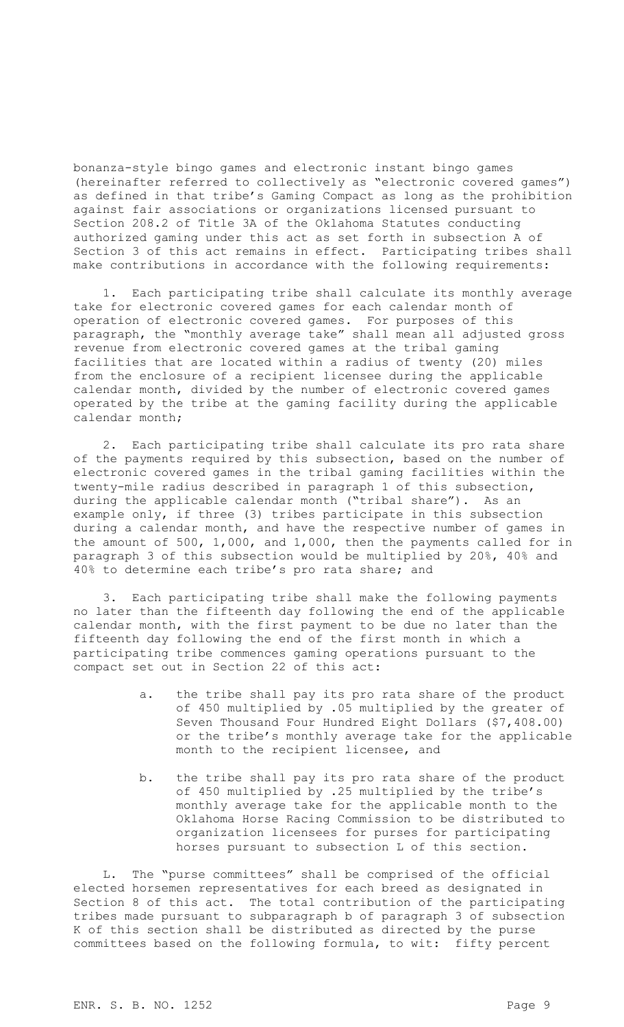bonanza-style bingo games and electronic instant bingo games (hereinafter referred to collectively as "electronic covered games") as defined in that tribe's Gaming Compact as long as the prohibition against fair associations or organizations licensed pursuant to Section 208.2 of Title 3A of the Oklahoma Statutes conducting authorized gaming under this act as set forth in subsection A of Section 3 of this act remains in effect. Participating tribes shall make contributions in accordance with the following requirements:

1. Each participating tribe shall calculate its monthly average take for electronic covered games for each calendar month of operation of electronic covered games. For purposes of this paragraph, the "monthly average take" shall mean all adjusted gross revenue from electronic covered games at the tribal gaming facilities that are located within a radius of twenty (20) miles from the enclosure of a recipient licensee during the applicable calendar month, divided by the number of electronic covered games operated by the tribe at the gaming facility during the applicable calendar month;

2. Each participating tribe shall calculate its pro rata share of the payments required by this subsection, based on the number of electronic covered games in the tribal gaming facilities within the twenty-mile radius described in paragraph 1 of this subsection, during the applicable calendar month ("tribal share"). As an example only, if three (3) tribes participate in this subsection during a calendar month, and have the respective number of games in the amount of 500, 1,000, and 1,000, then the payments called for in paragraph 3 of this subsection would be multiplied by 20%, 40% and 40% to determine each tribe's pro rata share; and

3. Each participating tribe shall make the following payments no later than the fifteenth day following the end of the applicable calendar month, with the first payment to be due no later than the fifteenth day following the end of the first month in which a participating tribe commences gaming operations pursuant to the compact set out in Section 22 of this act:

   a. the tribe shall pay its pro rata share of the product of 450 multiplied by .05 multiplied by the greater of Seven Thousand Four Hundred Eight Dollars ($7,408.00) or the tribe's monthly average take for the applicable month to the recipient licensee, and

   b. the tribe shall pay its pro rata share of the product of 450 multiplied by .25 multiplied by the tribe's monthly average take for the applicable month to the Oklahoma Horse Racing Commission to be distributed to organization licensees for purses for participating horses pursuant to subsection L of this section.

L. The "purse committees" shall be comprised of the official elected horsemen representatives for each breed as designated in Section 8 of this act. The total contribution of the participating tribes made pursuant to subparagraph b of paragraph 3 of subsection K of this section shall be distributed as directed by the purse committees based on the following formula, to wit: fifty percent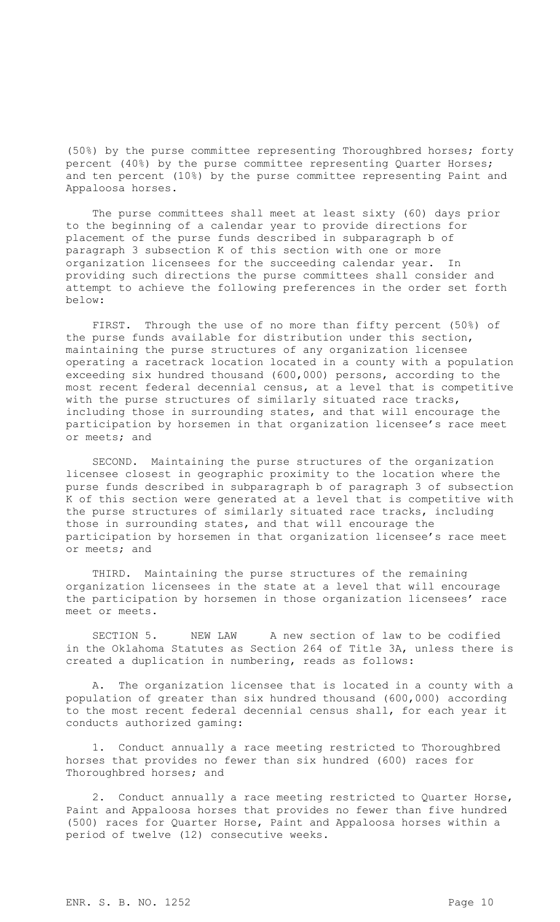(50%) by the purse committee representing Thoroughbred horses; forty percent (40%) by the purse committee representing Quarter Horses; and ten percent (10%) by the purse committee representing Paint and Appaloosa horses.

The purse committees shall meet at least sixty (60) days prior to the beginning of a calendar year to provide directions for placement of the purse funds described in subparagraph b of paragraph 3 subsection K of this section with one or more organization licensees for the succeeding calendar year. In providing such directions the purse committees shall consider and attempt to achieve the following preferences in the order set forth below:

FIRST. Through the use of no more than fifty percent (50%) of the purse funds available for distribution under this section, maintaining the purse structures of any organization licensee operating a racetrack location located in a county with a population exceeding six hundred thousand (600,000) persons, according to the most recent federal decennial census, at a level that is competitive with the purse structures of similarly situated race tracks, including those in surrounding states, and that will encourage the participation by horsemen in that organization licensee's race meet or meets; and

SECOND. Maintaining the purse structures of the organization licensee closest in geographic proximity to the location where the purse funds described in subparagraph b of paragraph 3 of subsection K of this section were generated at a level that is competitive with the purse structures of similarly situated race tracks, including those in surrounding states, and that will encourage the participation by horsemen in that organization licensee's race meet or meets; and

THIRD. Maintaining the purse structures of the remaining organization licensees in the state at a level that will encourage the participation by horsemen in those organization licensees' race meet or meets.

SECTION 5. NEW LAW A new section of law to be codified in the Oklahoma Statutes as Section 264 of Title 3A, unless there is created a duplication in numbering, reads as follows:

A. The organization licensee that is located in a county with a population of greater than six hundred thousand (600,000) according to the most recent federal decennial census shall, for each year it conducts authorized gaming:

1. Conduct annually a race meeting restricted to Thoroughbred horses that provides no fewer than six hundred (600) races for Thoroughbred horses; and

2. Conduct annually a race meeting restricted to Quarter Horse, Paint and Appaloosa horses that provides no fewer than five hundred (500) races for Quarter Horse, Paint and Appaloosa horses within a period of twelve (12) consecutive weeks.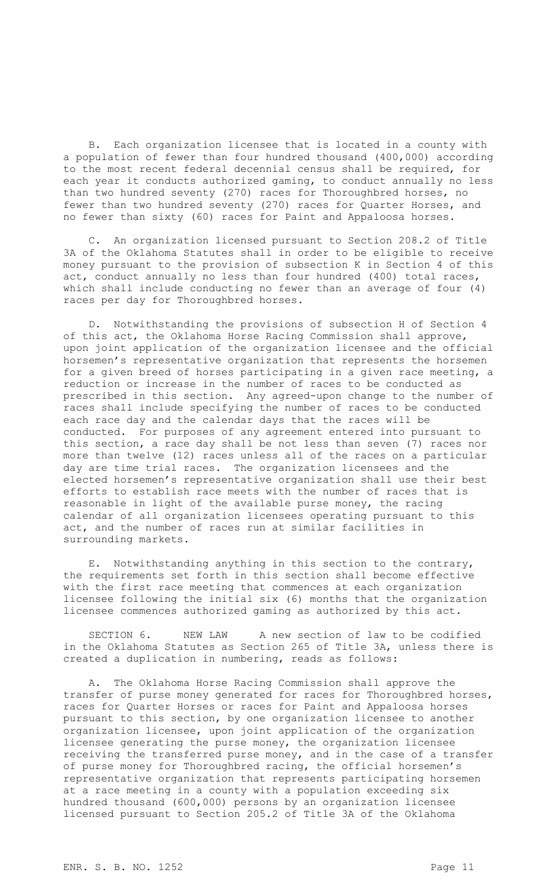B. Each organization licensee that is located in a county with a population of fewer than four hundred thousand (400,000) according to the most recent federal decennial census shall be required, for each year it conducts authorized gaming, to conduct annually no less than two hundred seventy (270) races for Thoroughbred horses, no fewer than two hundred seventy (270) races for Quarter Horses, and no fewer than sixty (60) races for Paint and Appaloosa horses.

C. An organization licensed pursuant to Section 208.2 of Title 3A of the Oklahoma Statutes shall in order to be eligible to receive money pursuant to the provision of subsection K in Section 4 of this act, conduct annually no less than four hundred (400) total races, which shall include conducting no fewer than an average of four (4) races per day for Thoroughbred horses.

D. Notwithstanding the provisions of subsection H of Section 4 of this act, the Oklahoma Horse Racing Commission shall approve, upon joint application of the organization licensee and the official horsemen's representative organization that represents the horsemen for a given breed of horses participating in a given race meeting, a reduction or increase in the number of races to be conducted as prescribed in this section. Any agreed-upon change to the number of races shall include specifying the number of races to be conducted each race day and the calendar days that the races will be conducted. For purposes of any agreement entered into pursuant to this section, a race day shall be not less than seven (7) races nor more than twelve (12) races unless all of the races on a particular day are time trial races. The organization licensees and the elected horsemen's representative organization shall use their best efforts to establish race meets with the number of races that is reasonable in light of the available purse money, the racing calendar of all organization licensees operating pursuant to this act, and the number of races run at similar facilities in surrounding markets.

E. Notwithstanding anything in this section to the contrary, the requirements set forth in this section shall become effective with the first race meeting that commences at each organization licensee following the initial six (6) months that the organization licensee commences authorized gaming as authorized by this act.

SECTION 6. NEW LAW A new section of law to be codified in the Oklahoma Statutes as Section 265 of Title 3A, unless there is created a duplication in numbering, reads as follows:

A. The Oklahoma Horse Racing Commission shall approve the transfer of purse money generated for races for Thoroughbred horses, races for Quarter Horses or races for Paint and Appaloosa horses pursuant to this section, by one organization licensee to another organization licensee, upon joint application of the organization licensee generating the purse money, the organization licensee receiving the transferred purse money, and in the case of a transfer of purse money for Thoroughbred racing, the official horsemen's representative organization that represents participating horsemen at a race meeting in a county with a population exceeding six hundred thousand (600,000) persons by an organization licensee licensed pursuant to Section 205.2 of Title 3A of the Oklahoma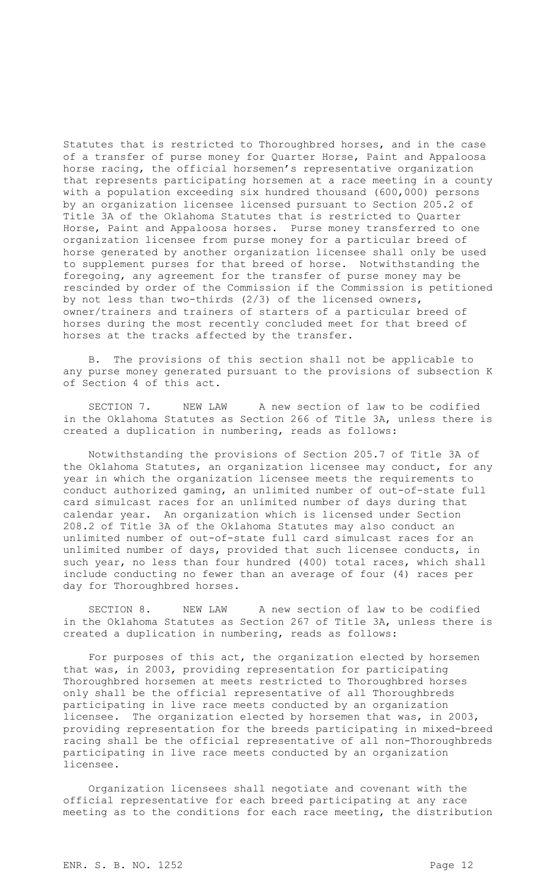Statutes that is restricted to Thoroughbred horses, and in the case of a transfer of purse money for Quarter Horse, Paint and Appaloosa horse racing, the official horsemen's representative organization that represents participating horsemen at a race meeting in a county with a population exceeding six hundred thousand (600,000) persons by an organization licensee licensed pursuant to Section 205.2 of Title 3A of the Oklahoma Statutes that is restricted to Quarter Horse, Paint and Appaloosa horses. Purse money transferred to one organization licensee from purse money for a particular breed of horse generated by another organization licensee shall only be used to supplement purses for that breed of horse. Notwithstanding the foregoing, any agreement for the transfer of purse money may be rescinded by order of the Commission if the Commission is petitioned by not less than two-thirds (2/3) of the licensed owners, owner/trainers and trainers of starters of a particular breed of horses during the most recently concluded meet for that breed of horses at the tracks affected by the transfer.

B. The provisions of this section shall not be applicable to any purse money generated pursuant to the provisions of subsection K of Section 4 of this act.

SECTION 7. NEW LAW A new section of law to be codified in the Oklahoma Statutes as Section 266 of Title 3A, unless there is created a duplication in numbering, reads as follows:

Notwithstanding the provisions of Section 205.7 of Title 3A of the Oklahoma Statutes, an organization licensee may conduct, for any year in which the organization licensee meets the requirements to conduct authorized gaming, an unlimited number of out-of-state full card simulcast races for an unlimited number of days during that calendar year. An organization which is licensed under Section 208.2 of Title 3A of the Oklahoma Statutes may also conduct an unlimited number of out-of-state full card simulcast races for an unlimited number of days, provided that such licensee conducts, in such year, no less than four hundred (400) total races, which shall include conducting no fewer than an average of four (4) races per day for Thoroughbred horses.

SECTION 8. NEW LAW A new section of law to be codified in the Oklahoma Statutes as Section 267 of Title 3A, unless there is created a duplication in numbering, reads as follows:

For purposes of this act, the organization elected by horsemen that was, in 2003, providing representation for participating Thoroughbred horsemen at meets restricted to Thoroughbred horses only shall be the official representative of all Thoroughbreds participating in live race meets conducted by an organization licensee. The organization elected by horsemen that was, in 2003, providing representation for the breeds participating in mixed-breed racing shall be the official representative of all non-Thoroughbreds participating in live race meets conducted by an organization licensee.

Organization licensees shall negotiate and covenant with the official representative for each breed participating at any race meeting as to the conditions for each race meeting, the distribution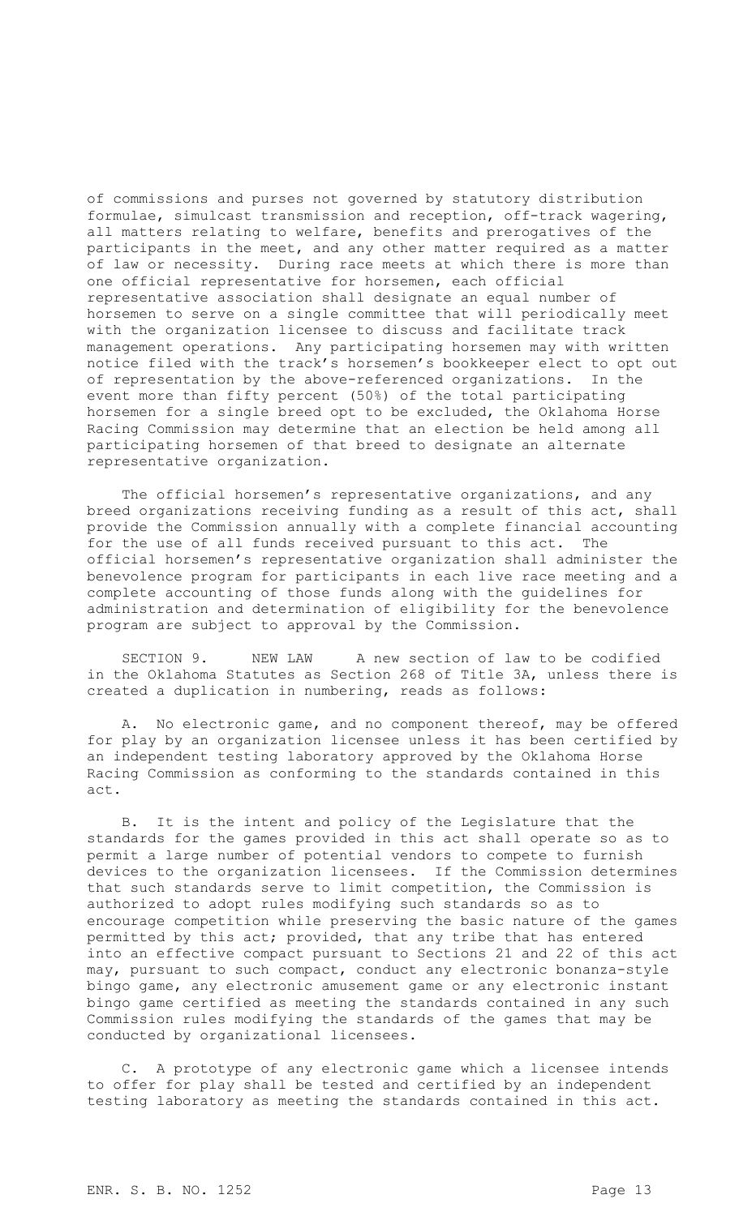of commissions and purses not governed by statutory distribution formulae, simulcast transmission and reception, off-track wagering, all matters relating to welfare, benefits and prerogatives of the participants in the meet, and any other matter required as a matter of law or necessity. During race meets at which there is more than one official representative for horsemen, each official representative association shall designate an equal number of horsemen to serve on a single committee that will periodically meet with the organization licensee to discuss and facilitate track management operations. Any participating horsemen may with written notice filed with the track's horsemen's bookkeeper elect to opt out of representation by the above-referenced organizations. In the event more than fifty percent (50%) of the total participating horsemen for a single breed opt to be excluded, the Oklahoma Horse Racing Commission may determine that an election be held among all participating horsemen of that breed to designate an alternate representative organization.

The official horsemen's representative organizations, and any breed organizations receiving funding as a result of this act, shall provide the Commission annually with a complete financial accounting for the use of all funds received pursuant to this act. The official horsemen's representative organization shall administer the benevolence program for participants in each live race meeting and a complete accounting of those funds along with the guidelines for administration and determination of eligibility for the benevolence program are subject to approval by the Commission.

SECTION 9. NEW LAW A new section of law to be codified in the Oklahoma Statutes as Section 268 of Title 3A, unless there is created a duplication in numbering, reads as follows:

A. No electronic game, and no component thereof, may be offered for play by an organization licensee unless it has been certified by an independent testing laboratory approved by the Oklahoma Horse Racing Commission as conforming to the standards contained in this act.

B. It is the intent and policy of the Legislature that the standards for the games provided in this act shall operate so as to permit a large number of potential vendors to compete to furnish devices to the organization licensees. If the Commission determines that such standards serve to limit competition, the Commission is authorized to adopt rules modifying such standards so as to encourage competition while preserving the basic nature of the games permitted by this act; provided, that any tribe that has entered into an effective compact pursuant to Sections 21 and 22 of this act may, pursuant to such compact, conduct any electronic bonanza-style bingo game, any electronic amusement game or any electronic instant bingo game certified as meeting the standards contained in any such Commission rules modifying the standards of the games that may be conducted by organizational licensees.

C. A prototype of any electronic game which a licensee intends to offer for play shall be tested and certified by an independent testing laboratory as meeting the standards contained in this act.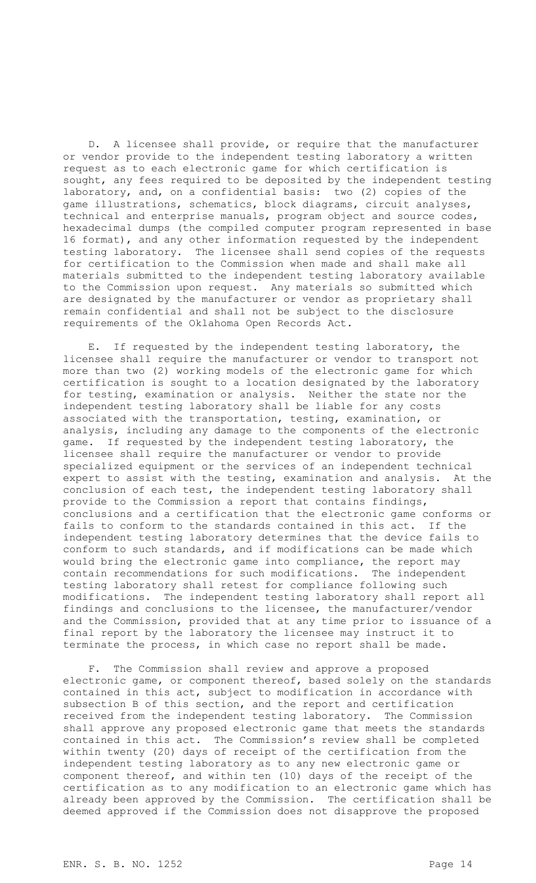D. A licensee shall provide, or require that the manufacturer or vendor provide to the independent testing laboratory a written request as to each electronic game for which certification is sought, any fees required to be deposited by the independent testing laboratory, and, on a confidential basis: two (2) copies of the game illustrations, schematics, block diagrams, circuit analyses, technical and enterprise manuals, program object and source codes, hexadecimal dumps (the compiled computer program represented in base 16 format), and any other information requested by the independent testing laboratory. The licensee shall send copies of the requests for certification to the Commission when made and shall make all materials submitted to the independent testing laboratory available to the Commission upon request. Any materials so submitted which are designated by the manufacturer or vendor as proprietary shall remain confidential and shall not be subject to the disclosure requirements of the Oklahoma Open Records Act.

E. If requested by the independent testing laboratory, the licensee shall require the manufacturer or vendor to transport not more than two (2) working models of the electronic game for which certification is sought to a location designated by the laboratory for testing, examination or analysis. Neither the state nor the independent testing laboratory shall be liable for any costs associated with the transportation, testing, examination, or analysis, including any damage to the components of the electronic game. If requested by the independent testing laboratory, the licensee shall require the manufacturer or vendor to provide specialized equipment or the services of an independent technical expert to assist with the testing, examination and analysis. At the conclusion of each test, the independent testing laboratory shall provide to the Commission a report that contains findings, conclusions and a certification that the electronic game conforms or fails to conform to the standards contained in this act. If the independent testing laboratory determines that the device fails to conform to such standards, and if modifications can be made which would bring the electronic game into compliance, the report may contain recommendations for such modifications. The independent testing laboratory shall retest for compliance following such modifications. The independent testing laboratory shall report all findings and conclusions to the licensee, the manufacturer/vendor and the Commission, provided that at any time prior to issuance of a final report by the laboratory the licensee may instruct it to terminate the process, in which case no report shall be made.

F. The Commission shall review and approve a proposed electronic game, or component thereof, based solely on the standards contained in this act, subject to modification in accordance with subsection B of this section, and the report and certification received from the independent testing laboratory. The Commission shall approve any proposed electronic game that meets the standards contained in this act. The Commission's review shall be completed within twenty (20) days of receipt of the certification from the independent testing laboratory as to any new electronic game or component thereof, and within ten (10) days of the receipt of the certification as to any modification to an electronic game which has already been approved by the Commission. The certification shall be deemed approved if the Commission does not disapprove the proposed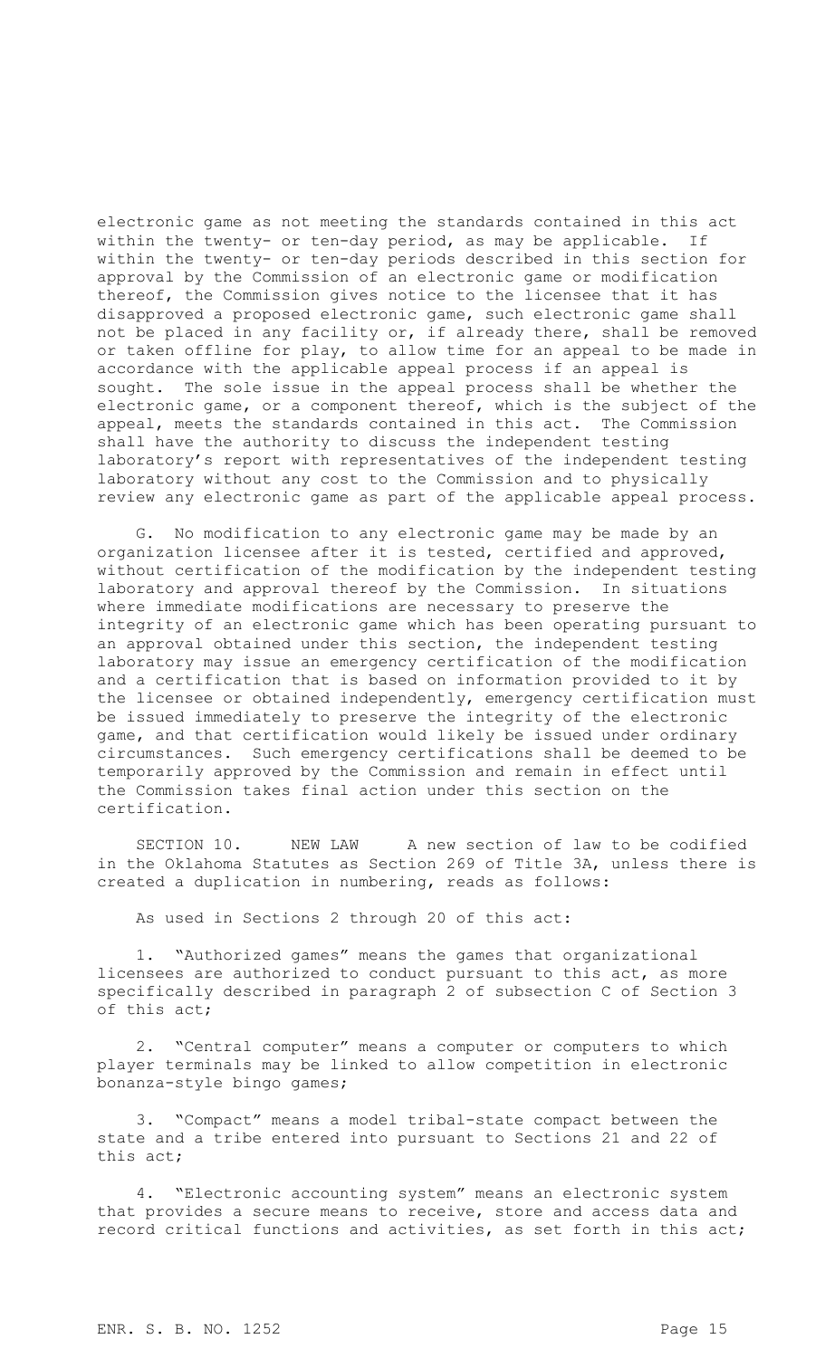electronic game as not meeting the standards contained in this act within the twenty- or ten-day period, as may be applicable. If within the twenty- or ten-day periods described in this section for approval by the Commission of an electronic game or modification thereof, the Commission gives notice to the licensee that it has disapproved a proposed electronic game, such electronic game shall not be placed in any facility or, if already there, shall be removed or taken offline for play, to allow time for an appeal to be made in accordance with the applicable appeal process if an appeal is sought. The sole issue in the appeal process shall be whether the electronic game, or a component thereof, which is the subject of the appeal, meets the standards contained in this act. The Commission shall have the authority to discuss the independent testing laboratory's report with representatives of the independent testing laboratory without any cost to the Commission and to physically review any electronic game as part of the applicable appeal process.

G. No modification to any electronic game may be made by an organization licensee after it is tested, certified and approved, without certification of the modification by the independent testing laboratory and approval thereof by the Commission. In situations where immediate modifications are necessary to preserve the integrity of an electronic game which has been operating pursuant to an approval obtained under this section, the independent testing laboratory may issue an emergency certification of the modification and a certification that is based on information provided to it by the licensee or obtained independently, emergency certification must be issued immediately to preserve the integrity of the electronic game, and that certification would likely be issued under ordinary circumstances. Such emergency certifications shall be deemed to be temporarily approved by the Commission and remain in effect until the Commission takes final action under this section on the certification.

SECTION 10. NEW LAW A new section of law to be codified in the Oklahoma Statutes as Section 269 of Title 3A, unless there is created a duplication in numbering, reads as follows:

As used in Sections 2 through 20 of this act:

1. "Authorized games" means the games that organizational licensees are authorized to conduct pursuant to this act, as more specifically described in paragraph 2 of subsection C of Section 3 of this act;

2. "Central computer" means a computer or computers to which player terminals may be linked to allow competition in electronic bonanza-style bingo games;

3. "Compact" means a model tribal-state compact between the state and a tribe entered into pursuant to Sections 21 and 22 of this act;

4. "Electronic accounting system" means an electronic system that provides a secure means to receive, store and access data and record critical functions and activities, as set forth in this act;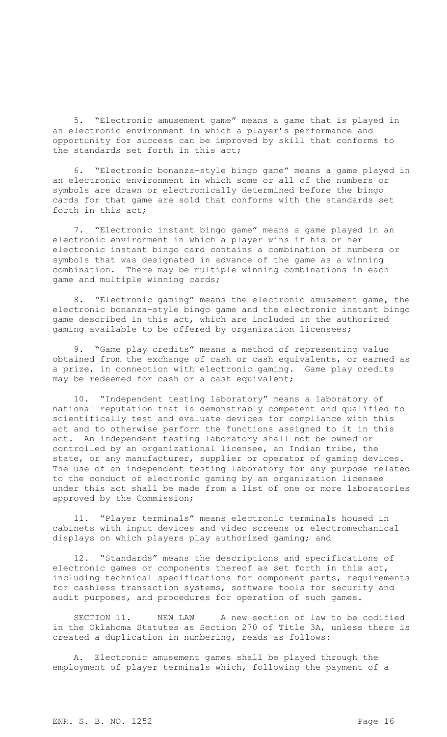5. "Electronic amusement game" means a game that is played in an electronic environment in which a player's performance and opportunity for success can be improved by skill that conforms to the standards set forth in this act;

6. "Electronic bonanza-style bingo game" means a game played in an electronic environment in which some or all of the numbers or symbols are drawn or electronically determined before the bingo cards for that game are sold that conforms with the standards set forth in this act;

7. "Electronic instant bingo game" means a game played in an electronic environment in which a player wins if his or her electronic instant bingo card contains a combination of numbers or symbols that was designated in advance of the game as a winning combination. There may be multiple winning combinations in each game and multiple winning cards;

8. "Electronic gaming" means the electronic amusement game, the electronic bonanza-style bingo game and the electronic instant bingo game described in this act, which are included in the authorized gaming available to be offered by organization licensees;

9. "Game play credits" means a method of representing value obtained from the exchange of cash or cash equivalents, or earned as a prize, in connection with electronic gaming. Game play credits may be redeemed for cash or a cash equivalent;

10. "Independent testing laboratory" means a laboratory of national reputation that is demonstrably competent and qualified to scientifically test and evaluate devices for compliance with this act and to otherwise perform the functions assigned to it in this act. An independent testing laboratory shall not be owned or controlled by an organizational licensee, an Indian tribe, the state, or any manufacturer, supplier or operator of gaming devices. The use of an independent testing laboratory for any purpose related to the conduct of electronic gaming by an organization licensee under this act shall be made from a list of one or more laboratories approved by the Commission;

11. "Player terminals" means electronic terminals housed in cabinets with input devices and video screens or electromechanical displays on which players play authorized gaming; and

12. "Standards" means the descriptions and specifications of electronic games or components thereof as set forth in this act, including technical specifications for component parts, requirements for cashless transaction systems, software tools for security and audit purposes, and procedures for operation of such games.

SECTION 11. NEW LAW A new section of law to be codified in the Oklahoma Statutes as Section 270 of Title 3A, unless there is created a duplication in numbering, reads as follows:

A. Electronic amusement games shall be played through the employment of player terminals which, following the payment of a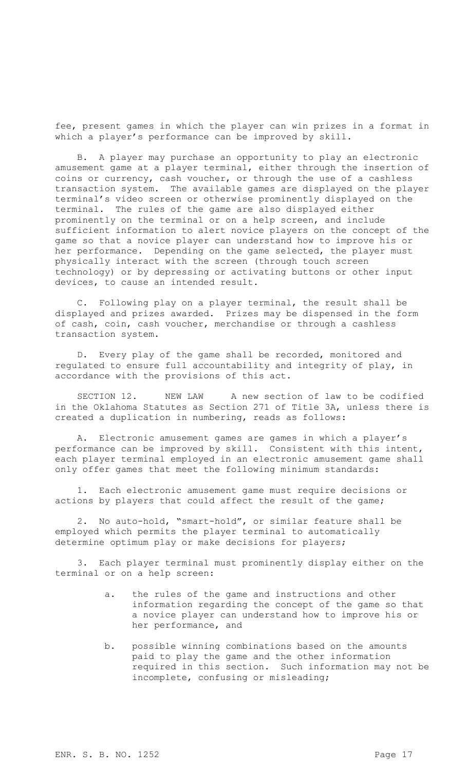fee, present games in which the player can win prizes in a format in which a player's performance can be improved by skill.

B. A player may purchase an opportunity to play an electronic amusement game at a player terminal, either through the insertion of coins or currency, cash voucher, or through the use of a cashless transaction system. The available games are displayed on the player terminal's video screen or otherwise prominently displayed on the terminal. The rules of the game are also displayed either prominently on the terminal or on a help screen, and include sufficient information to alert novice players on the concept of the game so that a novice player can understand how to improve his or her performance. Depending on the game selected, the player must physically interact with the screen (through touch screen technology) or by depressing or activating buttons or other input devices, to cause an intended result.

C. Following play on a player terminal, the result shall be displayed and prizes awarded. Prizes may be dispensed in the form of cash, coin, cash voucher, merchandise or through a cashless transaction system.

D. Every play of the game shall be recorded, monitored and regulated to ensure full accountability and integrity of play, in accordance with the provisions of this act.

SECTION 12. NEW LAW A new section of law to be codified in the Oklahoma Statutes as Section 271 of Title 3A, unless there is created a duplication in numbering, reads as follows:

A. Electronic amusement games are games in which a player's performance can be improved by skill. Consistent with this intent, each player terminal employed in an electronic amusement game shall only offer games that meet the following minimum standards:

1. Each electronic amusement game must require decisions or actions by players that could affect the result of the game;

2. No auto-hold, "smart-hold", or similar feature shall be employed which permits the player terminal to automatically determine optimum play or make decisions for players;

3. Each player terminal must prominently display either on the terminal or on a help screen:

   a. the rules of the game and instructions and other information regarding the concept of the game so that a novice player can understand how to improve his or her performance, and

   b. possible winning combinations based on the amounts paid to play the game and the other information required in this section. Such information may not be incomplete, confusing or misleading;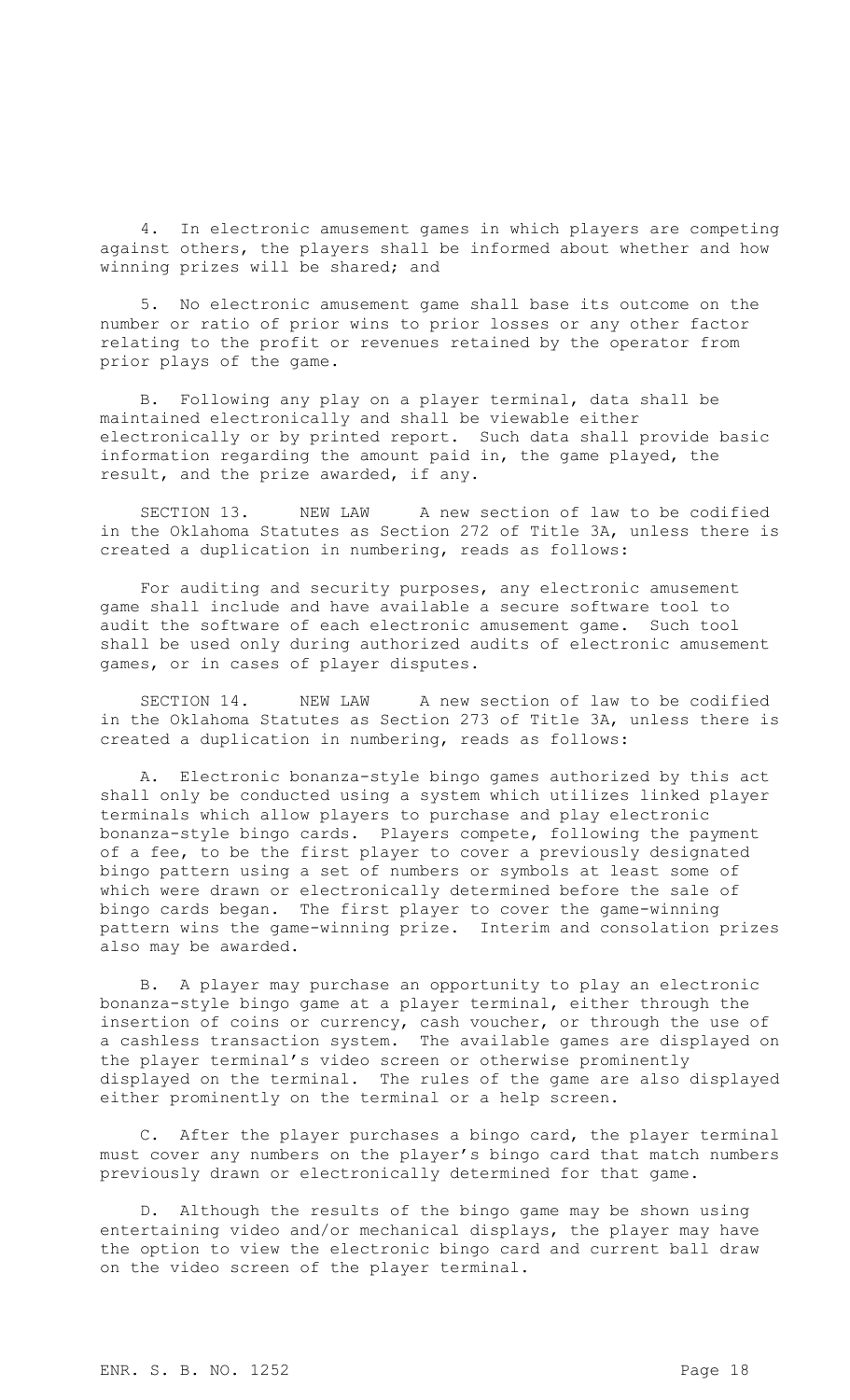4. In electronic amusement games in which players are competing against others, the players shall be informed about whether and how winning prizes will be shared; and

5. No electronic amusement game shall base its outcome on the number or ratio of prior wins to prior losses or any other factor relating to the profit or revenues retained by the operator from prior plays of the game.

B. Following any play on a player terminal, data shall be maintained electronically and shall be viewable either electronically or by printed report. Such data shall provide basic information regarding the amount paid in, the game played, the result, and the prize awarded, if any.

SECTION 13. NEW LAW A new section of law to be codified in the Oklahoma Statutes as Section 272 of Title 3A, unless there is created a duplication in numbering, reads as follows:

For auditing and security purposes, any electronic amusement game shall include and have available a secure software tool to audit the software of each electronic amusement game. Such tool shall be used only during authorized audits of electronic amusement games, or in cases of player disputes.

SECTION 14. NEW LAW A new section of law to be codified in the Oklahoma Statutes as Section 273 of Title 3A, unless there is created a duplication in numbering, reads as follows:

A. Electronic bonanza-style bingo games authorized by this act shall only be conducted using a system which utilizes linked player terminals which allow players to purchase and play electronic bonanza-style bingo cards. Players compete, following the payment of a fee, to be the first player to cover a previously designated bingo pattern using a set of numbers or symbols at least some of which were drawn or electronically determined before the sale of bingo cards began. The first player to cover the game-winning pattern wins the game-winning prize. Interim and consolation prizes also may be awarded.

B. A player may purchase an opportunity to play an electronic bonanza-style bingo game at a player terminal, either through the insertion of coins or currency, cash voucher, or through the use of a cashless transaction system. The available games are displayed on the player terminal's video screen or otherwise prominently displayed on the terminal. The rules of the game are also displayed either prominently on the terminal or a help screen.

C. After the player purchases a bingo card, the player terminal must cover any numbers on the player's bingo card that match numbers previously drawn or electronically determined for that game.

D. Although the results of the bingo game may be shown using entertaining video and/or mechanical displays, the player may have the option to view the electronic bingo card and current ball draw on the video screen of the player terminal.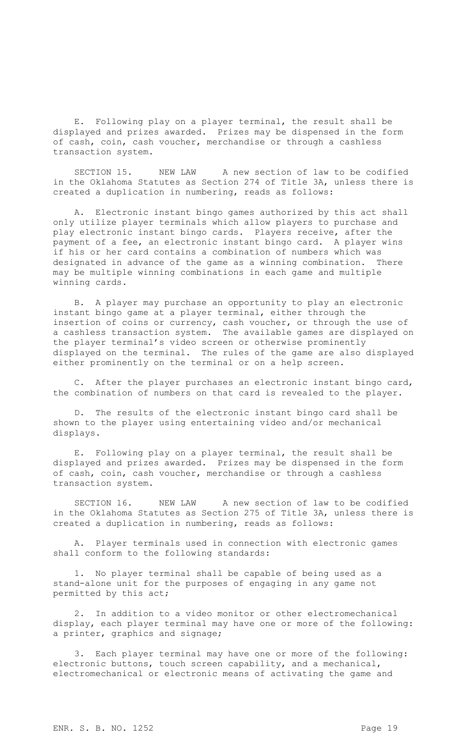E. Following play on a player terminal, the result shall be displayed and prizes awarded. Prizes may be dispensed in the form of cash, coin, cash voucher, merchandise or through a cashless transaction system.

SECTION 15. NEW LAW A new section of law to be codified in the Oklahoma Statutes as Section 274 of Title 3A, unless there is created a duplication in numbering, reads as follows:

A. Electronic instant bingo games authorized by this act shall only utilize player terminals which allow players to purchase and play electronic instant bingo cards. Players receive, after the payment of a fee, an electronic instant bingo card. A player wins if his or her card contains a combination of numbers which was designated in advance of the game as a winning combination. There may be multiple winning combinations in each game and multiple winning cards.

B. A player may purchase an opportunity to play an electronic instant bingo game at a player terminal, either through the insertion of coins or currency, cash voucher, or through the use of a cashless transaction system. The available games are displayed on the player terminal's video screen or otherwise prominently displayed on the terminal. The rules of the game are also displayed either prominently on the terminal or on a help screen.

C. After the player purchases an electronic instant bingo card, the combination of numbers on that card is revealed to the player.

D. The results of the electronic instant bingo card shall be shown to the player using entertaining video and/or mechanical displays.

E. Following play on a player terminal, the result shall be displayed and prizes awarded. Prizes may be dispensed in the form of cash, coin, cash voucher, merchandise or through a cashless transaction system.

SECTION 16. NEW LAW A new section of law to be codified in the Oklahoma Statutes as Section 275 of Title 3A, unless there is created a duplication in numbering, reads as follows:

A. Player terminals used in connection with electronic games shall conform to the following standards:

1. No player terminal shall be capable of being used as a stand-alone unit for the purposes of engaging in any game not permitted by this act;

2. In addition to a video monitor or other electromechanical display, each player terminal may have one or more of the following: a printer, graphics and signage;

3. Each player terminal may have one or more of the following: electronic buttons, touch screen capability, and a mechanical, electromechanical or electronic means of activating the game and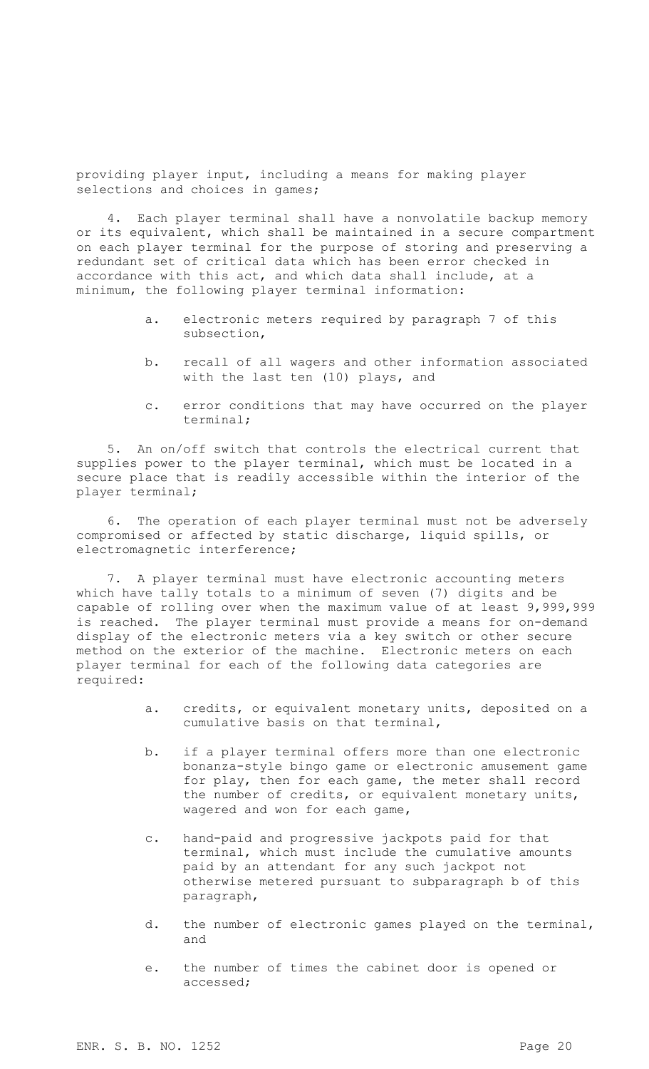providing player input, including a means for making player selections and choices in games;

4. Each player terminal shall have a nonvolatile backup memory or its equivalent, which shall be maintained in a secure compartment on each player terminal for the purpose of storing and preserving a redundant set of critical data which has been error checked in accordance with this act, and which data shall include, at a minimum, the following player terminal information:

   a. electronic meters required by paragraph 7 of this subsection,

   b. recall of all wagers and other information associated with the last ten (10) plays, and

   c. error conditions that may have occurred on the player terminal;

5. An on/off switch that controls the electrical current that supplies power to the player terminal, which must be located in a secure place that is readily accessible within the interior of the player terminal;

6. The operation of each player terminal must not be adversely compromised or affected by static discharge, liquid spills, or electromagnetic interference;

7. A player terminal must have electronic accounting meters which have tally totals to a minimum of seven (7) digits and be capable of rolling over when the maximum value of at least 9,999,999 is reached. The player terminal must provide a means for on-demand display of the electronic meters via a key switch or other secure method on the exterior of the machine. Electronic meters on each player terminal for each of the following data categories are required:

   a. credits, or equivalent monetary units, deposited on a cumulative basis on that terminal,

   b. if a player terminal offers more than one electronic bonanza-style bingo game or electronic amusement game for play, then for each game, the meter shall record the number of credits, or equivalent monetary units, wagered and won for each game,

   c. hand-paid and progressive jackpots paid for that terminal, which must include the cumulative amounts paid by an attendant for any such jackpot not otherwise metered pursuant to subparagraph b of this paragraph,

   d. the number of electronic games played on the terminal, and

   e. the number of times the cabinet door is opened or accessed;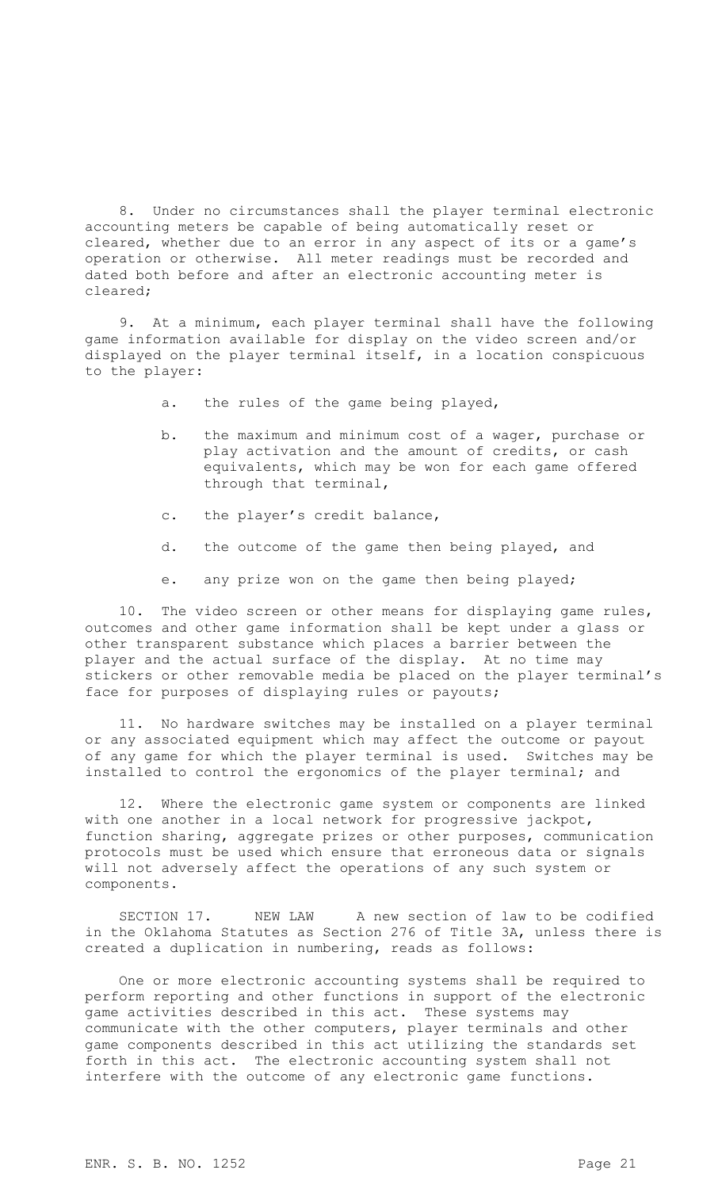8. Under no circumstances shall the player terminal electronic accounting meters be capable of being automatically reset or cleared, whether due to an error in any aspect of its or a game's operation or otherwise. All meter readings must be recorded and dated both before and after an electronic accounting meter is cleared;

9. At a minimum, each player terminal shall have the following game information available for display on the video screen and/or displayed on the player terminal itself, in a location conspicuous to the player:

a. the rules of the game being played,

b. the maximum and minimum cost of a wager, purchase or play activation and the amount of credits, or cash equivalents, which may be won for each game offered through that terminal,

c. the player's credit balance,

d. the outcome of the game then being played, and

e. any prize won on the game then being played;

10. The video screen or other means for displaying game rules, outcomes and other game information shall be kept under a glass or other transparent substance which places a barrier between the player and the actual surface of the display. At no time may stickers or other removable media be placed on the player terminal's face for purposes of displaying rules or payouts;

11. No hardware switches may be installed on a player terminal or any associated equipment which may affect the outcome or payout of any game for which the player terminal is used. Switches may be installed to control the ergonomics of the player terminal; and

12. Where the electronic game system or components are linked with one another in a local network for progressive jackpot, function sharing, aggregate prizes or other purposes, communication protocols must be used which ensure that erroneous data or signals will not adversely affect the operations of any such system or components.

SECTION 17. NEW LAW A new section of law to be codified in the Oklahoma Statutes as Section 276 of Title 3A, unless there is created a duplication in numbering, reads as follows:

One or more electronic accounting systems shall be required to perform reporting and other functions in support of the electronic game activities described in this act. These systems may communicate with the other computers, player terminals and other game components described in this act utilizing the standards set forth in this act. The electronic accounting system shall not interfere with the outcome of any electronic game functions.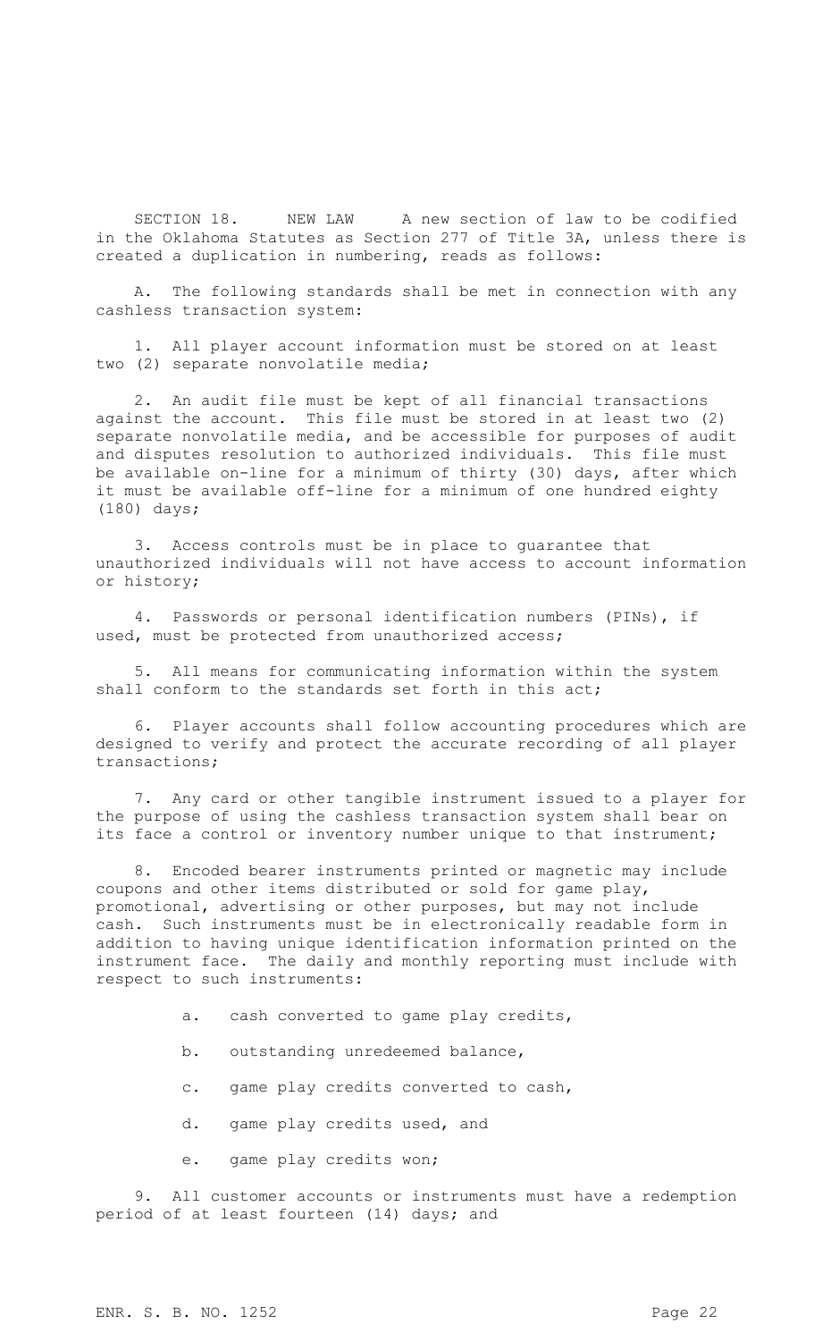SECTION 18. NEW LAW A new section of law to be codified in the Oklahoma Statutes as Section 277 of Title 3A, unless there is created a duplication in numbering, reads as follows:

A. The following standards shall be met in connection with any cashless transaction system:

1. All player account information must be stored on at least two (2) separate nonvolatile media;

2. An audit file must be kept of all financial transactions against the account. This file must be stored in at least two (2) separate nonvolatile media, and be accessible for purposes of audit and disputes resolution to authorized individuals. This file must be available on-line for a minimum of thirty (30) days, after which it must be available off-line for a minimum of one hundred eighty (180) days;

3. Access controls must be in place to guarantee that unauthorized individuals will not have access to account information or history;

4. Passwords or personal identification numbers (PINs), if used, must be protected from unauthorized access;

5. All means for communicating information within the system shall conform to the standards set forth in this act;

6. Player accounts shall follow accounting procedures which are designed to verify and protect the accurate recording of all player transactions;

7. Any card or other tangible instrument issued to a player for the purpose of using the cashless transaction system shall bear on its face a control or inventory number unique to that instrument;

8. Encoded bearer instruments printed or magnetic may include coupons and other items distributed or sold for game play, promotional, advertising or other purposes, but may not include cash. Such instruments must be in electronically readable form in addition to having unique identification information printed on the instrument face. The daily and monthly reporting must include with respect to such instruments:

   a. cash converted to game play credits,

   b. outstanding unredeemed balance,

   c. game play credits converted to cash,

   d. game play credits used, and

   e. game play credits won;

9. All customer accounts or instruments must have a redemption period of at least fourteen (14) days; and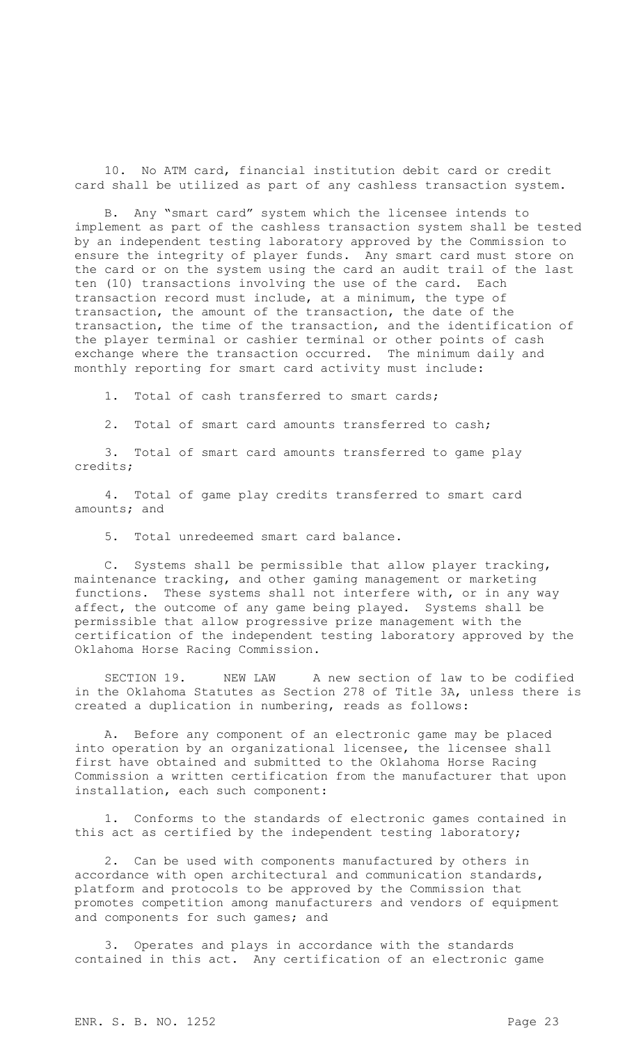10. No ATM card, financial institution debit card or credit card shall be utilized as part of any cashless transaction system.

B. Any "smart card" system which the licensee intends to implement as part of the cashless transaction system shall be tested by an independent testing laboratory approved by the Commission to ensure the integrity of player funds. Any smart card must store on the card or on the system using the card an audit trail of the last ten (10) transactions involving the use of the card. Each transaction record must include, at a minimum, the type of transaction, the amount of the transaction, the date of the transaction, the time of the transaction, and the identification of the player terminal or cashier terminal or other points of cash exchange where the transaction occurred. The minimum daily and monthly reporting for smart card activity must include:

1. Total of cash transferred to smart cards;

2. Total of smart card amounts transferred to cash;

3. Total of smart card amounts transferred to game play credits;

4. Total of game play credits transferred to smart card amounts; and

5. Total unredeemed smart card balance.

C. Systems shall be permissible that allow player tracking, maintenance tracking, and other gaming management or marketing functions. These systems shall not interfere with, or in any way affect, the outcome of any game being played. Systems shall be permissible that allow progressive prize management with the certification of the independent testing laboratory approved by the Oklahoma Horse Racing Commission.

SECTION 19. NEW LAW A new section of law to be codified in the Oklahoma Statutes as Section 278 of Title 3A, unless there is created a duplication in numbering, reads as follows:

A. Before any component of an electronic game may be placed into operation by an organizational licensee, the licensee shall first have obtained and submitted to the Oklahoma Horse Racing Commission a written certification from the manufacturer that upon installation, each such component:

1. Conforms to the standards of electronic games contained in this act as certified by the independent testing laboratory;

2. Can be used with components manufactured by others in accordance with open architectural and communication standards, platform and protocols to be approved by the Commission that promotes competition among manufacturers and vendors of equipment and components for such games; and

3. Operates and plays in accordance with the standards contained in this act. Any certification of an electronic game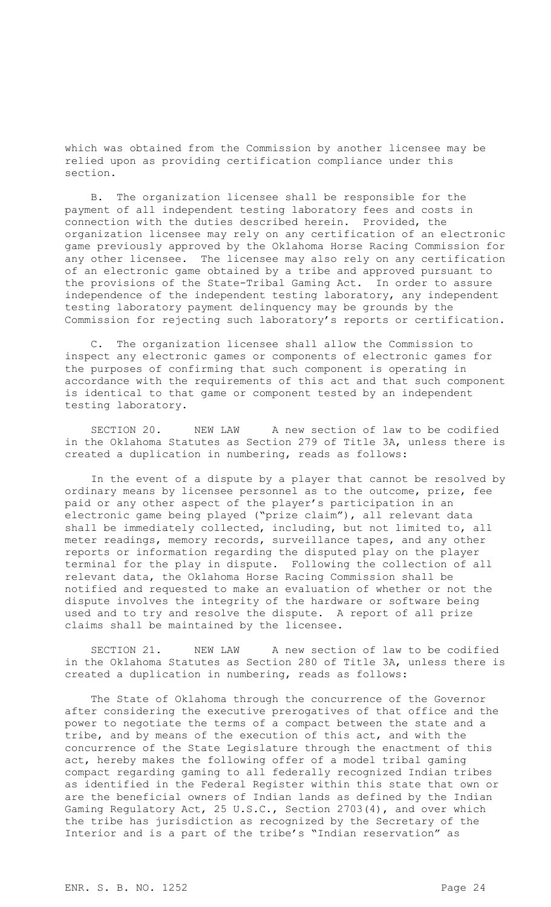which was obtained from the Commission by another licensee may be relied upon as providing certification compliance under this section.

B. The organization licensee shall be responsible for the payment of all independent testing laboratory fees and costs in connection with the duties described herein. Provided, the organization licensee may rely on any certification of an electronic game previously approved by the Oklahoma Horse Racing Commission for any other licensee. The licensee may also rely on any certification of an electronic game obtained by a tribe and approved pursuant to the provisions of the State-Tribal Gaming Act. In order to assure independence of the independent testing laboratory, any independent testing laboratory payment delinquency may be grounds by the Commission for rejecting such laboratory's reports or certification.

C. The organization licensee shall allow the Commission to inspect any electronic games or components of electronic games for the purposes of confirming that such component is operating in accordance with the requirements of this act and that such component is identical to that game or component tested by an independent testing laboratory.

SECTION 20. NEW LAW A new section of law to be codified in the Oklahoma Statutes as Section 279 of Title 3A, unless there is created a duplication in numbering, reads as follows:

In the event of a dispute by a player that cannot be resolved by ordinary means by licensee personnel as to the outcome, prize, fee paid or any other aspect of the player's participation in an electronic game being played ("prize claim"), all relevant data shall be immediately collected, including, but not limited to, all meter readings, memory records, surveillance tapes, and any other reports or information regarding the disputed play on the player terminal for the play in dispute. Following the collection of all relevant data, the Oklahoma Horse Racing Commission shall be notified and requested to make an evaluation of whether or not the dispute involves the integrity of the hardware or software being used and to try and resolve the dispute. A report of all prize claims shall be maintained by the licensee.

SECTION 21. NEW LAW A new section of law to be codified in the Oklahoma Statutes as Section 280 of Title 3A, unless there is created a duplication in numbering, reads as follows:

The State of Oklahoma through the concurrence of the Governor after considering the executive prerogatives of that office and the power to negotiate the terms of a compact between the state and a tribe, and by means of the execution of this act, and with the concurrence of the State Legislature through the enactment of this act, hereby makes the following offer of a model tribal gaming compact regarding gaming to all federally recognized Indian tribes as identified in the Federal Register within this state that own or are the beneficial owners of Indian lands as defined by the Indian Gaming Regulatory Act, 25 U.S.C., Section 2703(4), and over which the tribe has jurisdiction as recognized by the Secretary of the Interior and is a part of the tribe's "Indian reservation" as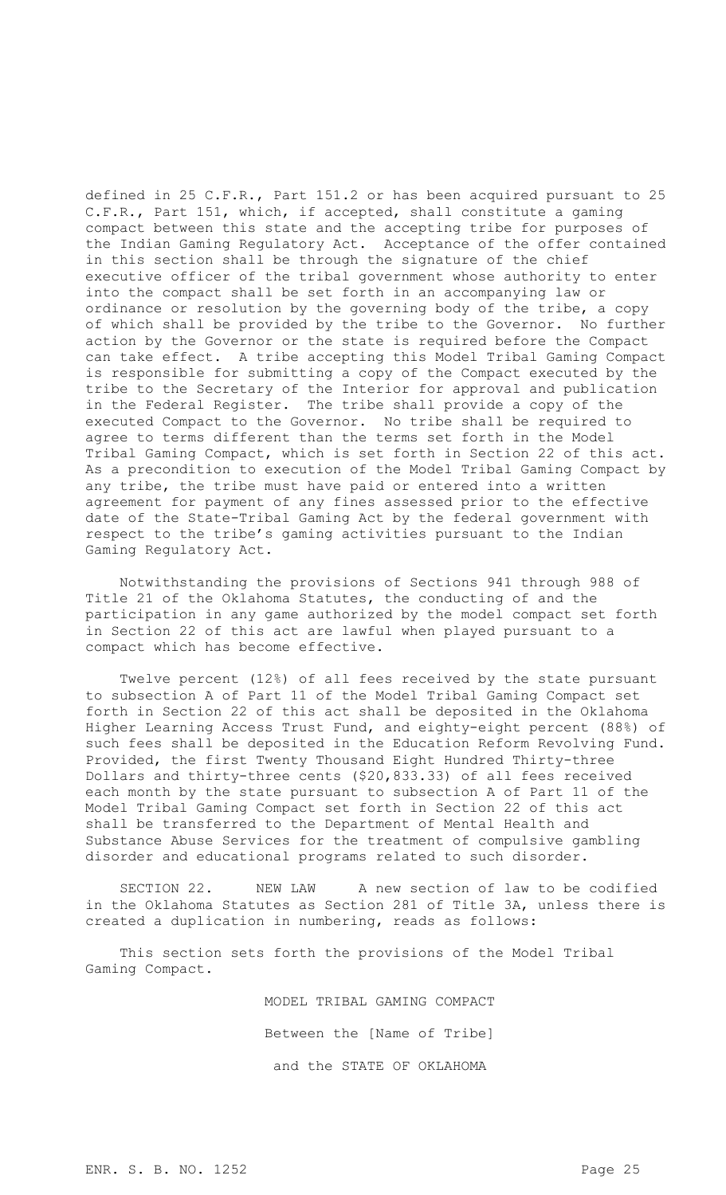defined in 25 C.F.R., Part 151.2 or has been acquired pursuant to 25 C.F.R., Part 151, which, if accepted, shall constitute a gaming compact between this state and the accepting tribe for purposes of the Indian Gaming Regulatory Act. Acceptance of the offer contained in this section shall be through the signature of the chief executive officer of the tribal government whose authority to enter into the compact shall be set forth in an accompanying law or ordinance or resolution by the governing body of the tribe, a copy of which shall be provided by the tribe to the Governor. No further action by the Governor or the state is required before the Compact can take effect. A tribe accepting this Model Tribal Gaming Compact is responsible for submitting a copy of the Compact executed by the tribe to the Secretary of the Interior for approval and publication in the Federal Register. The tribe shall provide a copy of the executed Compact to the Governor. No tribe shall be required to agree to terms different than the terms set forth in the Model Tribal Gaming Compact, which is set forth in Section 22 of this act. As a precondition to execution of the Model Tribal Gaming Compact by any tribe, the tribe must have paid or entered into a written agreement for payment of any fines assessed prior to the effective date of the State-Tribal Gaming Act by the federal government with respect to the tribe's gaming activities pursuant to the Indian Gaming Regulatory Act.

Notwithstanding the provisions of Sections 941 through 988 of Title 21 of the Oklahoma Statutes, the conducting of and the participation in any game authorized by the model compact set forth in Section 22 of this act are lawful when played pursuant to a compact which has become effective.

Twelve percent (12%) of all fees received by the state pursuant to subsection A of Part 11 of the Model Tribal Gaming Compact set forth in Section 22 of this act shall be deposited in the Oklahoma Higher Learning Access Trust Fund, and eighty-eight percent (88%) of such fees shall be deposited in the Education Reform Revolving Fund. Provided, the first Twenty Thousand Eight Hundred Thirty-three Dollars and thirty-three cents ($20,833.33) of all fees received each month by the state pursuant to subsection A of Part 11 of the Model Tribal Gaming Compact set forth in Section 22 of this act shall be transferred to the Department of Mental Health and Substance Abuse Services for the treatment of compulsive gambling disorder and educational programs related to such disorder.

SECTION 22. NEW LAW A new section of law to be codified in the Oklahoma Statutes as Section 281 of Title 3A, unless there is created a duplication in numbering, reads as follows:

This section sets forth the provisions of the Model Tribal Gaming Compact.

MODEL TRIBAL GAMING COMPACT

Between the [Name of Tribe]

and the STATE OF OKLAHOMA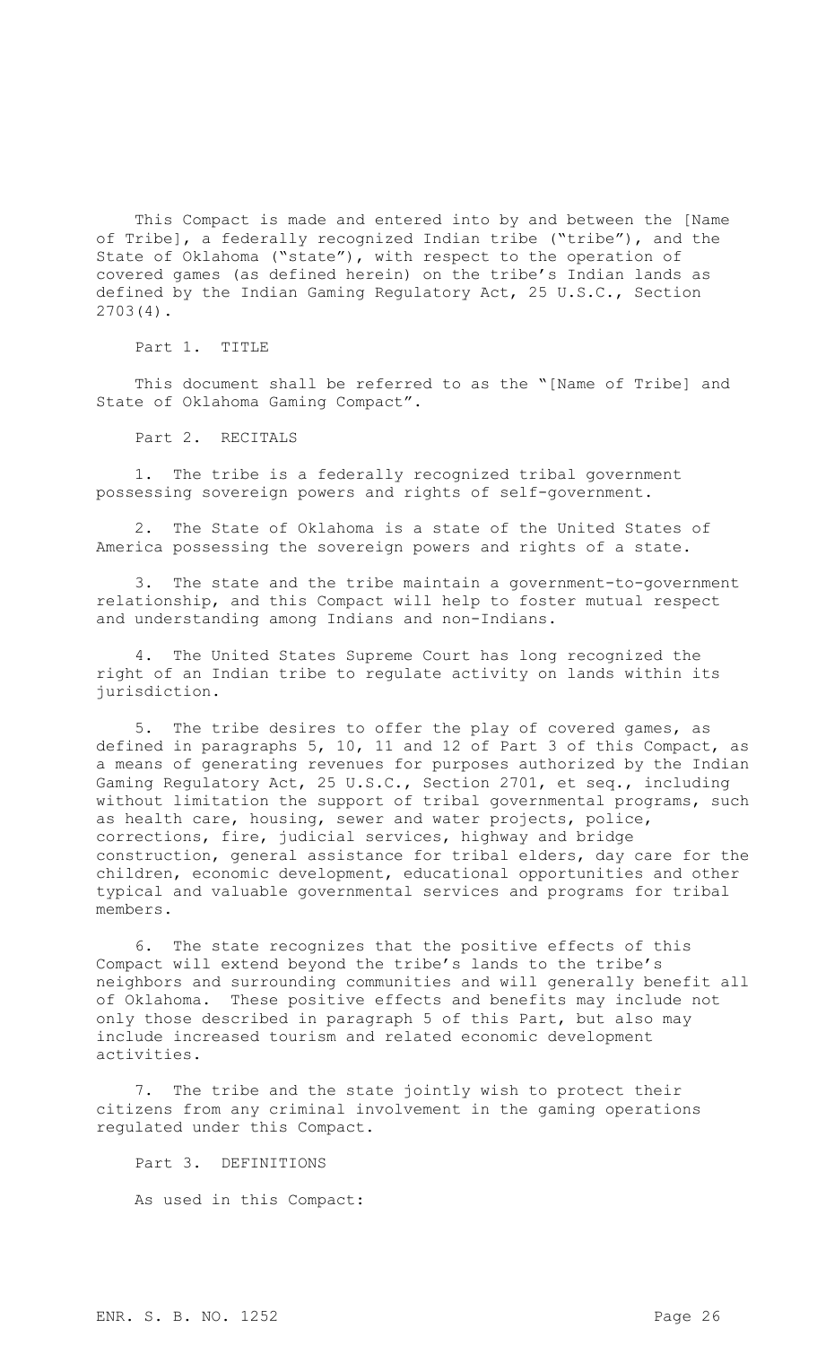This Compact is made and entered into by and between the [Name of Tribe], a federally recognized Indian tribe ("tribe"), and the State of Oklahoma ("state"), with respect to the operation of covered games (as defined herein) on the tribe's Indian lands as defined by the Indian Gaming Regulatory Act, 25 U.S.C., Section 2703(4).

Part 1. TITLE

This document shall be referred to as the "[Name of Tribe] and State of Oklahoma Gaming Compact".

Part 2. RECITALS

1. The tribe is a federally recognized tribal government possessing sovereign powers and rights of self-government.

2. The State of Oklahoma is a state of the United States of America possessing the sovereign powers and rights of a state.

3. The state and the tribe maintain a government-to-government relationship, and this Compact will help to foster mutual respect and understanding among Indians and non-Indians.

4. The United States Supreme Court has long recognized the right of an Indian tribe to regulate activity on lands within its jurisdiction.

5. The tribe desires to offer the play of covered games, as defined in paragraphs 5, 10, 11 and 12 of Part 3 of this Compact, as a means of generating revenues for purposes authorized by the Indian Gaming Regulatory Act, 25 U.S.C., Section 2701, et seq., including without limitation the support of tribal governmental programs, such as health care, housing, sewer and water projects, police, corrections, fire, judicial services, highway and bridge construction, general assistance for tribal elders, day care for the children, economic development, educational opportunities and other typical and valuable governmental services and programs for tribal members.

6. The state recognizes that the positive effects of this Compact will extend beyond the tribe's lands to the tribe's neighbors and surrounding communities and will generally benefit all of Oklahoma. These positive effects and benefits may include not only those described in paragraph 5 of this Part, but also may include increased tourism and related economic development activities.

7. The tribe and the state jointly wish to protect their citizens from any criminal involvement in the gaming operations regulated under this Compact.

Part 3. DEFINITIONS

As used in this Compact: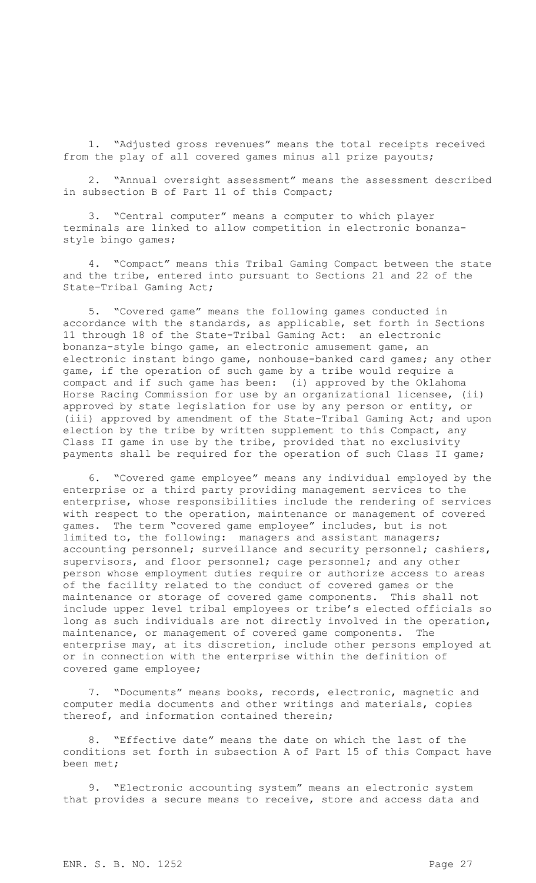1. "Adjusted gross revenues" means the total receipts received from the play of all covered games minus all prize payouts;

2. "Annual oversight assessment" means the assessment described in subsection B of Part 11 of this Compact;

3. "Central computer" means a computer to which player terminals are linked to allow competition in electronic bonanza-style bingo games;

4. "Compact" means this Tribal Gaming Compact between the state and the tribe, entered into pursuant to Sections 21 and 22 of the State-Tribal Gaming Act;

5. "Covered game" means the following games conducted in accordance with the standards, as applicable, set forth in Sections 11 through 18 of the State-Tribal Gaming Act: an electronic bonanza-style bingo game, an electronic amusement game, an electronic instant bingo game, nonhouse-banked card games; any other game, if the operation of such game by a tribe would require a compact and if such game has been: (i) approved by the Oklahoma Horse Racing Commission for use by an organizational licensee, (ii) approved by state legislation for use by any person or entity, or (iii) approved by amendment of the State-Tribal Gaming Act; and upon election by the tribe by written supplement to this Compact, any Class II game in use by the tribe, provided that no exclusivity payments shall be required for the operation of such Class II game;

6. "Covered game employee" means any individual employed by the enterprise or a third party providing management services to the enterprise, whose responsibilities include the rendering of services with respect to the operation, maintenance or management of covered games. The term "covered game employee" includes, but is not limited to, the following: managers and assistant managers; accounting personnel; surveillance and security personnel; cashiers, supervisors, and floor personnel; cage personnel; and any other person whose employment duties require or authorize access to areas of the facility related to the conduct of covered games or the maintenance or storage of covered game components. This shall not include upper level tribal employees or tribe's elected officials so long as such individuals are not directly involved in the operation, maintenance, or management of covered game components. The enterprise may, at its discretion, include other persons employed at or in connection with the enterprise within the definition of covered game employee;

7. "Documents" means books, records, electronic, magnetic and computer media documents and other writings and materials, copies thereof, and information contained therein;

8. "Effective date" means the date on which the last of the conditions set forth in subsection A of Part 15 of this Compact have been met;

9. "Electronic accounting system" means an electronic system that provides a secure means to receive, store and access data and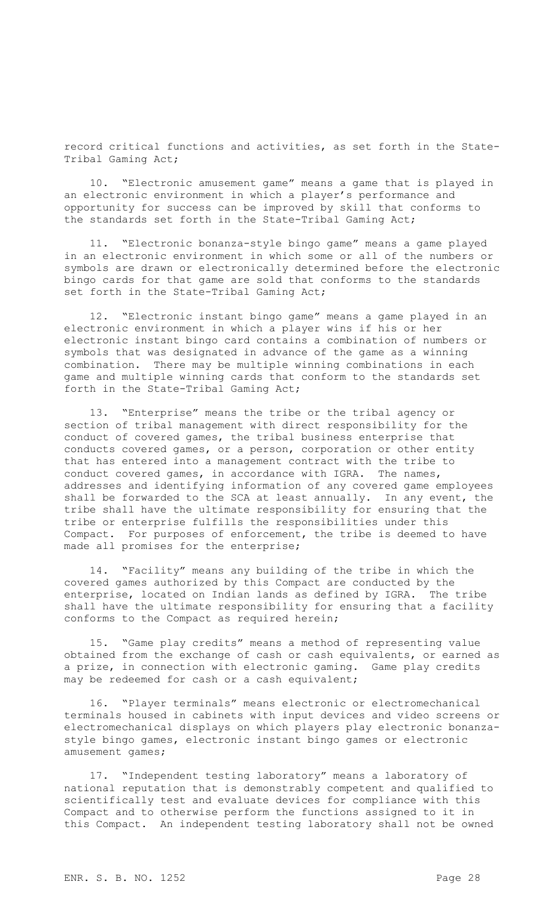record critical functions and activities, as set forth in the State-Tribal Gaming Act;

10. "Electronic amusement game" means a game that is played in an electronic environment in which a player's performance and opportunity for success can be improved by skill that conforms to the standards set forth in the State-Tribal Gaming Act;

11. "Electronic bonanza-style bingo game" means a game played in an electronic environment in which some or all of the numbers or symbols are drawn or electronically determined before the electronic bingo cards for that game are sold that conforms to the standards set forth in the State-Tribal Gaming Act;

12. "Electronic instant bingo game" means a game played in an electronic environment in which a player wins if his or her electronic instant bingo card contains a combination of numbers or symbols that was designated in advance of the game as a winning combination. There may be multiple winning combinations in each game and multiple winning cards that conform to the standards set forth in the State-Tribal Gaming Act;

13. "Enterprise" means the tribe or the tribal agency or section of tribal management with direct responsibility for the conduct of covered games, the tribal business enterprise that conducts covered games, or a person, corporation or other entity that has entered into a management contract with the tribe to conduct covered games, in accordance with IGRA. The names, addresses and identifying information of any covered game employees shall be forwarded to the SCA at least annually. In any event, the tribe shall have the ultimate responsibility for ensuring that the tribe or enterprise fulfills the responsibilities under this Compact. For purposes of enforcement, the tribe is deemed to have made all promises for the enterprise;

14. "Facility" means any building of the tribe in which the covered games authorized by this Compact are conducted by the enterprise, located on Indian lands as defined by IGRA. The tribe shall have the ultimate responsibility for ensuring that a facility conforms to the Compact as required herein;

15. "Game play credits" means a method of representing value obtained from the exchange of cash or cash equivalents, or earned as a prize, in connection with electronic gaming. Game play credits may be redeemed for cash or a cash equivalent;

16. "Player terminals" means electronic or electromechanical terminals housed in cabinets with input devices and video screens or electromechanical displays on which players play electronic bonanza-style bingo games, electronic instant bingo games or electronic amusement games;

17. "Independent testing laboratory" means a laboratory of national reputation that is demonstrably competent and qualified to scientifically test and evaluate devices for compliance with this Compact and to otherwise perform the functions assigned to it in this Compact. An independent testing laboratory shall not be owned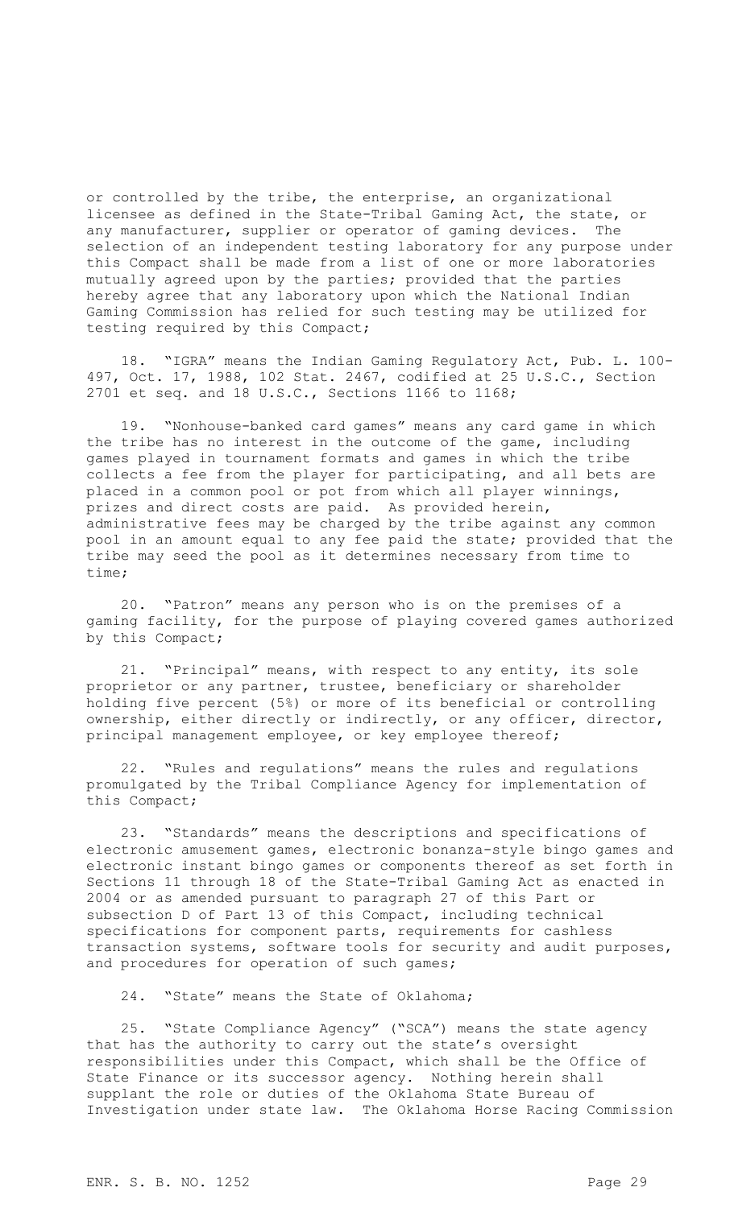or controlled by the tribe, the enterprise, an organizational licensee as defined in the State-Tribal Gaming Act, the state, or any manufacturer, supplier or operator of gaming devices. The selection of an independent testing laboratory for any purpose under this Compact shall be made from a list of one or more laboratories mutually agreed upon by the parties; provided that the parties hereby agree that any laboratory upon which the National Indian Gaming Commission has relied for such testing may be utilized for testing required by this Compact;

18. "IGRA" means the Indian Gaming Regulatory Act, Pub. L. 100-497, Oct. 17, 1988, 102 Stat. 2467, codified at 25 U.S.C., Section 2701 et seq. and 18 U.S.C., Sections 1166 to 1168;

19. "Nonhouse-banked card games" means any card game in which the tribe has no interest in the outcome of the game, including games played in tournament formats and games in which the tribe collects a fee from the player for participating, and all bets are placed in a common pool or pot from which all player winnings, prizes and direct costs are paid. As provided herein, administrative fees may be charged by the tribe against any common pool in an amount equal to any fee paid the state; provided that the tribe may seed the pool as it determines necessary from time to time;

20. "Patron" means any person who is on the premises of a gaming facility, for the purpose of playing covered games authorized by this Compact;

21. "Principal" means, with respect to any entity, its sole proprietor or any partner, trustee, beneficiary or shareholder holding five percent (5%) or more of its beneficial or controlling ownership, either directly or indirectly, or any officer, director, principal management employee, or key employee thereof;

22. "Rules and regulations" means the rules and regulations promulgated by the Tribal Compliance Agency for implementation of this Compact;

23. "Standards" means the descriptions and specifications of electronic amusement games, electronic bonanza-style bingo games and electronic instant bingo games or components thereof as set forth in Sections 11 through 18 of the State-Tribal Gaming Act as enacted in 2004 or as amended pursuant to paragraph 27 of this Part or subsection D of Part 13 of this Compact, including technical specifications for component parts, requirements for cashless transaction systems, software tools for security and audit purposes, and procedures for operation of such games;

24. "State" means the State of Oklahoma;

25. "State Compliance Agency" ("SCA") means the state agency that has the authority to carry out the state's oversight responsibilities under this Compact, which shall be the Office of State Finance or its successor agency. Nothing herein shall supplant the role or duties of the Oklahoma State Bureau of Investigation under state law. The Oklahoma Horse Racing Commission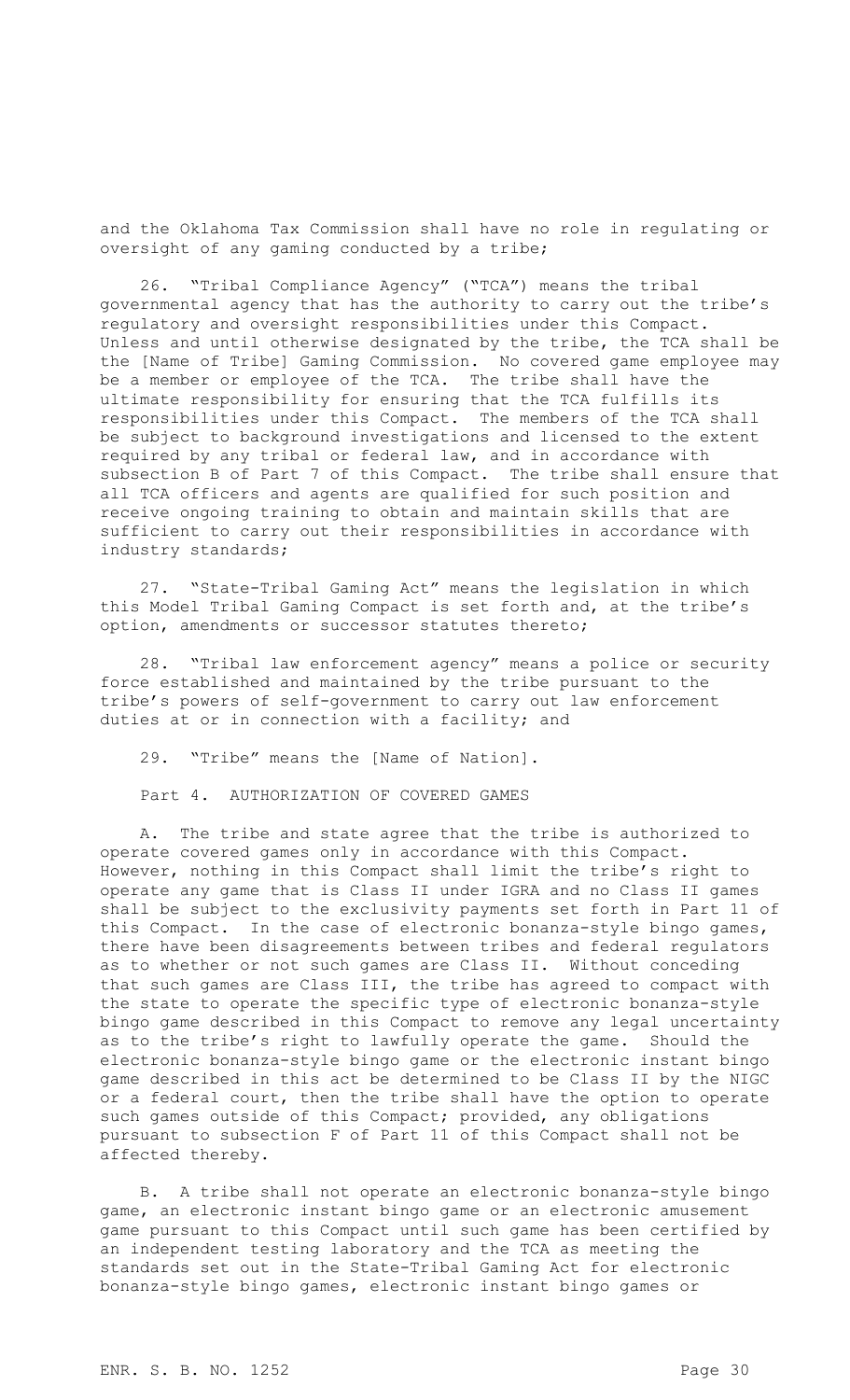and the Oklahoma Tax Commission shall have no role in regulating or oversight of any gaming conducted by a tribe;

26. "Tribal Compliance Agency" ("TCA") means the tribal governmental agency that has the authority to carry out the tribe's regulatory and oversight responsibilities under this Compact. Unless and until otherwise designated by the tribe, the TCA shall be the [Name of Tribe] Gaming Commission. No covered game employee may be a member or employee of the TCA. The tribe shall have the ultimate responsibility for ensuring that the TCA fulfills its responsibilities under this Compact. The members of the TCA shall be subject to background investigations and licensed to the extent required by any tribal or federal law, and in accordance with subsection B of Part 7 of this Compact. The tribe shall ensure that all TCA officers and agents are qualified for such position and receive ongoing training to obtain and maintain skills that are sufficient to carry out their responsibilities in accordance with industry standards;

27. "State-Tribal Gaming Act" means the legislation in which this Model Tribal Gaming Compact is set forth and, at the tribe's option, amendments or successor statutes thereto;

28. "Tribal law enforcement agency" means a police or security force established and maintained by the tribe pursuant to the tribe's powers of self-government to carry out law enforcement duties at or in connection with a facility; and

29. "Tribe" means the [Name of Nation].

Part 4. AUTHORIZATION OF COVERED GAMES

A. The tribe and state agree that the tribe is authorized to operate covered games only in accordance with this Compact. However, nothing in this Compact shall limit the tribe's right to operate any game that is Class II under IGRA and no Class II games shall be subject to the exclusivity payments set forth in Part 11 of this Compact. In the case of electronic bonanza-style bingo games, there have been disagreements between tribes and federal regulators as to whether or not such games are Class II. Without conceding that such games are Class III, the tribe has agreed to compact with the state to operate the specific type of electronic bonanza-style bingo game described in this Compact to remove any legal uncertainty as to the tribe's right to lawfully operate the game. Should the electronic bonanza-style bingo game or the electronic instant bingo game described in this act be determined to be Class II by the NIGC or a federal court, then the tribe shall have the option to operate such games outside of this Compact; provided, any obligations pursuant to subsection F of Part 11 of this Compact shall not be affected thereby.

B. A tribe shall not operate an electronic bonanza-style bingo game, an electronic instant bingo game or an electronic amusement game pursuant to this Compact until such game has been certified by an independent testing laboratory and the TCA as meeting the standards set out in the State-Tribal Gaming Act for electronic bonanza-style bingo games, electronic instant bingo games or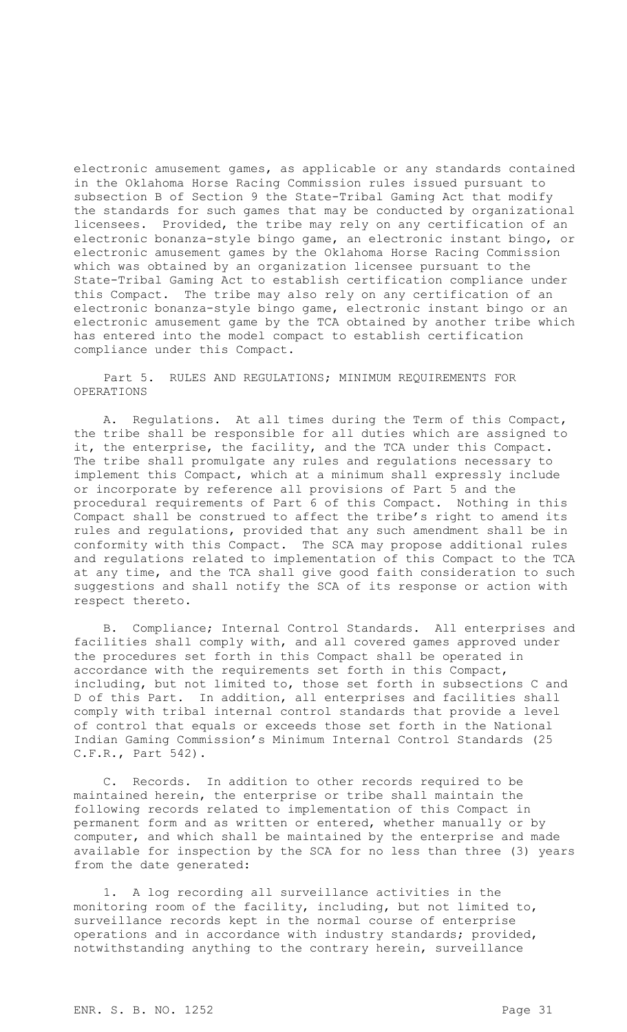electronic amusement games, as applicable or any standards contained in the Oklahoma Horse Racing Commission rules issued pursuant to subsection B of Section 9 the State-Tribal Gaming Act that modify the standards for such games that may be conducted by organizational licensees. Provided, the tribe may rely on any certification of an electronic bonanza-style bingo game, an electronic instant bingo, or electronic amusement games by the Oklahoma Horse Racing Commission which was obtained by an organization licensee pursuant to the State-Tribal Gaming Act to establish certification compliance under this Compact. The tribe may also rely on any certification of an electronic bonanza-style bingo game, electronic instant bingo or an electronic amusement game by the TCA obtained by another tribe which has entered into the model compact to establish certification compliance under this Compact.

Part 5. RULES AND REGULATIONS; MINIMUM REQUIREMENTS FOR OPERATIONS

A. Regulations. At all times during the Term of this Compact, the tribe shall be responsible for all duties which are assigned to it, the enterprise, the facility, and the TCA under this Compact. The tribe shall promulgate any rules and regulations necessary to implement this Compact, which at a minimum shall expressly include or incorporate by reference all provisions of Part 5 and the procedural requirements of Part 6 of this Compact. Nothing in this Compact shall be construed to affect the tribe's right to amend its rules and regulations, provided that any such amendment shall be in conformity with this Compact. The SCA may propose additional rules and regulations related to implementation of this Compact to the TCA at any time, and the TCA shall give good faith consideration to such suggestions and shall notify the SCA of its response or action with respect thereto.

B. Compliance; Internal Control Standards. All enterprises and facilities shall comply with, and all covered games approved under the procedures set forth in this Compact shall be operated in accordance with the requirements set forth in this Compact, including, but not limited to, those set forth in subsections C and D of this Part. In addition, all enterprises and facilities shall comply with tribal internal control standards that provide a level of control that equals or exceeds those set forth in the National Indian Gaming Commission's Minimum Internal Control Standards (25 C.F.R., Part 542).

C. Records. In addition to other records required to be maintained herein, the enterprise or tribe shall maintain the following records related to implementation of this Compact in permanent form and as written or entered, whether manually or by computer, and which shall be maintained by the enterprise and made available for inspection by the SCA for no less than three (3) years from the date generated:

1. A log recording all surveillance activities in the monitoring room of the facility, including, but not limited to, surveillance records kept in the normal course of enterprise operations and in accordance with industry standards; provided, notwithstanding anything to the contrary herein, surveillance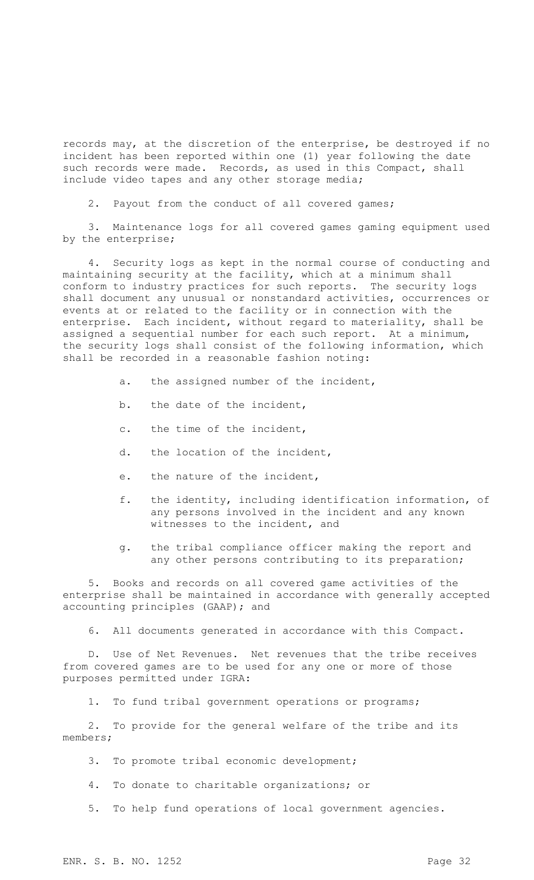records may, at the discretion of the enterprise, be destroyed if no incident has been reported within one (1) year following the date such records were made. Records, as used in this Compact, shall include video tapes and any other storage media;

2. Payout from the conduct of all covered games;

3. Maintenance logs for all covered games gaming equipment used by the enterprise;

4. Security logs as kept in the normal course of conducting and maintaining security at the facility, which at a minimum shall conform to industry practices for such reports. The security logs shall document any unusual or nonstandard activities, occurrences or events at or related to the facility or in connection with the enterprise. Each incident, without regard to materiality, shall be assigned a sequential number for each such report. At a minimum, the security logs shall consist of the following information, which shall be recorded in a reasonable fashion noting:

a. the assigned number of the incident,

b. the date of the incident,

c. the time of the incident,

d. the location of the incident,

e. the nature of the incident,

f. the identity, including identification information, of any persons involved in the incident and any known witnesses to the incident, and

g. the tribal compliance officer making the report and any other persons contributing to its preparation;

5. Books and records on all covered game activities of the enterprise shall be maintained in accordance with generally accepted accounting principles (GAAP); and

6. All documents generated in accordance with this Compact.

D. Use of Net Revenues. Net revenues that the tribe receives from covered games are to be used for any one or more of those purposes permitted under IGRA:

1. To fund tribal government operations or programs;

2. To provide for the general welfare of the tribe and its members;

3. To promote tribal economic development;

4. To donate to charitable organizations; or

5. To help fund operations of local government agencies.

ENR. S. B. NO. 1252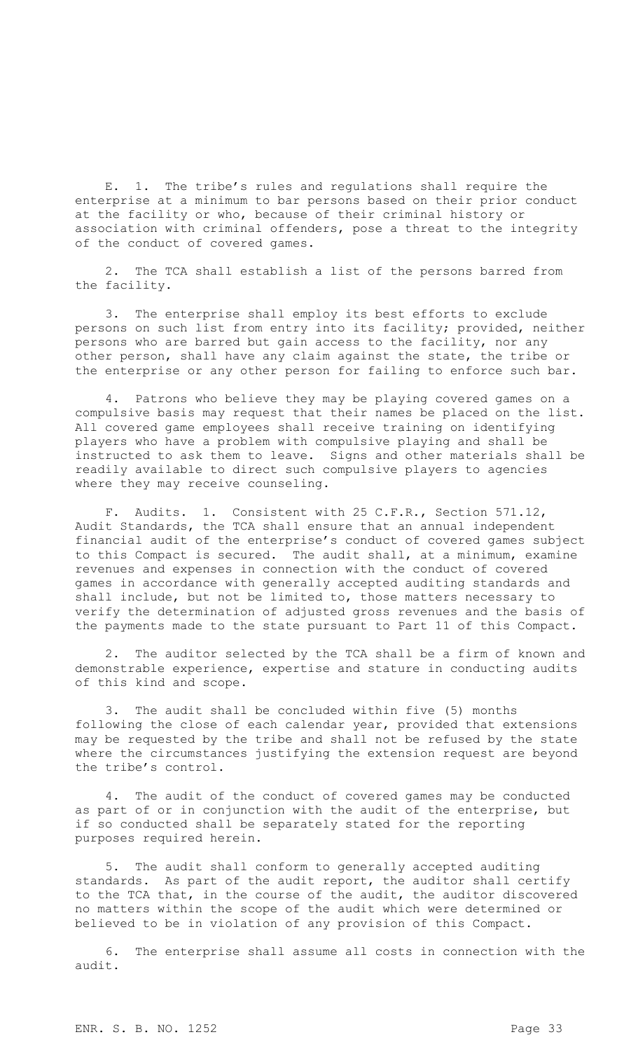E. 1. The tribe's rules and regulations shall require the enterprise at a minimum to bar persons based on their prior conduct at the facility or who, because of their criminal history or association with criminal offenders, pose a threat to the integrity of the conduct of covered games.

2. The TCA shall establish a list of the persons barred from the facility.

3. The enterprise shall employ its best efforts to exclude persons on such list from entry into its facility; provided, neither persons who are barred but gain access to the facility, nor any other person, shall have any claim against the state, the tribe or the enterprise or any other person for failing to enforce such bar.

4. Patrons who believe they may be playing covered games on a compulsive basis may request that their names be placed on the list. All covered game employees shall receive training on identifying players who have a problem with compulsive playing and shall be instructed to ask them to leave. Signs and other materials shall be readily available to direct such compulsive players to agencies where they may receive counseling.

F. Audits. 1. Consistent with 25 C.F.R., Section 571.12, Audit Standards, the TCA shall ensure that an annual independent financial audit of the enterprise's conduct of covered games subject to this Compact is secured. The audit shall, at a minimum, examine revenues and expenses in connection with the conduct of covered games in accordance with generally accepted auditing standards and shall include, but not be limited to, those matters necessary to verify the determination of adjusted gross revenues and the basis of the payments made to the state pursuant to Part 11 of this Compact.

2. The auditor selected by the TCA shall be a firm of known and demonstrable experience, expertise and stature in conducting audits of this kind and scope.

3. The audit shall be concluded within five (5) months following the close of each calendar year, provided that extensions may be requested by the tribe and shall not be refused by the state where the circumstances justifying the extension request are beyond the tribe's control.

4. The audit of the conduct of covered games may be conducted as part of or in conjunction with the audit of the enterprise, but if so conducted shall be separately stated for the reporting purposes required herein.

5. The audit shall conform to generally accepted auditing standards. As part of the audit report, the auditor shall certify to the TCA that, in the course of the audit, the auditor discovered no matters within the scope of the audit which were determined or believed to be in violation of any provision of this Compact.

6. The enterprise shall assume all costs in connection with the audit.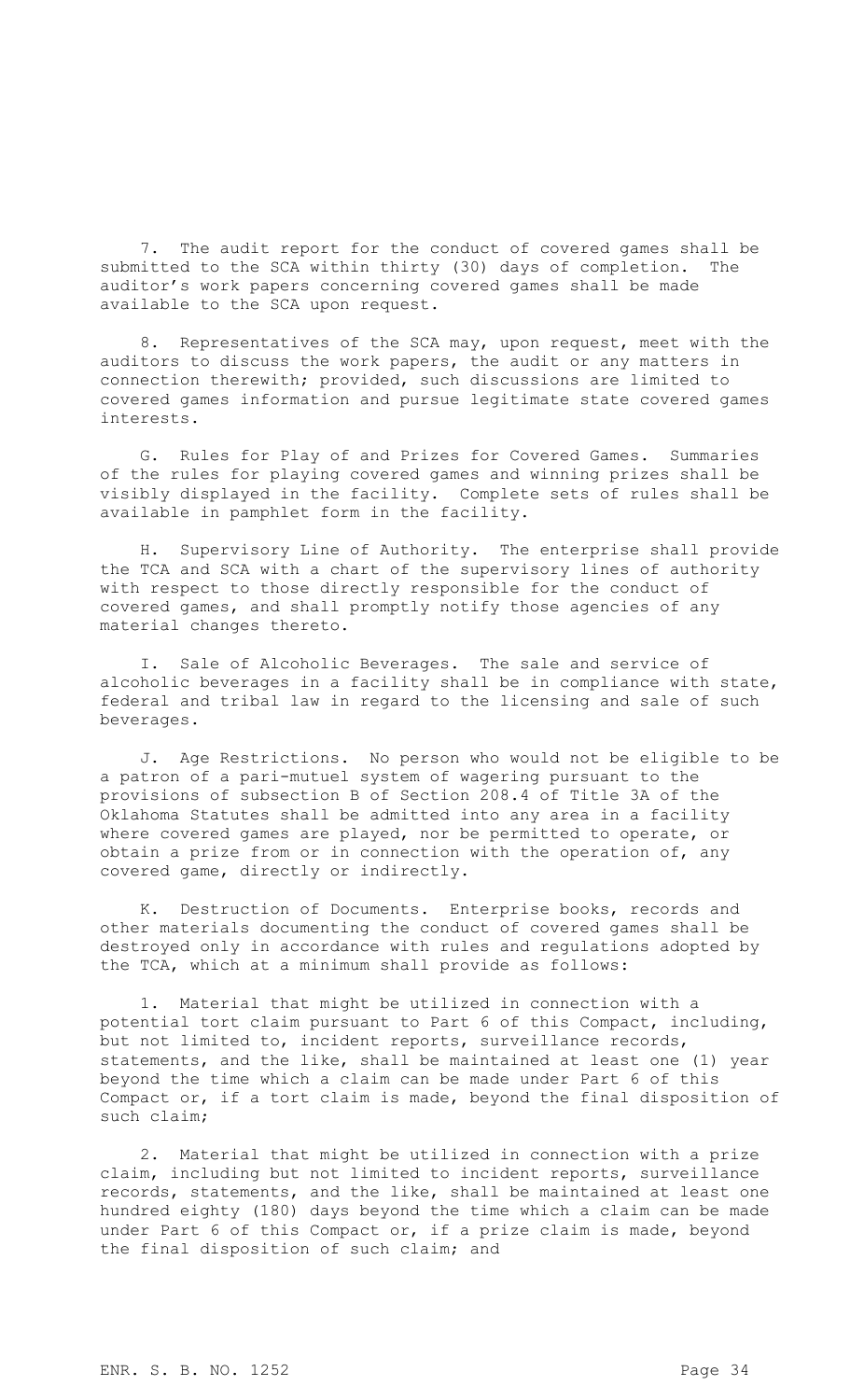7. The audit report for the conduct of covered games shall be submitted to the SCA within thirty (30) days of completion. The auditor's work papers concerning covered games shall be made available to the SCA upon request.

8. Representatives of the SCA may, upon request, meet with the auditors to discuss the work papers, the audit or any matters in connection therewith; provided, such discussions are limited to covered games information and pursue legitimate state covered games interests.

G. Rules for Play of and Prizes for Covered Games. Summaries of the rules for playing covered games and winning prizes shall be visibly displayed in the facility. Complete sets of rules shall be available in pamphlet form in the facility.

H. Supervisory Line of Authority. The enterprise shall provide the TCA and SCA with a chart of the supervisory lines of authority with respect to those directly responsible for the conduct of covered games, and shall promptly notify those agencies of any material changes thereto.

I. Sale of Alcoholic Beverages. The sale and service of alcoholic beverages in a facility shall be in compliance with state, federal and tribal law in regard to the licensing and sale of such beverages.

J. Age Restrictions. No person who would not be eligible to be a patron of a pari-mutuel system of wagering pursuant to the provisions of subsection B of Section 208.4 of Title 3A of the Oklahoma Statutes shall be admitted into any area in a facility where covered games are played, nor be permitted to operate, or obtain a prize from or in connection with the operation of, any covered game, directly or indirectly.

K. Destruction of Documents. Enterprise books, records and other materials documenting the conduct of covered games shall be destroyed only in accordance with rules and regulations adopted by the TCA, which at a minimum shall provide as follows:

1. Material that might be utilized in connection with a potential tort claim pursuant to Part 6 of this Compact, including, but not limited to, incident reports, surveillance records, statements, and the like, shall be maintained at least one (1) year beyond the time which a claim can be made under Part 6 of this Compact or, if a tort claim is made, beyond the final disposition of such claim;

2. Material that might be utilized in connection with a prize claim, including but not limited to incident reports, surveillance records, statements, and the like, shall be maintained at least one hundred eighty (180) days beyond the time which a claim can be made under Part 6 of this Compact or, if a prize claim is made, beyond the final disposition of such claim; and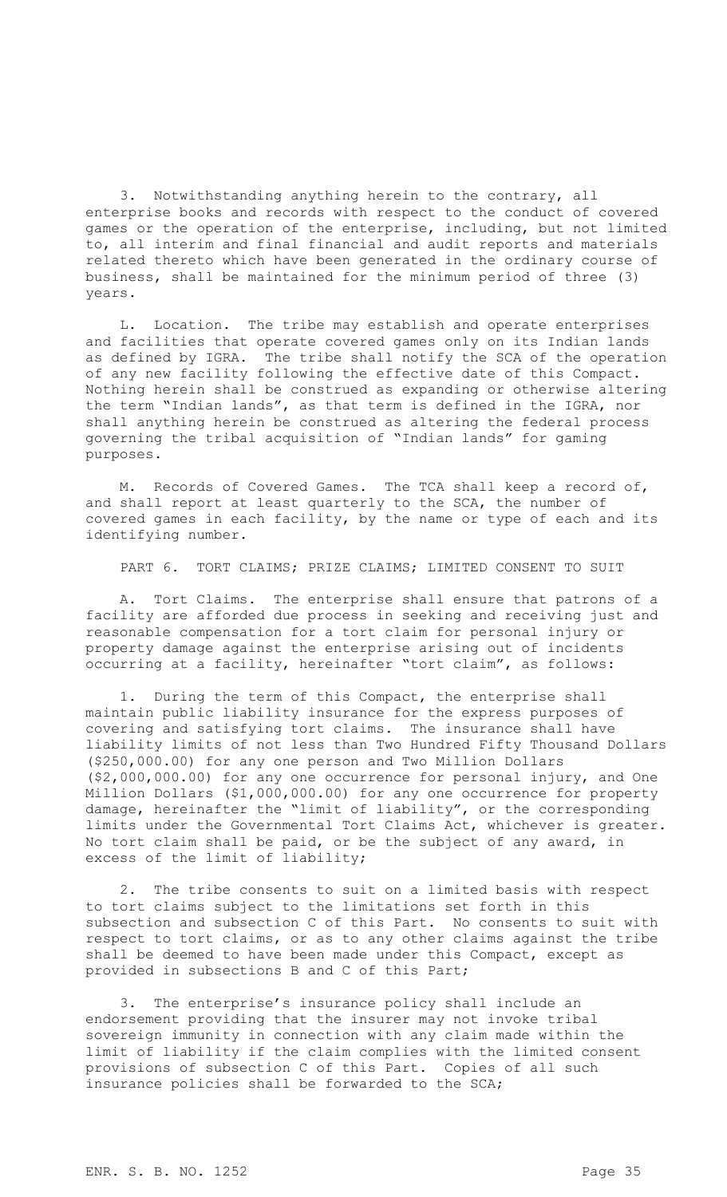3. Notwithstanding anything herein to the contrary, all enterprise books and records with respect to the conduct of covered games or the operation of the enterprise, including, but not limited to, all interim and final financial and audit reports and materials related thereto which have been generated in the ordinary course of business, shall be maintained for the minimum period of three (3) years.

L. Location. The tribe may establish and operate enterprises and facilities that operate covered games only on its Indian lands as defined by IGRA. The tribe shall notify the SCA of the operation of any new facility following the effective date of this Compact. Nothing herein shall be construed as expanding or otherwise altering the term "Indian lands", as that term is defined in the IGRA, nor shall anything herein be construed as altering the federal process governing the tribal acquisition of "Indian lands" for gaming purposes.

M. Records of Covered Games. The TCA shall keep a record of, and shall report at least quarterly to the SCA, the number of covered games in each facility, by the name or type of each and its identifying number.

PART 6. TORT CLAIMS; PRIZE CLAIMS; LIMITED CONSENT TO SUIT

A. Tort Claims. The enterprise shall ensure that patrons of a facility are afforded due process in seeking and receiving just and reasonable compensation for a tort claim for personal injury or property damage against the enterprise arising out of incidents occurring at a facility, hereinafter "tort claim", as follows:

1. During the term of this Compact, the enterprise shall maintain public liability insurance for the express purposes of covering and satisfying tort claims. The insurance shall have liability limits of not less than Two Hundred Fifty Thousand Dollars ($250,000.00) for any one person and Two Million Dollars ($2,000,000.00) for any one occurrence for personal injury, and One Million Dollars ($1,000,000.00) for any one occurrence for property damage, hereinafter the "limit of liability", or the corresponding limits under the Governmental Tort Claims Act, whichever is greater. No tort claim shall be paid, or be the subject of any award, in excess of the limit of liability;

2. The tribe consents to suit on a limited basis with respect to tort claims subject to the limitations set forth in this subsection and subsection C of this Part. No consents to suit with respect to tort claims, or as to any other claims against the tribe shall be deemed to have been made under this Compact, except as provided in subsections B and C of this Part;

3. The enterprise's insurance policy shall include an endorsement providing that the insurer may not invoke tribal sovereign immunity in connection with any claim made within the limit of liability if the claim complies with the limited consent provisions of subsection C of this Part. Copies of all such insurance policies shall be forwarded to the SCA;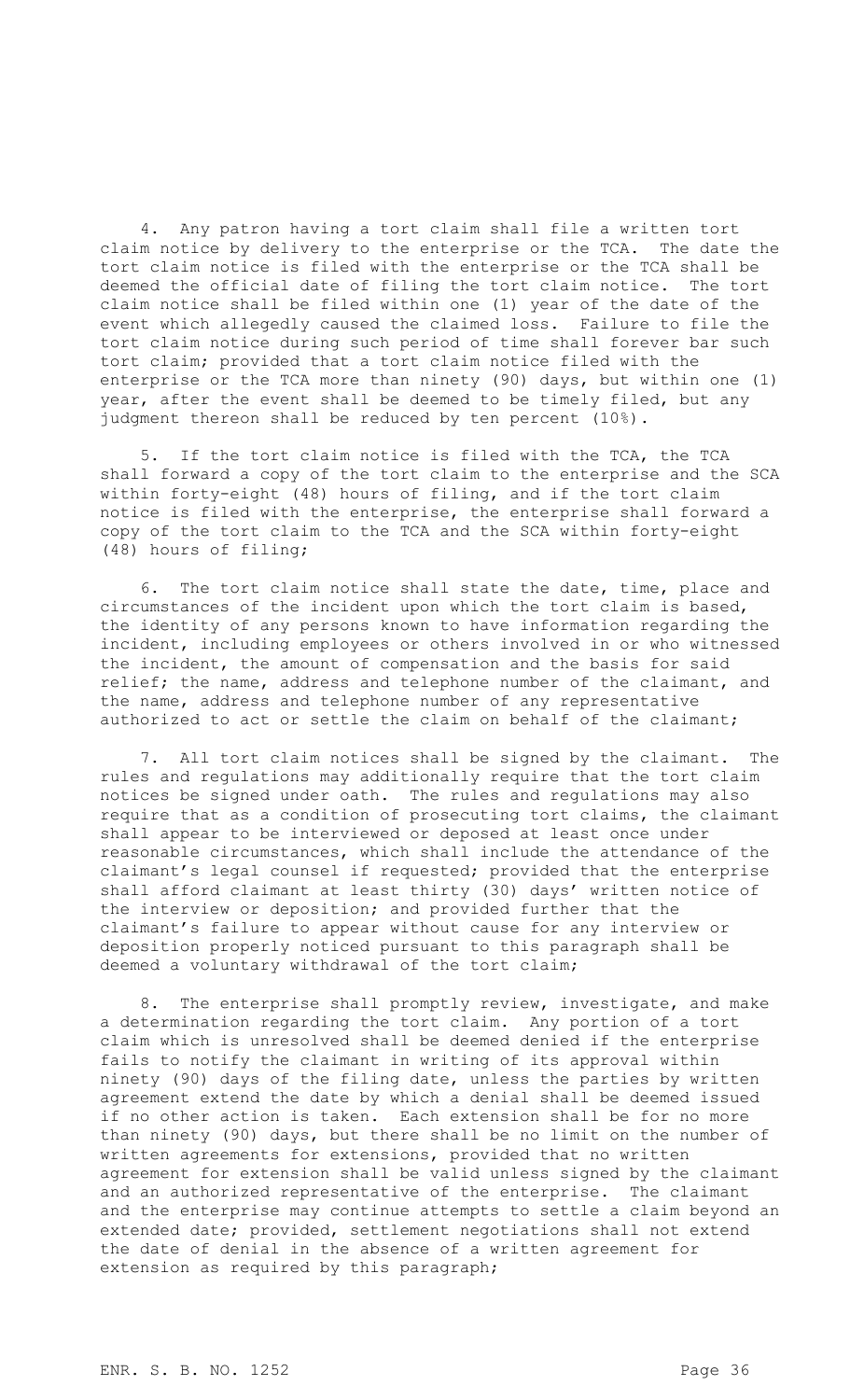4. Any patron having a tort claim shall file a written tort claim notice by delivery to the enterprise or the TCA. The date the tort claim notice is filed with the enterprise or the TCA shall be deemed the official date of filing the tort claim notice. The tort claim notice shall be filed within one (1) year of the date of the event which allegedly caused the claimed loss. Failure to file the tort claim notice during such period of time shall forever bar such tort claim; provided that a tort claim notice filed with the enterprise or the TCA more than ninety (90) days, but within one (1) year, after the event shall be deemed to be timely filed, but any judgment thereon shall be reduced by ten percent (10%).

5. If the tort claim notice is filed with the TCA, the TCA shall forward a copy of the tort claim to the enterprise and the SCA within forty-eight (48) hours of filing, and if the tort claim notice is filed with the enterprise, the enterprise shall forward a copy of the tort claim to the TCA and the SCA within forty-eight (48) hours of filing;

6. The tort claim notice shall state the date, time, place and circumstances of the incident upon which the tort claim is based, the identity of any persons known to have information regarding the incident, including employees or others involved in or who witnessed the incident, the amount of compensation and the basis for said relief; the name, address and telephone number of the claimant, and the name, address and telephone number of any representative authorized to act or settle the claim on behalf of the claimant;

7. All tort claim notices shall be signed by the claimant. The rules and regulations may additionally require that the tort claim notices be signed under oath. The rules and regulations may also require that as a condition of prosecuting tort claims, the claimant shall appear to be interviewed or deposed at least once under reasonable circumstances, which shall include the attendance of the claimant's legal counsel if requested; provided that the enterprise shall afford claimant at least thirty (30) days' written notice of the interview or deposition; and provided further that the claimant's failure to appear without cause for any interview or deposition properly noticed pursuant to this paragraph shall be deemed a voluntary withdrawal of the tort claim;

8. The enterprise shall promptly review, investigate, and make a determination regarding the tort claim. Any portion of a tort claim which is unresolved shall be deemed denied if the enterprise fails to notify the claimant in writing of its approval within ninety (90) days of the filing date, unless the parties by written agreement extend the date by which a denial shall be deemed issued if no other action is taken. Each extension shall be for no more than ninety (90) days, but there shall be no limit on the number of written agreements for extensions, provided that no written agreement for extension shall be valid unless signed by the claimant and an authorized representative of the enterprise. The claimant and the enterprise may continue attempts to settle a claim beyond an extended date; provided, settlement negotiations shall not extend the date of denial in the absence of a written agreement for extension as required by this paragraph;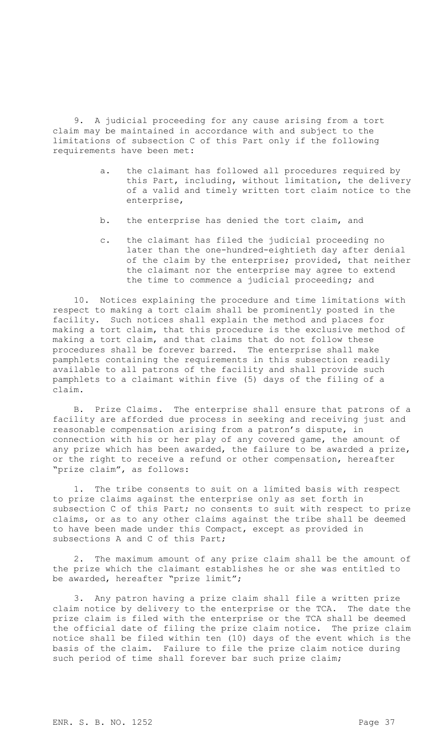9. A judicial proceeding for any cause arising from a tort claim may be maintained in accordance with and subject to the limitations of subsection C of this Part only if the following requirements have been met:

a. the claimant has followed all procedures required by this Part, including, without limitation, the delivery of a valid and timely written tort claim notice to the enterprise,

b. the enterprise has denied the tort claim, and

c. the claimant has filed the judicial proceeding no later than the one-hundred-eightieth day after denial of the claim by the enterprise; provided, that neither the claimant nor the enterprise may agree to extend the time to commence a judicial proceeding; and

10. Notices explaining the procedure and time limitations with respect to making a tort claim shall be prominently posted in the facility. Such notices shall explain the method and places for making a tort claim, that this procedure is the exclusive method of making a tort claim, and that claims that do not follow these procedures shall be forever barred. The enterprise shall make pamphlets containing the requirements in this subsection readily available to all patrons of the facility and shall provide such pamphlets to a claimant within five (5) days of the filing of a claim.

B. Prize Claims. The enterprise shall ensure that patrons of a facility are afforded due process in seeking and receiving just and reasonable compensation arising from a patron's dispute, in connection with his or her play of any covered game, the amount of any prize which has been awarded, the failure to be awarded a prize, or the right to receive a refund or other compensation, hereafter "prize claim", as follows:

1. The tribe consents to suit on a limited basis with respect to prize claims against the enterprise only as set forth in subsection C of this Part; no consents to suit with respect to prize claims, or as to any other claims against the tribe shall be deemed to have been made under this Compact, except as provided in subsections A and C of this Part;

2. The maximum amount of any prize claim shall be the amount of the prize which the claimant establishes he or she was entitled to be awarded, hereafter "prize limit";

3. Any patron having a prize claim shall file a written prize claim notice by delivery to the enterprise or the TCA. The date the prize claim is filed with the enterprise or the TCA shall be deemed the official date of filing the prize claim notice. The prize claim notice shall be filed within ten (10) days of the event which is the basis of the claim. Failure to file the prize claim notice during such period of time shall forever bar such prize claim;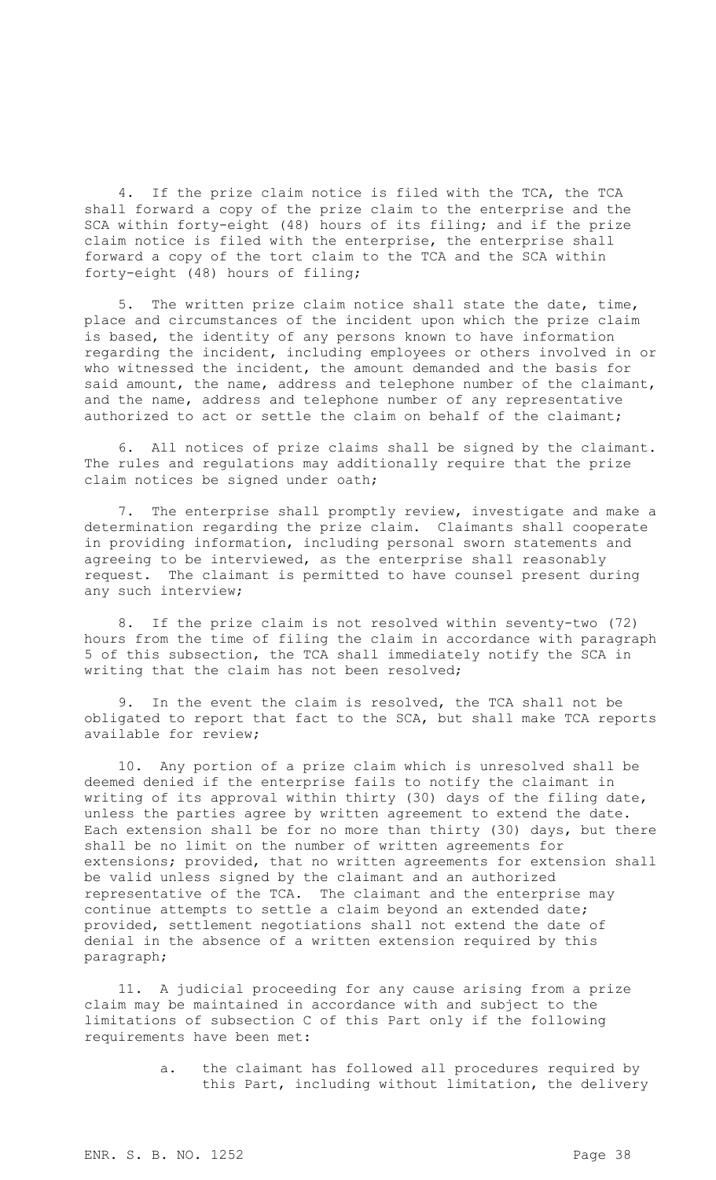4. If the prize claim notice is filed with the TCA, the TCA shall forward a copy of the prize claim to the enterprise and the SCA within forty-eight (48) hours of its filing; and if the prize claim notice is filed with the enterprise, the enterprise shall forward a copy of the tort claim to the TCA and the SCA within forty-eight (48) hours of filing;

5. The written prize claim notice shall state the date, time, place and circumstances of the incident upon which the prize claim is based, the identity of any persons known to have information regarding the incident, including employees or others involved in or who witnessed the incident, the amount demanded and the basis for said amount, the name, address and telephone number of the claimant, and the name, address and telephone number of any representative authorized to act or settle the claim on behalf of the claimant;

6. All notices of prize claims shall be signed by the claimant. The rules and regulations may additionally require that the prize claim notices be signed under oath;

7. The enterprise shall promptly review, investigate and make a determination regarding the prize claim. Claimants shall cooperate in providing information, including personal sworn statements and agreeing to be interviewed, as the enterprise shall reasonably request. The claimant is permitted to have counsel present during any such interview;

8. If the prize claim is not resolved within seventy-two (72) hours from the time of filing the claim in accordance with paragraph 5 of this subsection, the TCA shall immediately notify the SCA in writing that the claim has not been resolved;

9. In the event the claim is resolved, the TCA shall not be obligated to report that fact to the SCA, but shall make TCA reports available for review;

10. Any portion of a prize claim which is unresolved shall be deemed denied if the enterprise fails to notify the claimant in writing of its approval within thirty (30) days of the filing date, unless the parties agree by written agreement to extend the date. Each extension shall be for no more than thirty (30) days, but there shall be no limit on the number of written agreements for extensions; provided, that no written agreements for extension shall be valid unless signed by the claimant and an authorized representative of the TCA. The claimant and the enterprise may continue attempts to settle a claim beyond an extended date; provided, settlement negotiations shall not extend the date of denial in the absence of a written extension required by this paragraph;

11. A judicial proceeding for any cause arising from a prize claim may be maintained in accordance with and subject to the limitations of subsection C of this Part only if the following requirements have been met:

a. the claimant has followed all procedures required by this Part, including without limitation, the delivery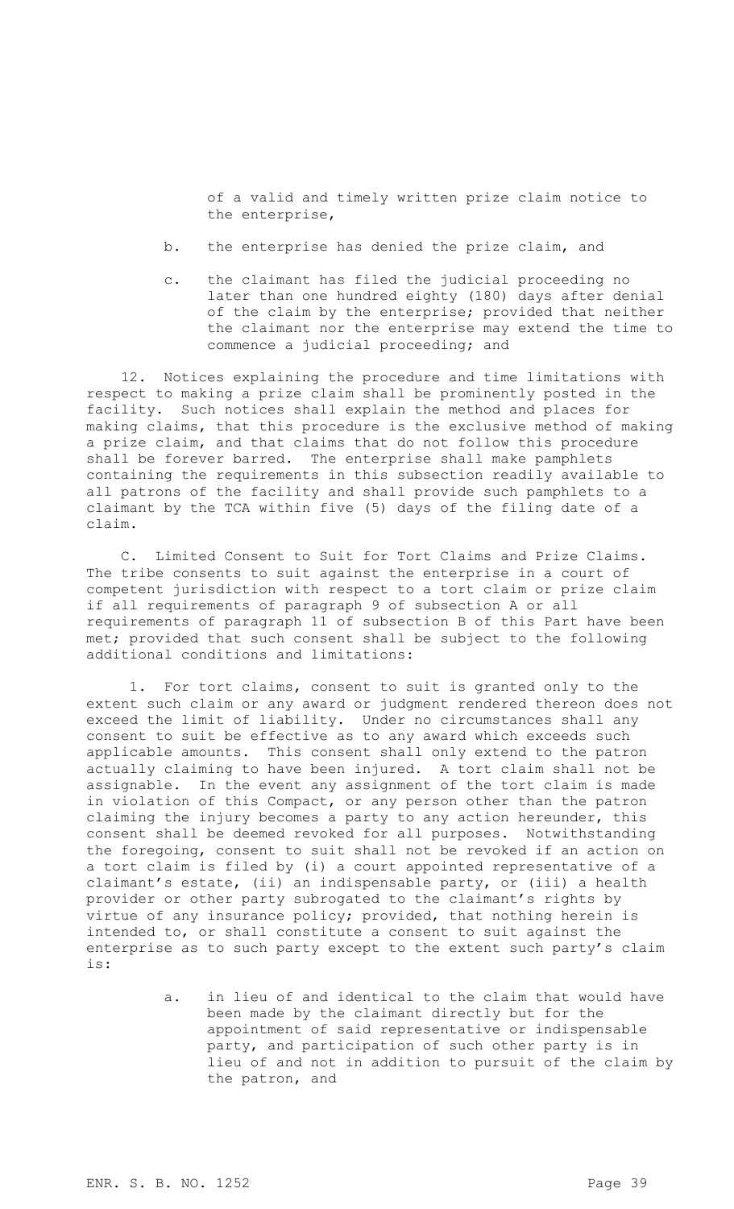of a valid and timely written prize claim notice to the enterprise,

b. the enterprise has denied the prize claim, and

c. the claimant has filed the judicial proceeding no later than one hundred eighty (180) days after denial of the claim by the enterprise; provided that neither the claimant nor the enterprise may extend the time to commence a judicial proceeding; and

12. Notices explaining the procedure and time limitations with respect to making a prize claim shall be prominently posted in the facility. Such notices shall explain the method and places for making claims, that this procedure is the exclusive method of making a prize claim, and that claims that do not follow this procedure shall be forever barred. The enterprise shall make pamphlets containing the requirements in this subsection readily available to all patrons of the facility and shall provide such pamphlets to a claimant by the TCA within five (5) days of the filing date of a claim.

C. Limited Consent to Suit for Tort Claims and Prize Claims. The tribe consents to suit against the enterprise in a court of competent jurisdiction with respect to a tort claim or prize claim if all requirements of paragraph 9 of subsection A or all requirements of paragraph 11 of subsection B of this Part have been met; provided that such consent shall be subject to the following additional conditions and limitations:

1. For tort claims, consent to suit is granted only to the extent such claim or any award or judgment rendered thereon does not exceed the limit of liability. Under no circumstances shall any consent to suit be effective as to any award which exceeds such applicable amounts. This consent shall only extend to the patron actually claiming to have been injured. A tort claim shall not be assignable. In the event any assignment of the tort claim is made in violation of this Compact, or any person other than the patron claiming the injury becomes a party to any action hereunder, this consent shall be deemed revoked for all purposes. Notwithstanding the foregoing, consent to suit shall not be revoked if an action on a tort claim is filed by (i) a court appointed representative of a claimant's estate, (ii) an indispensable party, or (iii) a health provider or other party subrogated to the claimant's rights by virtue of any insurance policy; provided, that nothing herein is intended to, or shall constitute a consent to suit against the enterprise as to such party except to the extent such party's claim is:

a. in lieu of and identical to the claim that would have been made by the claimant directly but for the appointment of said representative or indispensable party, and participation of such other party is in lieu of and not in addition to pursuit of the claim by the patron, and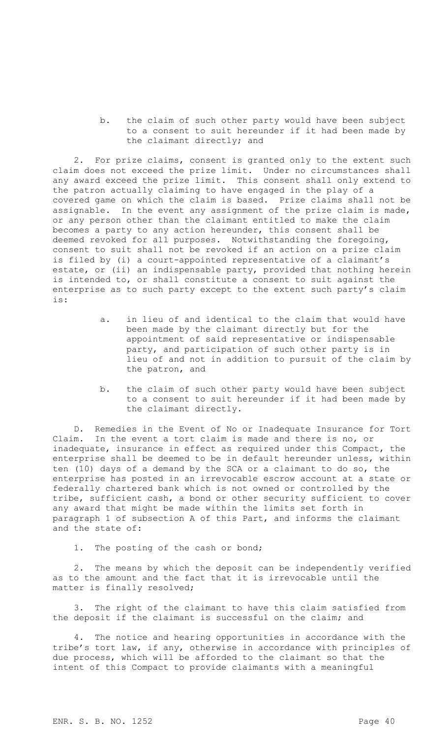b. the claim of such other party would have been subject to a consent to suit hereunder if it had been made by the claimant directly; and

2. For prize claims, consent is granted only to the extent such claim does not exceed the prize limit. Under no circumstances shall any award exceed the prize limit. This consent shall only extend to the patron actually claiming to have engaged in the play of a covered game on which the claim is based. Prize claims shall not be assignable. In the event any assignment of the prize claim is made, or any person other than the claimant entitled to make the claim becomes a party to any action hereunder, this consent shall be deemed revoked for all purposes. Notwithstanding the foregoing, consent to suit shall not be revoked if an action on a prize claim is filed by (i) a court-appointed representative of a claimant's estate, or (ii) an indispensable party, provided that nothing herein is intended to, or shall constitute a consent to suit against the enterprise as to such party except to the extent such party's claim is:

a. in lieu of and identical to the claim that would have been made by the claimant directly but for the appointment of said representative or indispensable party, and participation of such other party is in lieu of and not in addition to pursuit of the claim by the patron, and

b. the claim of such other party would have been subject to a consent to suit hereunder if it had been made by the claimant directly.

D. Remedies in the Event of No or Inadequate Insurance for Tort Claim. In the event a tort claim is made and there is no, or inadequate, insurance in effect as required under this Compact, the enterprise shall be deemed to be in default hereunder unless, within ten (10) days of a demand by the SCA or a claimant to do so, the enterprise has posted in an irrevocable escrow account at a state or federally chartered bank which is not owned or controlled by the tribe, sufficient cash, a bond or other security sufficient to cover any award that might be made within the limits set forth in paragraph 1 of subsection A of this Part, and informs the claimant and the state of:

1. The posting of the cash or bond;

2. The means by which the deposit can be independently verified as to the amount and the fact that it is irrevocable until the matter is finally resolved;

3. The right of the claimant to have this claim satisfied from the deposit if the claimant is successful on the claim; and

4. The notice and hearing opportunities in accordance with the tribe's tort law, if any, otherwise in accordance with principles of due process, which will be afforded to the claimant so that the intent of this Compact to provide claimants with a meaningful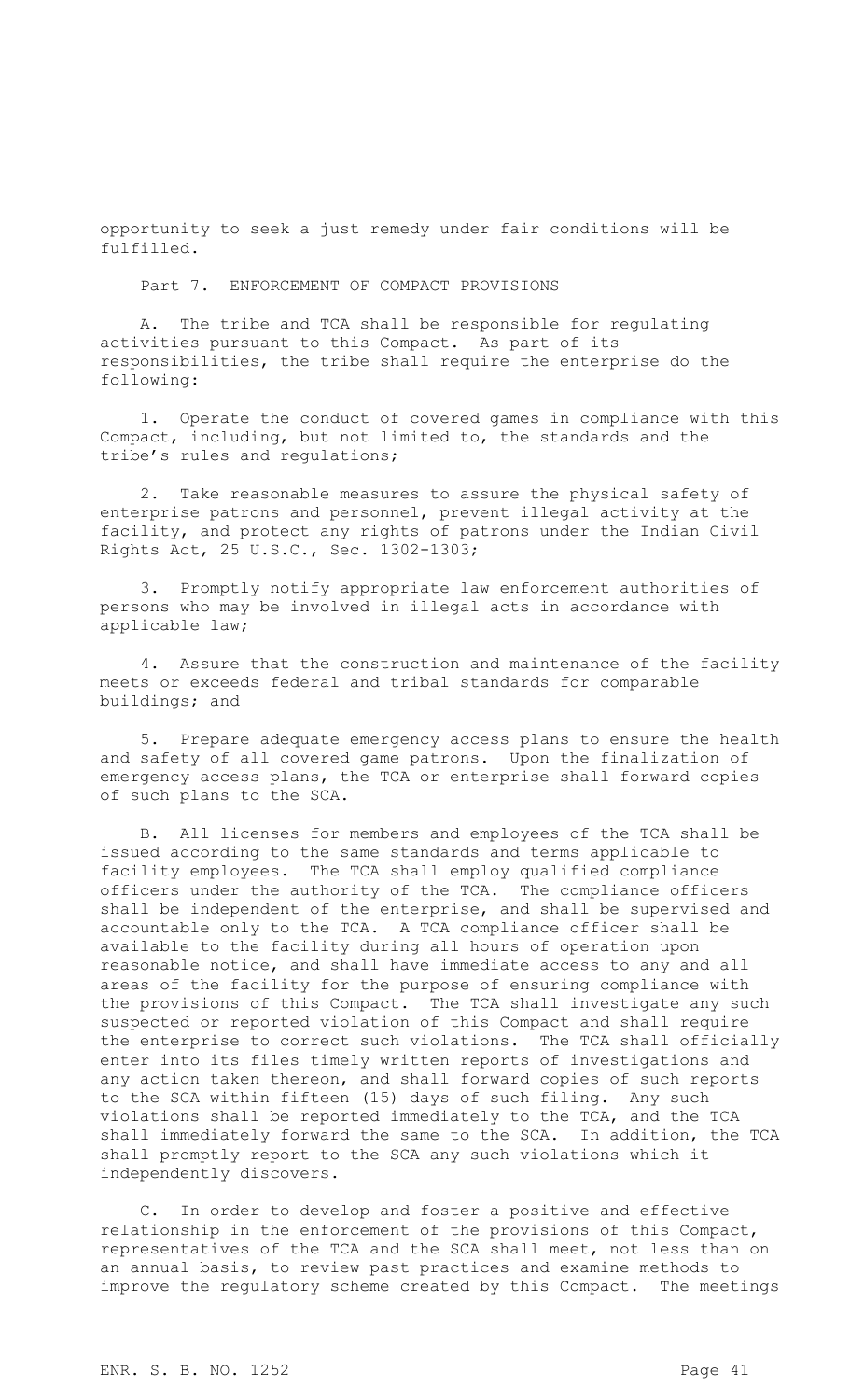opportunity to seek a just remedy under fair conditions will be fulfilled.

Part 7. ENFORCEMENT OF COMPACT PROVISIONS

A. The tribe and TCA shall be responsible for regulating activities pursuant to this Compact. As part of its responsibilities, the tribe shall require the enterprise do the following:

1. Operate the conduct of covered games in compliance with this Compact, including, but not limited to, the standards and the tribe's rules and regulations;

2. Take reasonable measures to assure the physical safety of enterprise patrons and personnel, prevent illegal activity at the facility, and protect any rights of patrons under the Indian Civil Rights Act, 25 U.S.C., Sec. 1302-1303;

3. Promptly notify appropriate law enforcement authorities of persons who may be involved in illegal acts in accordance with applicable law;

4. Assure that the construction and maintenance of the facility meets or exceeds federal and tribal standards for comparable buildings; and

5. Prepare adequate emergency access plans to ensure the health and safety of all covered game patrons. Upon the finalization of emergency access plans, the TCA or enterprise shall forward copies of such plans to the SCA.

B. All licenses for members and employees of the TCA shall be issued according to the same standards and terms applicable to facility employees. The TCA shall employ qualified compliance officers under the authority of the TCA. The compliance officers shall be independent of the enterprise, and shall be supervised and accountable only to the TCA. A TCA compliance officer shall be available to the facility during all hours of operation upon reasonable notice, and shall have immediate access to any and all areas of the facility for the purpose of ensuring compliance with the provisions of this Compact. The TCA shall investigate any such suspected or reported violation of this Compact and shall require the enterprise to correct such violations. The TCA shall officially enter into its files timely written reports of investigations and any action taken thereon, and shall forward copies of such reports to the SCA within fifteen (15) days of such filing. Any such violations shall be reported immediately to the TCA, and the TCA shall immediately forward the same to the SCA. In addition, the TCA shall promptly report to the SCA any such violations which it independently discovers.

C. In order to develop and foster a positive and effective relationship in the enforcement of the provisions of this Compact, representatives of the TCA and the SCA shall meet, not less than on an annual basis, to review past practices and examine methods to improve the regulatory scheme created by this Compact. The meetings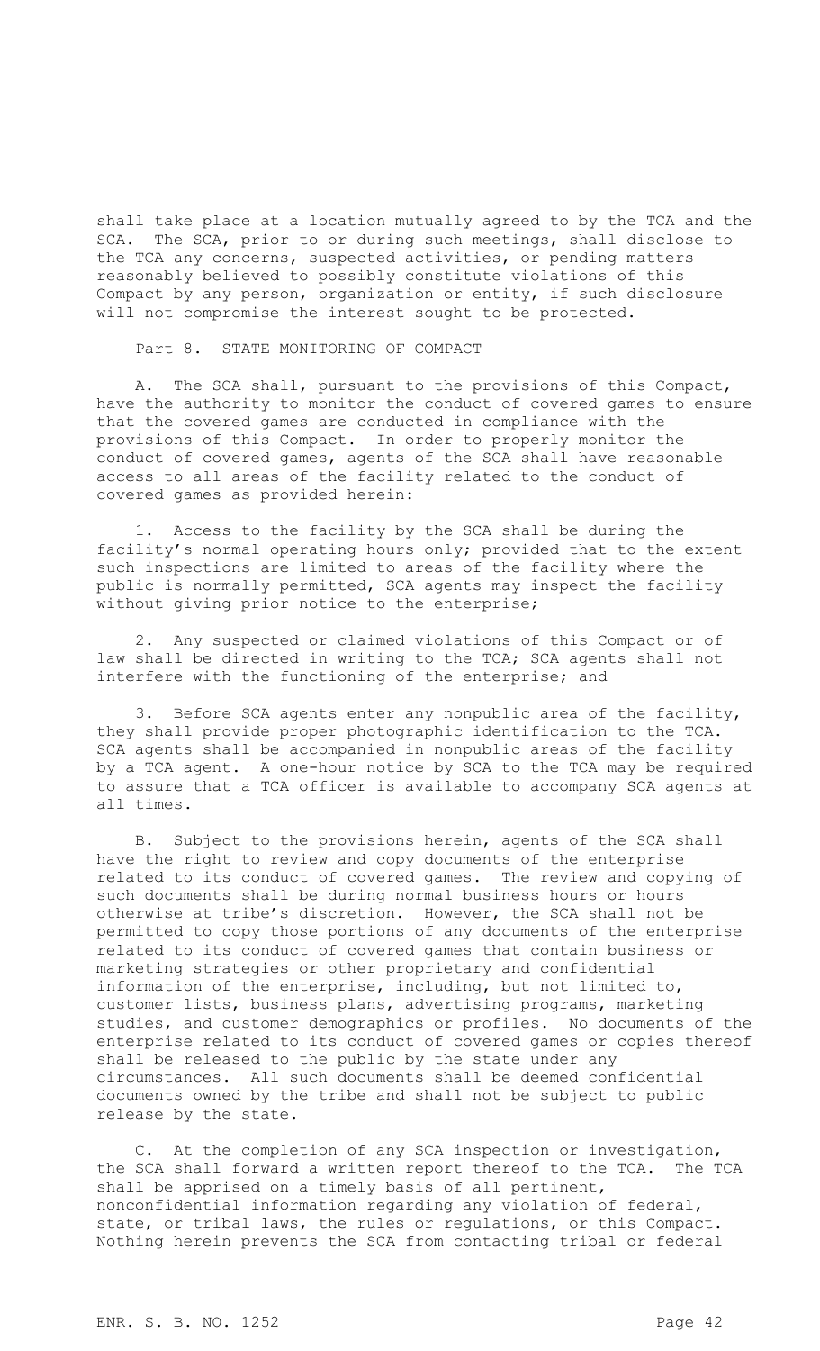shall take place at a location mutually agreed to by the TCA and the SCA. The SCA, prior to or during such meetings, shall disclose to the TCA any concerns, suspected activities, or pending matters reasonably believed to possibly constitute violations of this Compact by any person, organization or entity, if such disclosure will not compromise the interest sought to be protected.

Part 8. STATE MONITORING OF COMPACT

A. The SCA shall, pursuant to the provisions of this Compact, have the authority to monitor the conduct of covered games to ensure that the covered games are conducted in compliance with the provisions of this Compact. In order to properly monitor the conduct of covered games, agents of the SCA shall have reasonable access to all areas of the facility related to the conduct of covered games as provided herein:

1. Access to the facility by the SCA shall be during the facility's normal operating hours only; provided that to the extent such inspections are limited to areas of the facility where the public is normally permitted, SCA agents may inspect the facility without giving prior notice to the enterprise;

2. Any suspected or claimed violations of this Compact or of law shall be directed in writing to the TCA; SCA agents shall not interfere with the functioning of the enterprise; and

3. Before SCA agents enter any nonpublic area of the facility, they shall provide proper photographic identification to the TCA. SCA agents shall be accompanied in nonpublic areas of the facility by a TCA agent. A one-hour notice by SCA to the TCA may be required to assure that a TCA officer is available to accompany SCA agents at all times.

B. Subject to the provisions herein, agents of the SCA shall have the right to review and copy documents of the enterprise related to its conduct of covered games. The review and copying of such documents shall be during normal business hours or hours otherwise at tribe's discretion. However, the SCA shall not be permitted to copy those portions of any documents of the enterprise related to its conduct of covered games that contain business or marketing strategies or other proprietary and confidential information of the enterprise, including, but not limited to, customer lists, business plans, advertising programs, marketing studies, and customer demographics or profiles. No documents of the enterprise related to its conduct of covered games or copies thereof shall be released to the public by the state under any circumstances. All such documents shall be deemed confidential documents owned by the tribe and shall not be subject to public release by the state.

C. At the completion of any SCA inspection or investigation, the SCA shall forward a written report thereof to the TCA. The TCA shall be apprised on a timely basis of all pertinent, nonconfidential information regarding any violation of federal, state, or tribal laws, the rules or regulations, or this Compact. Nothing herein prevents the SCA from contacting tribal or federal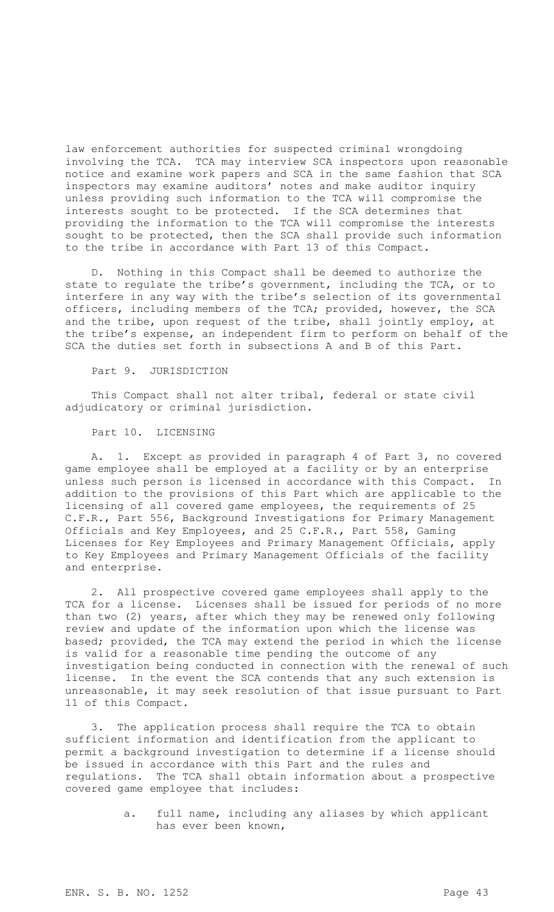law enforcement authorities for suspected criminal wrongdoing involving the TCA. TCA may interview SCA inspectors upon reasonable notice and examine work papers and SCA in the same fashion that SCA inspectors may examine auditors' notes and make auditor inquiry unless providing such information to the TCA will compromise the interests sought to be protected. If the SCA determines that providing the information to the TCA will compromise the interests sought to be protected, then the SCA shall provide such information to the tribe in accordance with Part 13 of this Compact.

D. Nothing in this Compact shall be deemed to authorize the state to regulate the tribe's government, including the TCA, or to interfere in any way with the tribe's selection of its governmental officers, including members of the TCA; provided, however, the SCA and the tribe, upon request of the tribe, shall jointly employ, at the tribe's expense, an independent firm to perform on behalf of the SCA the duties set forth in subsections A and B of this Part.

Part 9. JURISDICTION

This Compact shall not alter tribal, federal or state civil adjudicatory or criminal jurisdiction.

Part 10. LICENSING

A. 1. Except as provided in paragraph 4 of Part 3, no covered game employee shall be employed at a facility or by an enterprise unless such person is licensed in accordance with this Compact. In addition to the provisions of this Part which are applicable to the licensing of all covered game employees, the requirements of 25 C.F.R., Part 556, Background Investigations for Primary Management Officials and Key Employees, and 25 C.F.R., Part 558, Gaming Licenses for Key Employees and Primary Management Officials, apply to Key Employees and Primary Management Officials of the facility and enterprise.

2. All prospective covered game employees shall apply to the TCA for a license. Licenses shall be issued for periods of no more than two (2) years, after which they may be renewed only following review and update of the information upon which the license was based; provided, the TCA may extend the period in which the license is valid for a reasonable time pending the outcome of any investigation being conducted in connection with the renewal of such license. In the event the SCA contends that any such extension is unreasonable, it may seek resolution of that issue pursuant to Part 11 of this Compact.

3. The application process shall require the TCA to obtain sufficient information and identification from the applicant to permit a background investigation to determine if a license should be issued in accordance with this Part and the rules and regulations. The TCA shall obtain information about a prospective covered game employee that includes:

a. full name, including any aliases by which applicant has ever been known,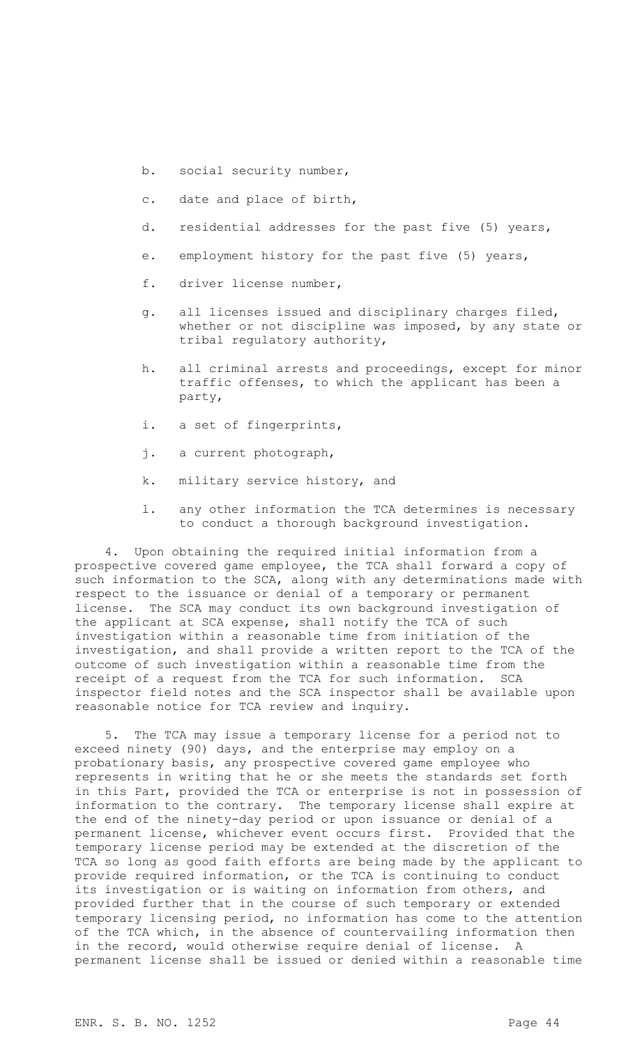b. social security number,

c. date and place of birth,

d. residential addresses for the past five (5) years,

e. employment history for the past five (5) years,

f. driver license number,

g. all licenses issued and disciplinary charges filed, whether or not discipline was imposed, by any state or tribal regulatory authority,

h. all criminal arrests and proceedings, except for minor traffic offenses, to which the applicant has been a party,

i. a set of fingerprints,

j. a current photograph,

k. military service history, and

l. any other information the TCA determines is necessary to conduct a thorough background investigation.

4. Upon obtaining the required initial information from a prospective covered game employee, the TCA shall forward a copy of such information to the SCA, along with any determinations made with respect to the issuance or denial of a temporary or permanent license. The SCA may conduct its own background investigation of the applicant at SCA expense, shall notify the TCA of such investigation within a reasonable time from initiation of the investigation, and shall provide a written report to the TCA of the outcome of such investigation within a reasonable time from the receipt of a request from the TCA for such information. SCA inspector field notes and the SCA inspector shall be available upon reasonable notice for TCA review and inquiry.

5. The TCA may issue a temporary license for a period not to exceed ninety (90) days, and the enterprise may employ on a probationary basis, any prospective covered game employee who represents in writing that he or she meets the standards set forth in this Part, provided the TCA or enterprise is not in possession of information to the contrary. The temporary license shall expire at the end of the ninety-day period or upon issuance or denial of a permanent license, whichever event occurs first. Provided that the temporary license period may be extended at the discretion of the TCA so long as good faith efforts are being made by the applicant to provide required information, or the TCA is continuing to conduct its investigation or is waiting on information from others, and provided further that in the course of such temporary or extended temporary licensing period, no information has come to the attention of the TCA which, in the absence of countervailing information then in the record, would otherwise require denial of license. A permanent license shall be issued or denied within a reasonable time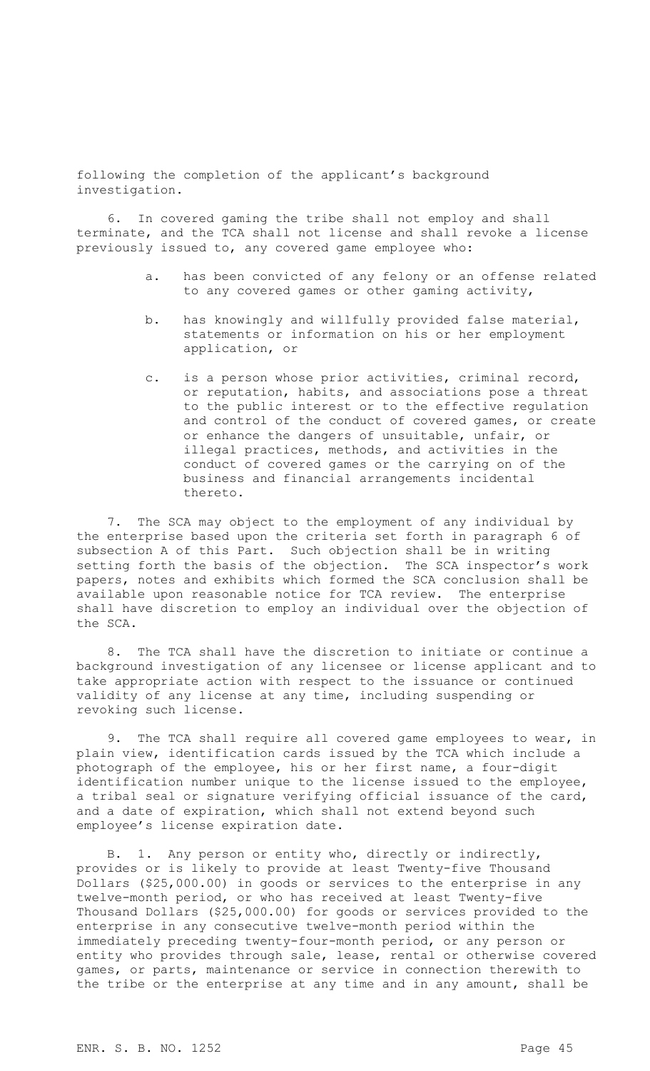following the completion of the applicant's background investigation.

6. In covered gaming the tribe shall not employ and shall terminate, and the TCA shall not license and shall revoke a license previously issued to, any covered game employee who:

a. has been convicted of any felony or an offense related to any covered games or other gaming activity,

b. has knowingly and willfully provided false material, statements or information on his or her employment application, or

c. is a person whose prior activities, criminal record, or reputation, habits, and associations pose a threat to the public interest or to the effective regulation and control of the conduct of covered games, or create or enhance the dangers of unsuitable, unfair, or illegal practices, methods, and activities in the conduct of covered games or the carrying on of the business and financial arrangements incidental thereto.

7. The SCA may object to the employment of any individual by the enterprise based upon the criteria set forth in paragraph 6 of subsection A of this Part. Such objection shall be in writing setting forth the basis of the objection. The SCA inspector's work papers, notes and exhibits which formed the SCA conclusion shall be available upon reasonable notice for TCA review. The enterprise shall have discretion to employ an individual over the objection of the SCA.

8. The TCA shall have the discretion to initiate or continue a background investigation of any licensee or license applicant and to take appropriate action with respect to the issuance or continued validity of any license at any time, including suspending or revoking such license.

9. The TCA shall require all covered game employees to wear, in plain view, identification cards issued by the TCA which include a photograph of the employee, his or her first name, a four-digit identification number unique to the license issued to the employee, a tribal seal or signature verifying official issuance of the card, and a date of expiration, which shall not extend beyond such employee's license expiration date.

B. 1. Any person or entity who, directly or indirectly, provides or is likely to provide at least Twenty-five Thousand Dollars ($25,000.00) in goods or services to the enterprise in any twelve-month period, or who has received at least Twenty-five Thousand Dollars ($25,000.00) for goods or services provided to the enterprise in any consecutive twelve-month period within the immediately preceding twenty-four-month period, or any person or entity who provides through sale, lease, rental or otherwise covered games, or parts, maintenance or service in connection therewith to the tribe or the enterprise at any time and in any amount, shall be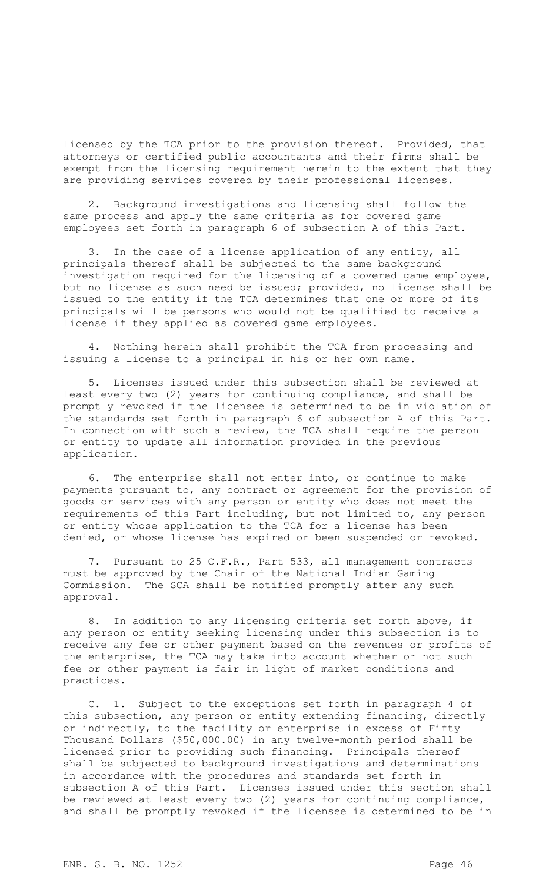licensed by the TCA prior to the provision thereof. Provided, that attorneys or certified public accountants and their firms shall be exempt from the licensing requirement herein to the extent that they are providing services covered by their professional licenses.

2. Background investigations and licensing shall follow the same process and apply the same criteria as for covered game employees set forth in paragraph 6 of subsection A of this Part.

3. In the case of a license application of any entity, all principals thereof shall be subjected to the same background investigation required for the licensing of a covered game employee, but no license as such need be issued; provided, no license shall be issued to the entity if the TCA determines that one or more of its principals will be persons who would not be qualified to receive a license if they applied as covered game employees.

4. Nothing herein shall prohibit the TCA from processing and issuing a license to a principal in his or her own name.

5. Licenses issued under this subsection shall be reviewed at least every two (2) years for continuing compliance, and shall be promptly revoked if the licensee is determined to be in violation of the standards set forth in paragraph 6 of subsection A of this Part. In connection with such a review, the TCA shall require the person or entity to update all information provided in the previous application.

6. The enterprise shall not enter into, or continue to make payments pursuant to, any contract or agreement for the provision of goods or services with any person or entity who does not meet the requirements of this Part including, but not limited to, any person or entity whose application to the TCA for a license has been denied, or whose license has expired or been suspended or revoked.

7. Pursuant to 25 C.F.R., Part 533, all management contracts must be approved by the Chair of the National Indian Gaming Commission. The SCA shall be notified promptly after any such approval.

8. In addition to any licensing criteria set forth above, if any person or entity seeking licensing under this subsection is to receive any fee or other payment based on the revenues or profits of the enterprise, the TCA may take into account whether or not such fee or other payment is fair in light of market conditions and practices.

C. 1. Subject to the exceptions set forth in paragraph 4 of this subsection, any person or entity extending financing, directly or indirectly, to the facility or enterprise in excess of Fifty Thousand Dollars ($50,000.00) in any twelve-month period shall be licensed prior to providing such financing. Principals thereof shall be subjected to background investigations and determinations in accordance with the procedures and standards set forth in subsection A of this Part. Licenses issued under this section shall be reviewed at least every two (2) years for continuing compliance, and shall be promptly revoked if the licensee is determined to be in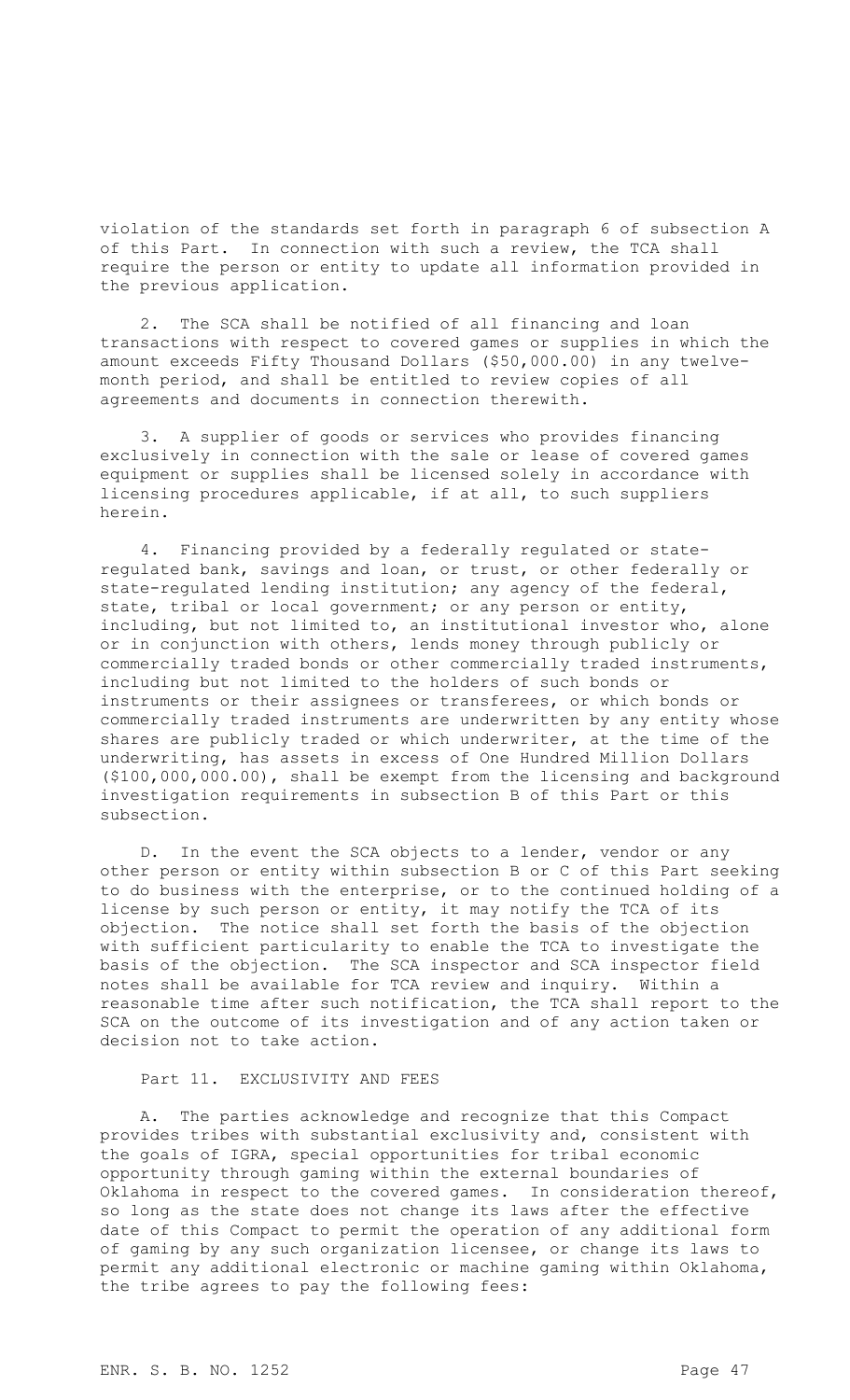violation of the standards set forth in paragraph 6 of subsection A of this Part. In connection with such a review, the TCA shall require the person or entity to update all information provided in the previous application.

2. The SCA shall be notified of all financing and loan transactions with respect to covered games or supplies in which the amount exceeds Fifty Thousand Dollars ($50,000.00) in any twelve-month period, and shall be entitled to review copies of all agreements and documents in connection therewith.

3. A supplier of goods or services who provides financing exclusively in connection with the sale or lease of covered games equipment or supplies shall be licensed solely in accordance with licensing procedures applicable, if at all, to such suppliers herein.

4. Financing provided by a federally regulated or state-regulated bank, savings and loan, or trust, or other federally or state-regulated lending institution; any agency of the federal, state, tribal or local government; or any person or entity, including, but not limited to, an institutional investor who, alone or in conjunction with others, lends money through publicly or commercially traded bonds or other commercially traded instruments, including but not limited to the holders of such bonds or instruments or their assignees or transferees, or which bonds or commercially traded instruments are underwritten by any entity whose shares are publicly traded or which underwriter, at the time of the underwriting, has assets in excess of One Hundred Million Dollars ($100,000,000.00), shall be exempt from the licensing and background investigation requirements in subsection B of this Part or this subsection.

D. In the event the SCA objects to a lender, vendor or any other person or entity within subsection B or C of this Part seeking to do business with the enterprise, or to the continued holding of a license by such person or entity, it may notify the TCA of its objection. The notice shall set forth the basis of the objection with sufficient particularity to enable the TCA to investigate the basis of the objection. The SCA inspector and SCA inspector field notes shall be available for TCA review and inquiry. Within a reasonable time after such notification, the TCA shall report to the SCA on the outcome of its investigation and of any action taken or decision not to take action.

## Part 11. EXCLUSIVITY AND FEES

A. The parties acknowledge and recognize that this Compact provides tribes with substantial exclusivity and, consistent with the goals of IGRA, special opportunities for tribal economic opportunity through gaming within the external boundaries of Oklahoma in respect to the covered games. In consideration thereof, so long as the state does not change its laws after the effective date of this Compact to permit the operation of any additional form of gaming by any such organization licensee, or change its laws to permit any additional electronic or machine gaming within Oklahoma, the tribe agrees to pay the following fees: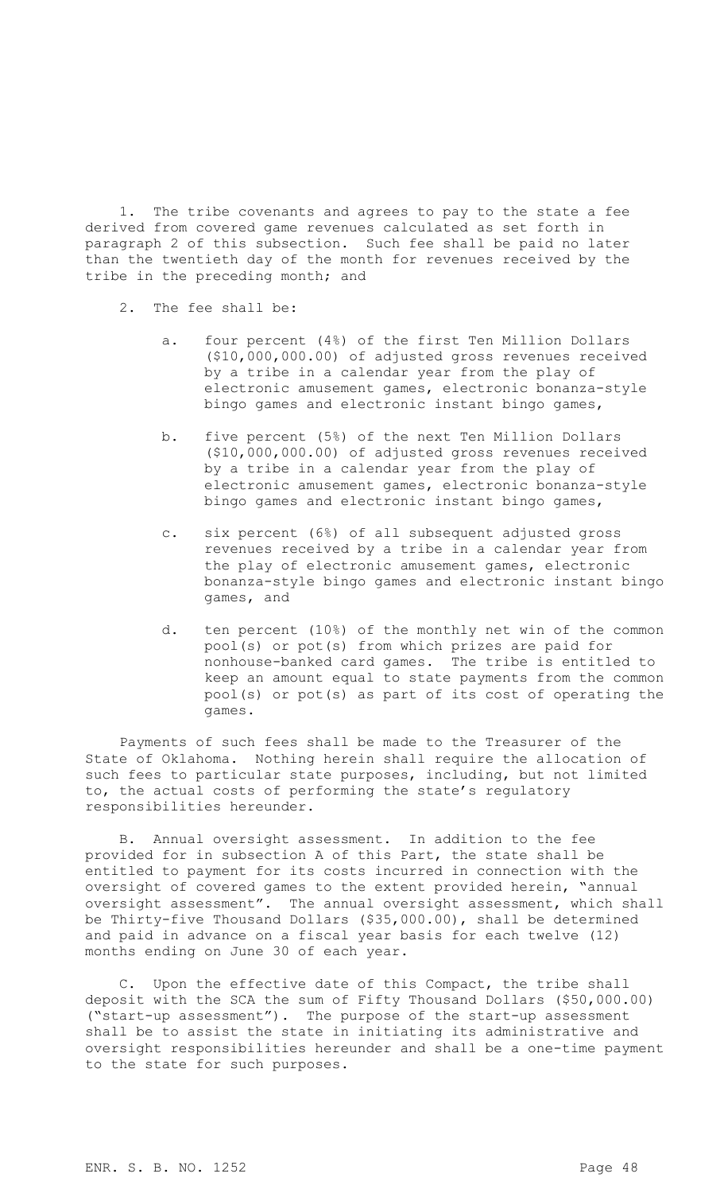1. The tribe covenants and agrees to pay to the state a fee derived from covered game revenues calculated as set forth in paragraph 2 of this subsection. Such fee shall be paid no later than the twentieth day of the month for revenues received by the tribe in the preceding month; and

2. The fee shall be:

   a. four percent (4%) of the first Ten Million Dollars ($10,000,000.00) of adjusted gross revenues received by a tribe in a calendar year from the play of electronic amusement games, electronic bonanza-style bingo games and electronic instant bingo games,

   b. five percent (5%) of the next Ten Million Dollars ($10,000,000.00) of adjusted gross revenues received by a tribe in a calendar year from the play of electronic amusement games, electronic bonanza-style bingo games and electronic instant bingo games,

   c. six percent (6%) of all subsequent adjusted gross revenues received by a tribe in a calendar year from the play of electronic amusement games, electronic bonanza-style bingo games and electronic instant bingo games, and

   d. ten percent (10%) of the monthly net win of the common pool(s) or pot(s) from which prizes are paid for nonhouse-banked card games. The tribe is entitled to keep an amount equal to state payments from the common pool(s) or pot(s) as part of its cost of operating the games.

Payments of such fees shall be made to the Treasurer of the State of Oklahoma. Nothing herein shall require the allocation of such fees to particular state purposes, including, but not limited to, the actual costs of performing the state's regulatory responsibilities hereunder.

B. Annual oversight assessment. In addition to the fee provided for in subsection A of this Part, the state shall be entitled to payment for its costs incurred in connection with the oversight of covered games to the extent provided herein, "annual oversight assessment". The annual oversight assessment, which shall be Thirty-five Thousand Dollars ($35,000.00), shall be determined and paid in advance on a fiscal year basis for each twelve (12) months ending on June 30 of each year.

C. Upon the effective date of this Compact, the tribe shall deposit with the SCA the sum of Fifty Thousand Dollars ($50,000.00) ("start-up assessment"). The purpose of the start-up assessment shall be to assist the state in initiating its administrative and oversight responsibilities hereunder and shall be a one-time payment to the state for such purposes.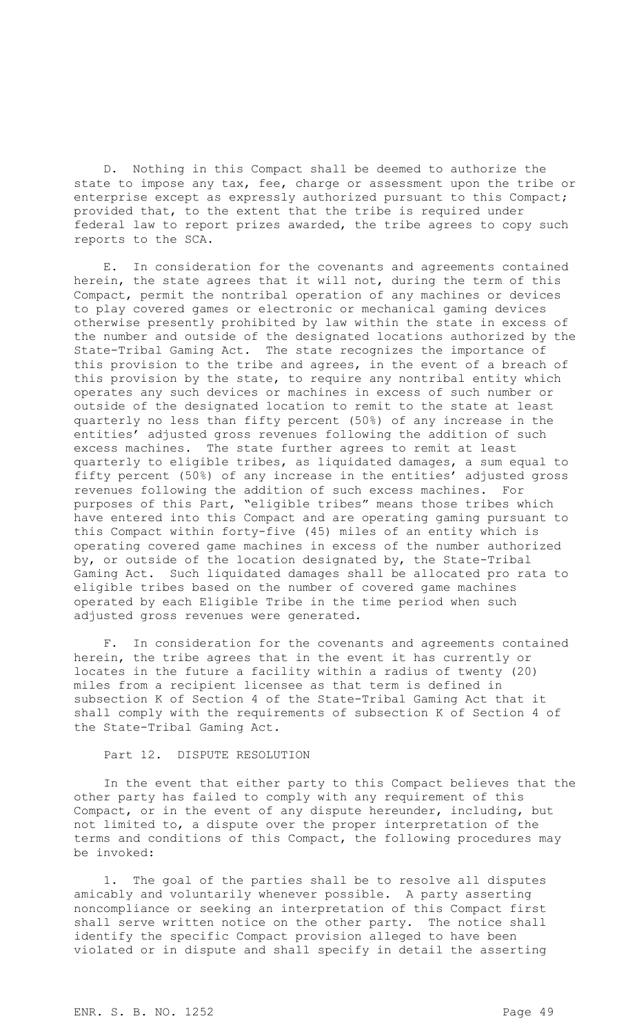D. Nothing in this Compact shall be deemed to authorize the state to impose any tax, fee, charge or assessment upon the tribe or enterprise except as expressly authorized pursuant to this Compact; provided that, to the extent that the tribe is required under federal law to report prizes awarded, the tribe agrees to copy such reports to the SCA.

E. In consideration for the covenants and agreements contained herein, the state agrees that it will not, during the term of this Compact, permit the nontribal operation of any machines or devices to play covered games or electronic or mechanical gaming devices otherwise presently prohibited by law within the state in excess of the number and outside of the designated locations authorized by the State-Tribal Gaming Act. The state recognizes the importance of this provision to the tribe and agrees, in the event of a breach of this provision by the state, to require any nontribal entity which operates any such devices or machines in excess of such number or outside of the designated location to remit to the state at least quarterly no less than fifty percent (50%) of any increase in the entities' adjusted gross revenues following the addition of such excess machines. The state further agrees to remit at least quarterly to eligible tribes, as liquidated damages, a sum equal to fifty percent (50%) of any increase in the entities' adjusted gross revenues following the addition of such excess machines. For purposes of this Part, "eligible tribes" means those tribes which have entered into this Compact and are operating gaming pursuant to this Compact within forty-five (45) miles of an entity which is operating covered game machines in excess of the number authorized by, or outside of the location designated by, the State-Tribal Gaming Act. Such liquidated damages shall be allocated pro rata to eligible tribes based on the number of covered game machines operated by each Eligible Tribe in the time period when such adjusted gross revenues were generated.

F. In consideration for the covenants and agreements contained herein, the tribe agrees that in the event it has currently or locates in the future a facility within a radius of twenty (20) miles from a recipient licensee as that term is defined in subsection K of Section 4 of the State-Tribal Gaming Act that it shall comply with the requirements of subsection K of Section 4 of the State-Tribal Gaming Act.

## Part 12. DISPUTE RESOLUTION

In the event that either party to this Compact believes that the other party has failed to comply with any requirement of this Compact, or in the event of any dispute hereunder, including, but not limited to, a dispute over the proper interpretation of the terms and conditions of this Compact, the following procedures may be invoked:

1. The goal of the parties shall be to resolve all disputes amicably and voluntarily whenever possible. A party asserting noncompliance or seeking an interpretation of this Compact first shall serve written notice on the other party. The notice shall identify the specific Compact provision alleged to have been violated or in dispute and shall specify in detail the asserting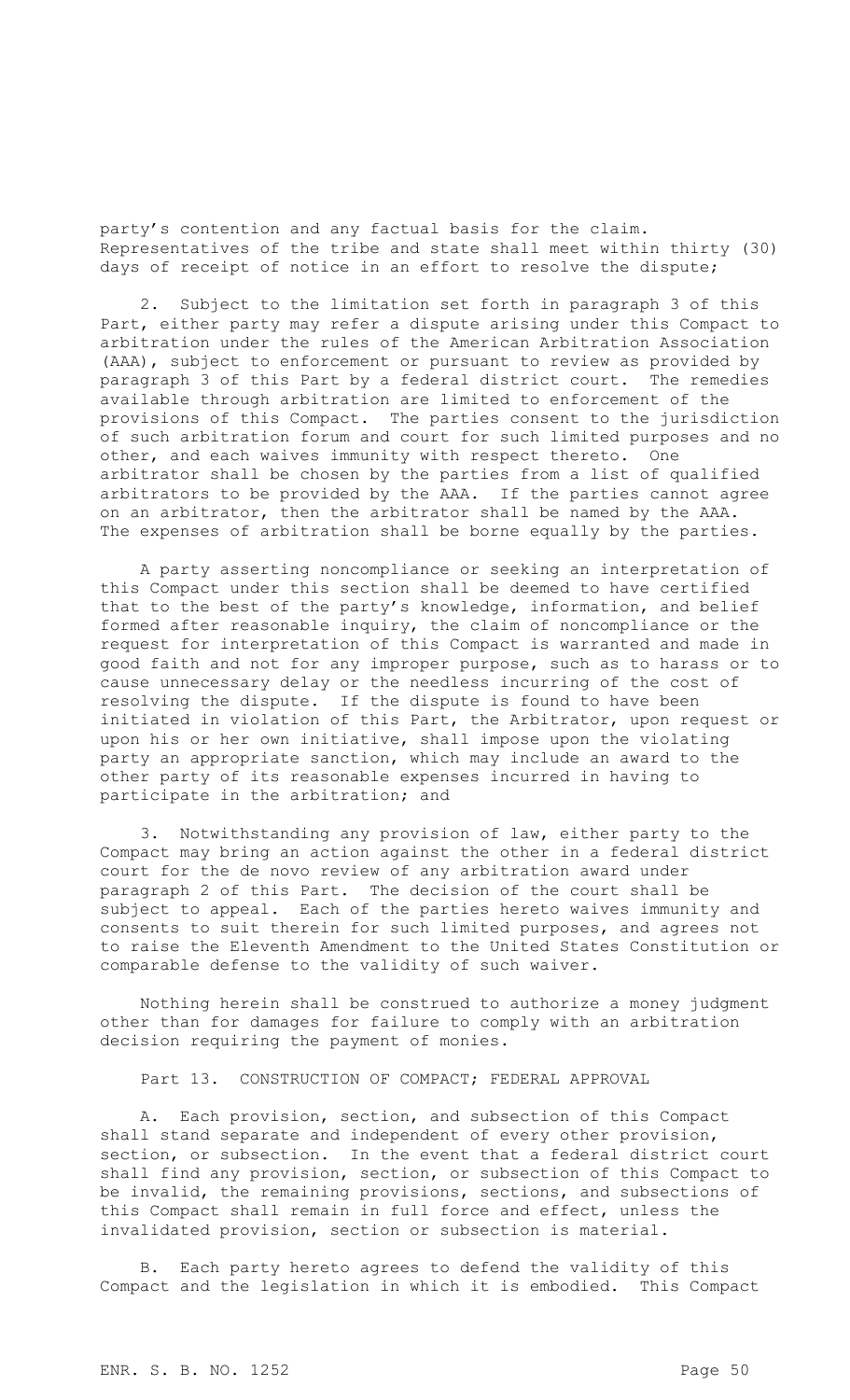party's contention and any factual basis for the claim. Representatives of the tribe and state shall meet within thirty (30) days of receipt of notice in an effort to resolve the dispute;

2. Subject to the limitation set forth in paragraph 3 of this Part, either party may refer a dispute arising under this Compact to arbitration under the rules of the American Arbitration Association (AAA), subject to enforcement or pursuant to review as provided by paragraph 3 of this Part by a federal district court. The remedies available through arbitration are limited to enforcement of the provisions of this Compact. The parties consent to the jurisdiction of such arbitration forum and court for such limited purposes and no other, and each waives immunity with respect thereto. One arbitrator shall be chosen by the parties from a list of qualified arbitrators to be provided by the AAA. If the parties cannot agree on an arbitrator, then the arbitrator shall be named by the AAA. The expenses of arbitration shall be borne equally by the parties.

A party asserting noncompliance or seeking an interpretation of this Compact under this section shall be deemed to have certified that to the best of the party's knowledge, information, and belief formed after reasonable inquiry, the claim of noncompliance or the request for interpretation of this Compact is warranted and made in good faith and not for any improper purpose, such as to harass or to cause unnecessary delay or the needless incurring of the cost of resolving the dispute. If the dispute is found to have been initiated in violation of this Part, the Arbitrator, upon request or upon his or her own initiative, shall impose upon the violating party an appropriate sanction, which may include an award to the other party of its reasonable expenses incurred in having to participate in the arbitration; and

3. Notwithstanding any provision of law, either party to the Compact may bring an action against the other in a federal district court for the de novo review of any arbitration award under paragraph 2 of this Part. The decision of the court shall be subject to appeal. Each of the parties hereto waives immunity and consents to suit therein for such limited purposes, and agrees not to raise the Eleventh Amendment to the United States Constitution or comparable defense to the validity of such waiver.

Nothing herein shall be construed to authorize a money judgment other than for damages for failure to comply with an arbitration decision requiring the payment of monies.

Part 13. CONSTRUCTION OF COMPACT; FEDERAL APPROVAL

A. Each provision, section, and subsection of this Compact shall stand separate and independent of every other provision, section, or subsection. In the event that a federal district court shall find any provision, section, or subsection of this Compact to be invalid, the remaining provisions, sections, and subsections of this Compact shall remain in full force and effect, unless the invalidated provision, section or subsection is material.

B. Each party hereto agrees to defend the validity of this Compact and the legislation in which it is embodied. This Compact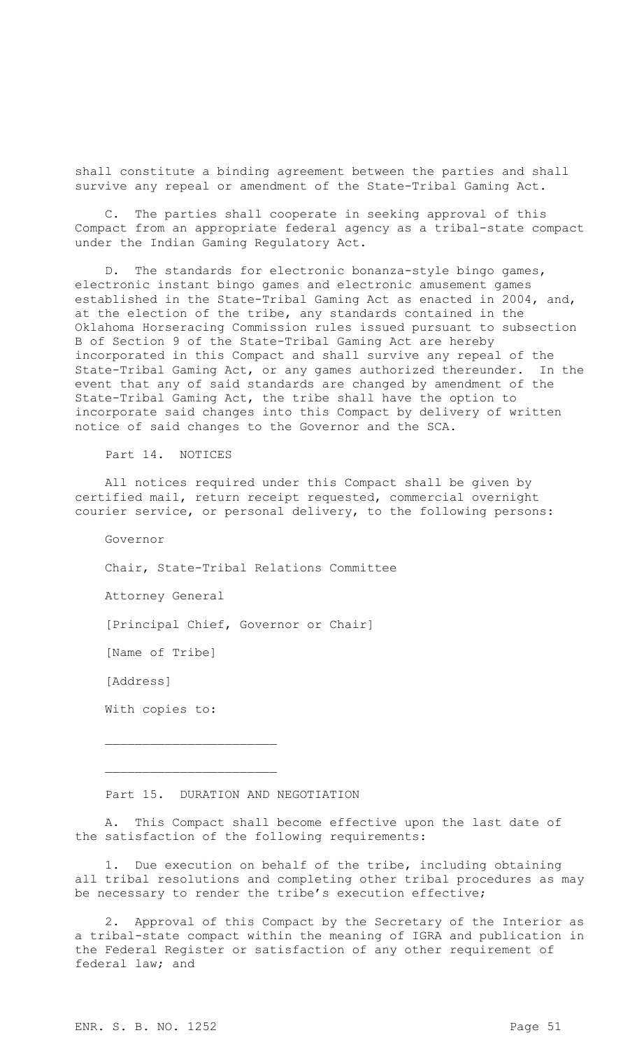shall constitute a binding agreement between the parties and shall survive any repeal or amendment of the State-Tribal Gaming Act.

C. The parties shall cooperate in seeking approval of this Compact from an appropriate federal agency as a tribal-state compact under the Indian Gaming Regulatory Act.

D. The standards for electronic bonanza-style bingo games, electronic instant bingo games and electronic amusement games established in the State-Tribal Gaming Act as enacted in 2004, and, at the election of the tribe, any standards contained in the Oklahoma Horseracing Commission rules issued pursuant to subsection B of Section 9 of the State-Tribal Gaming Act are hereby incorporated in this Compact and shall survive any repeal of the State-Tribal Gaming Act, or any games authorized thereunder. In the event that any of said standards are changed by amendment of the State-Tribal Gaming Act, the tribe shall have the option to incorporate said changes into this Compact by delivery of written notice of said changes to the Governor and the SCA.

Part 14. NOTICES

All notices required under this Compact shall be given by certified mail, return receipt requested, commercial overnight courier service, or personal delivery, to the following persons:

Governor

Chair, State-Tribal Relations Committee

Attorney General

[Principal Chief, Governor or Chair]

[Name of Tribe]

[Address]

With copies to:

______________________

______________________

Part 15. DURATION AND NEGOTIATION

A. This Compact shall become effective upon the last date of the satisfaction of the following requirements:

1. Due execution on behalf of the tribe, including obtaining all tribal resolutions and completing other tribal procedures as may be necessary to render the tribe's execution effective;

2. Approval of this Compact by the Secretary of the Interior as a tribal-state compact within the meaning of IGRA and publication in the Federal Register or satisfaction of any other requirement of federal law; and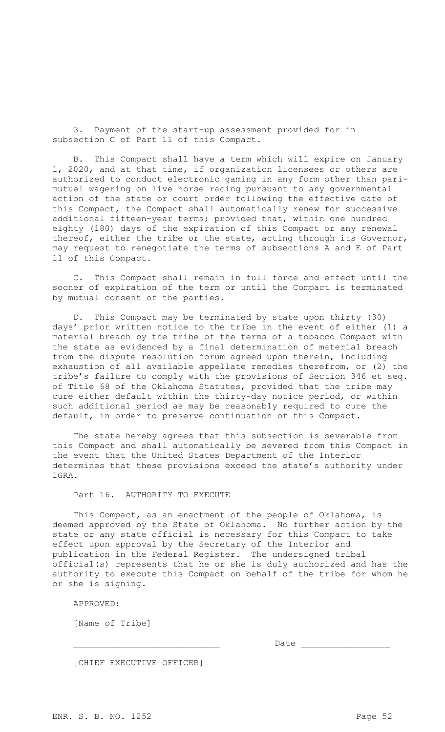3. Payment of the start-up assessment provided for in subsection C of Part 11 of this Compact.

B. This Compact shall have a term which will expire on January 1, 2020, and at that time, if organization licensees or others are authorized to conduct electronic gaming in any form other than pari-mutuel wagering on live horse racing pursuant to any governmental action of the state or court order following the effective date of this Compact, the Compact shall automatically renew for successive additional fifteen-year terms; provided that, within one hundred eighty (180) days of the expiration of this Compact or any renewal thereof, either the tribe or the state, acting through its Governor, may request to renegotiate the terms of subsections A and E of Part 11 of this Compact.

C. This Compact shall remain in full force and effect until the sooner of expiration of the term or until the Compact is terminated by mutual consent of the parties.

D. This Compact may be terminated by state upon thirty (30) days' prior written notice to the tribe in the event of either (1) a material breach by the tribe of the terms of a tobacco Compact with the state as evidenced by a final determination of material breach from the dispute resolution forum agreed upon therein, including exhaustion of all available appellate remedies therefrom, or (2) the tribe's failure to comply with the provisions of Section 346 et seq. of Title 68 of the Oklahoma Statutes, provided that the tribe may cure either default within the thirty-day notice period, or within such additional period as may be reasonably required to cure the default, in order to preserve continuation of this Compact.

The state hereby agrees that this subsection is severable from this Compact and shall automatically be severed from this Compact in the event that the United States Department of the Interior determines that these provisions exceed the state's authority under IGRA.

Part 16. AUTHORITY TO EXECUTE

This Compact, as an enactment of the people of Oklahoma, is deemed approved by the State of Oklahoma. No further action by the state or any state official is necessary for this Compact to take effect upon approval by the Secretary of the Interior and publication in the Federal Register. The undersigned tribal official(s) represents that he or she is duly authorized and has the authority to execute this Compact on behalf of the tribe for whom he or she is signing.

APPROVED:

[Name of Tribe]

____________________________ Date _________________

[CHIEF EXECUTIVE OFFICER]